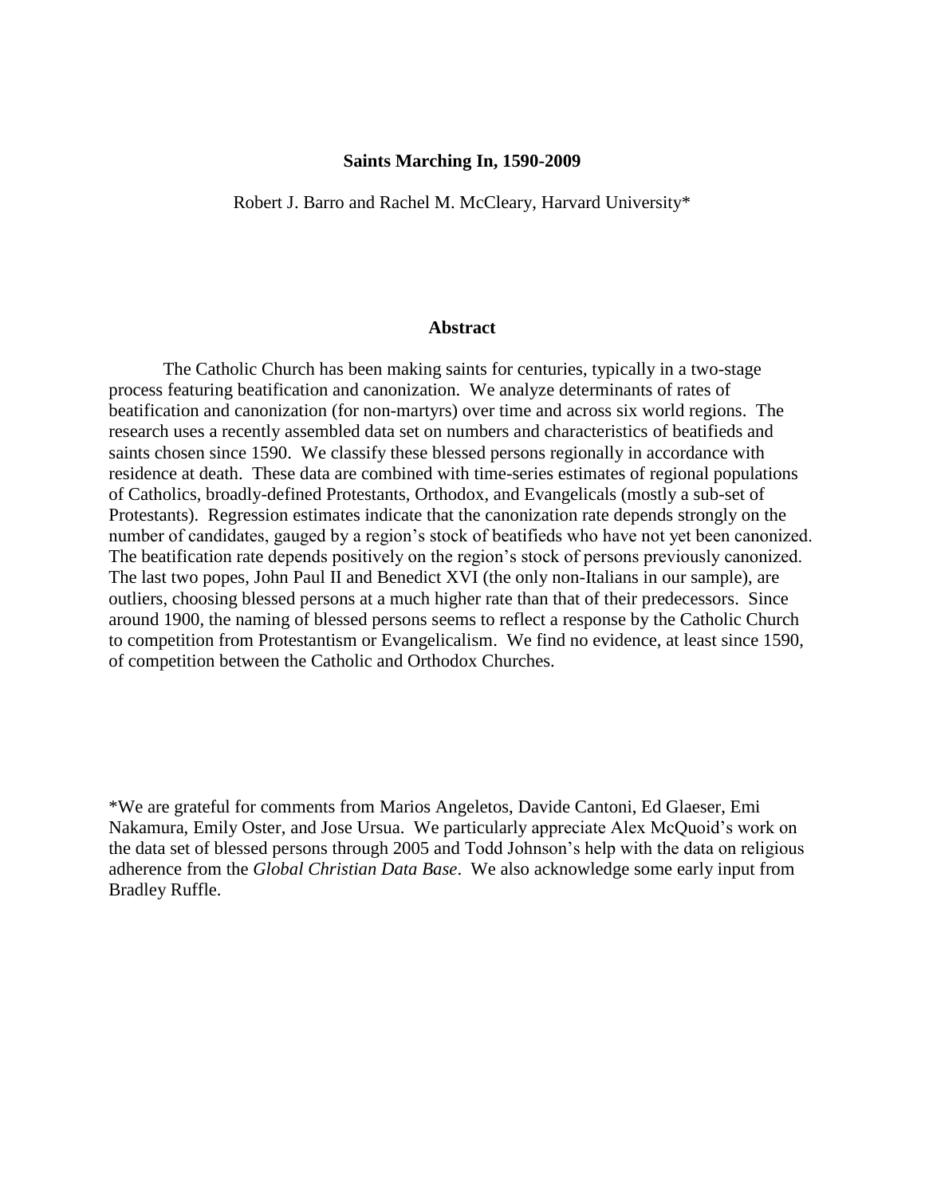# Saints Marching In, 1590-2009

Robert J. Barro and Rachel M. McCleary, Harvard University*

## Abstract

The Catholic Church has been making saints for centuries, typically in a two-stage process featuring beatification and canonization. We analyze determinants of rates of beatification and canonization (for non-martyrs) over time and across six world regions. The research uses a recently assembled data set on numbers and characteristics of beatifieds and saints chosen since 1590. We classify these blessed persons regionally in accordance with residence at death. These data are combined with time-series estimates of regional populations of Catholics, broadly-defined Protestants, Orthodox, and Evangelicals (mostly a sub-set of Protestants). Regression estimates indicate that the canonization rate depends strongly on the number of candidates, gauged by a region's stock of beatifieds who have not yet been canonized. The beatification rate depends positively on the region's stock of persons previously canonized. The last two popes, John Paul II and Benedict XVI (the only non-Italians in our sample), are outliers, choosing blessed persons at a much higher rate than that of their predecessors. Since around 1900, the naming of blessed persons seems to reflect a response by the Catholic Church to competition from Protestantism or Evangelicalism. We find no evidence, at least since 1590, of competition between the Catholic and Orthodox Churches.

*We are grateful for comments from Marios Angeletos, Davide Cantoni, Ed Glaeser, Emi Nakamura, Emily Oster, and Jose Ursua. We particularly appreciate Alex McQuoid's work on the data set of blessed persons through 2005 and Todd Johnson's help with the data on religious adherence from the *Global Christian Data Base*. We also acknowledge some early input from Bradley Ruffle.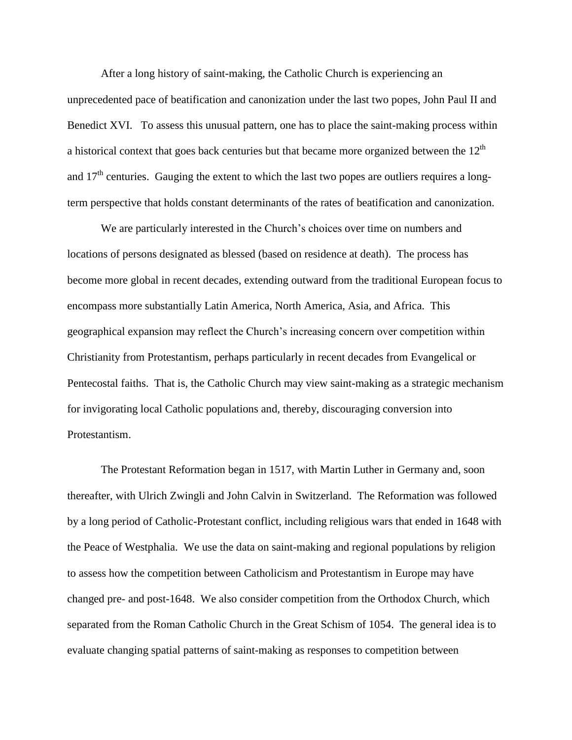After a long history of saint-making, the Catholic Church is experiencing an unprecedented pace of beatification and canonization under the last two popes, John Paul II and Benedict XVI. To assess this unusual pattern, one has to place the saint-making process within a historical context that goes back centuries but that became more organized between the 12th and 17th centuries. Gauging the extent to which the last two popes are outliers requires a long-term perspective that holds constant determinants of the rates of beatification and canonization.

We are particularly interested in the Church's choices over time on numbers and locations of persons designated as blessed (based on residence at death). The process has become more global in recent decades, extending outward from the traditional European focus to encompass more substantially Latin America, North America, Asia, and Africa. This geographical expansion may reflect the Church's increasing concern over competition within Christianity from Protestantism, perhaps particularly in recent decades from Evangelical or Pentecostal faiths. That is, the Catholic Church may view saint-making as a strategic mechanism for invigorating local Catholic populations and, thereby, discouraging conversion into Protestantism.

The Protestant Reformation began in 1517, with Martin Luther in Germany and, soon thereafter, with Ulrich Zwingli and John Calvin in Switzerland. The Reformation was followed by a long period of Catholic-Protestant conflict, including religious wars that ended in 1648 with the Peace of Westphalia. We use the data on saint-making and regional populations by religion to assess how the competition between Catholicism and Protestantism in Europe may have changed pre- and post-1648. We also consider competition from the Orthodox Church, which separated from the Roman Catholic Church in the Great Schism of 1054. The general idea is to evaluate changing spatial patterns of saint-making as responses to competition between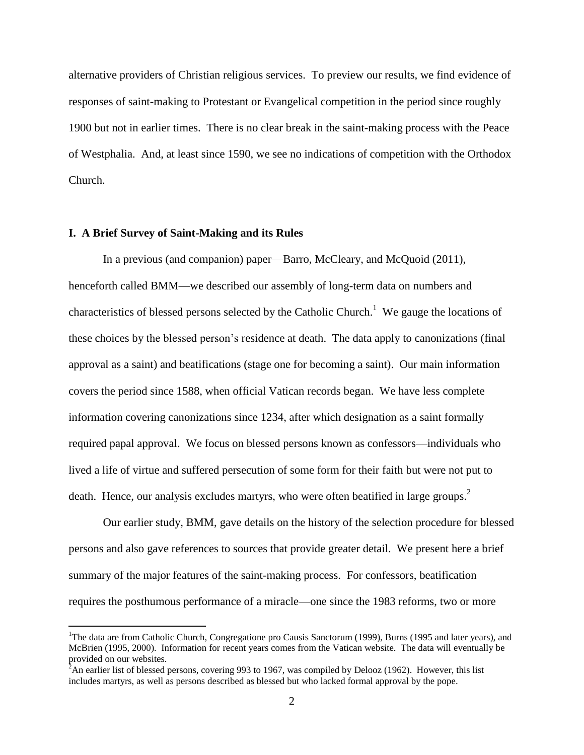alternative providers of Christian religious services. To preview our results, we find evidence of responses of saint-making to Protestant or Evangelical competition in the period since roughly 1900 but not in earlier times. There is no clear break in the saint-making process with the Peace of Westphalia. And, at least since 1590, we see no indications of competition with the Orthodox Church.

## I. A Brief Survey of Saint-Making and its Rules

In a previous (and companion) paper—Barro, McCleary, and McQuoid (2011), henceforth called BMM—we described our assembly of long-term data on numbers and characteristics of blessed persons selected by the Catholic Church.[1] We gauge the locations of these choices by the blessed person's residence at death. The data apply to canonizations (final approval as a saint) and beatifications (stage one for becoming a saint). Our main information covers the period since 1588, when official Vatican records began. We have less complete information covering canonizations since 1234, after which designation as a saint formally required papal approval. We focus on blessed persons known as confessors—individuals who lived a life of virtue and suffered persecution of some form for their faith but were not put to death. Hence, our analysis excludes martyrs, who were often beatified in large groups.[2]

Our earlier study, BMM, gave details on the history of the selection procedure for blessed persons and also gave references to sources that provide greater detail. We present here a brief summary of the major features of the saint-making process. For confessors, beatification requires the posthumous performance of a miracle—one since the 1983 reforms, two or more

[1]The data are from Catholic Church, Congregatione pro Causis Sanctorum (1999), Burns (1995 and later years), and McBrien (1995, 2000). Information for recent years comes from the Vatican website. The data will eventually be provided on our websites.

[2]An earlier list of blessed persons, covering 993 to 1967, was compiled by Delooz (1962). However, this list includes martyrs, as well as persons described as blessed but who lacked formal approval by the pope.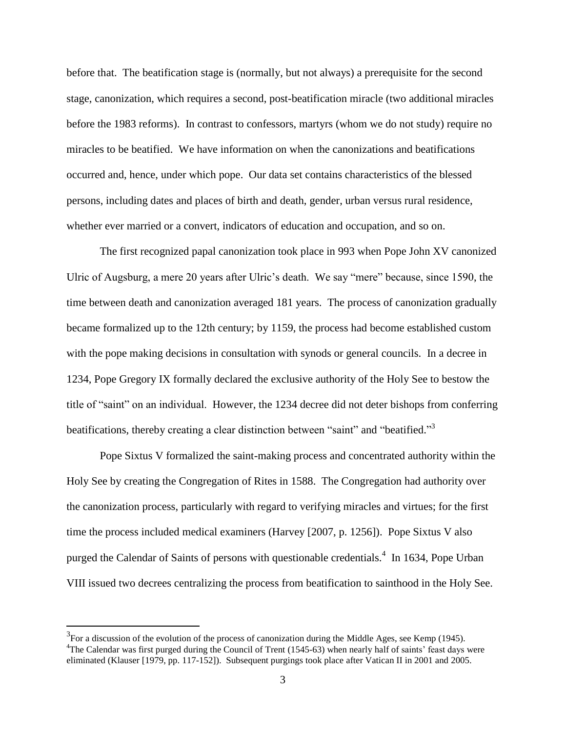before that. The beatification stage is (normally, but not always) a prerequisite for the second stage, canonization, which requires a second, post-beatification miracle (two additional miracles before the 1983 reforms). In contrast to confessors, martyrs (whom we do not study) require no miracles to be beatified. We have information on when the canonizations and beatifications occurred and, hence, under which pope. Our data set contains characteristics of the blessed persons, including dates and places of birth and death, gender, urban versus rural residence, whether ever married or a convert, indicators of education and occupation, and so on.

The first recognized papal canonization took place in 993 when Pope John XV canonized Ulric of Augsburg, a mere 20 years after Ulric's death. We say "mere" because, since 1590, the time between death and canonization averaged 181 years. The process of canonization gradually became formalized up to the 12th century; by 1159, the process had become established custom with the pope making decisions in consultation with synods or general councils. In a decree in 1234, Pope Gregory IX formally declared the exclusive authority of the Holy See to bestow the title of "saint" on an individual. However, the 1234 decree did not deter bishops from conferring beatifications, thereby creating a clear distinction between "saint" and "beatified."[3]

Pope Sixtus V formalized the saint-making process and concentrated authority within the Holy See by creating the Congregation of Rites in 1588. The Congregation had authority over the canonization process, particularly with regard to verifying miracles and virtues; for the first time the process included medical examiners (Harvey [2007, p. 1256]). Pope Sixtus V also purged the Calendar of Saints of persons with questionable credentials.[4] In 1634, Pope Urban VIII issued two decrees centralizing the process from beatification to sainthood in the Holy See.

[3]For a discussion of the evolution of the process of canonization during the Middle Ages, see Kemp (1945).

[4]The Calendar was first purged during the Council of Trent (1545-63) when nearly half of saints' feast days were eliminated (Klauser [1979, pp. 117-152]). Subsequent purgings took place after Vatican II in 2001 and 2005.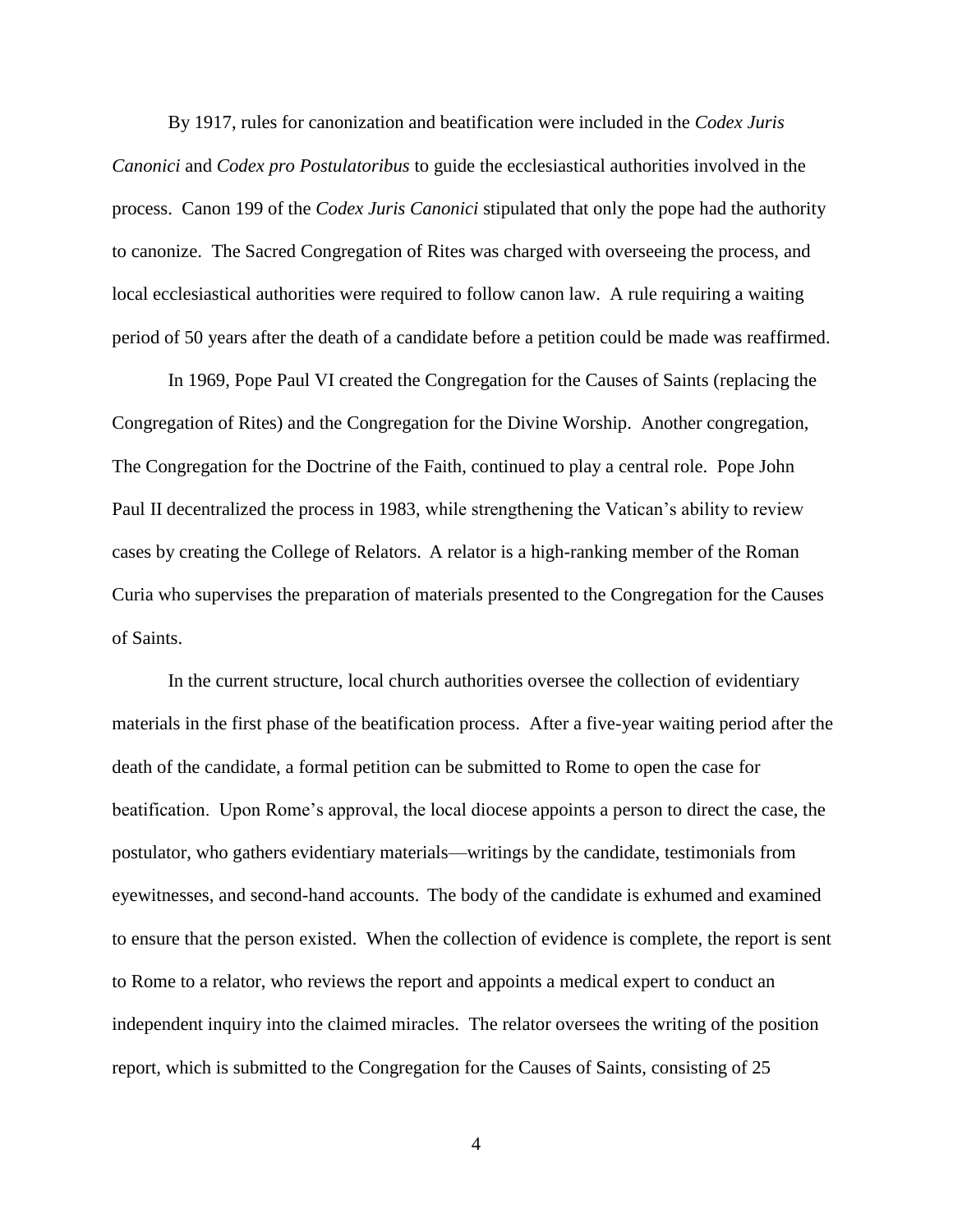By 1917, rules for canonization and beatification were included in the *Codex Juris Canonici* and *Codex pro Postulatoribus* to guide the ecclesiastical authorities involved in the process. Canon 199 of the *Codex Juris Canonici* stipulated that only the pope had the authority to canonize. The Sacred Congregation of Rites was charged with overseeing the process, and local ecclesiastical authorities were required to follow canon law. A rule requiring a waiting period of 50 years after the death of a candidate before a petition could be made was reaffirmed.

In 1969, Pope Paul VI created the Congregation for the Causes of Saints (replacing the Congregation of Rites) and the Congregation for the Divine Worship. Another congregation, The Congregation for the Doctrine of the Faith, continued to play a central role. Pope John Paul II decentralized the process in 1983, while strengthening the Vatican's ability to review cases by creating the College of Relators. A relator is a high-ranking member of the Roman Curia who supervises the preparation of materials presented to the Congregation for the Causes of Saints.

In the current structure, local church authorities oversee the collection of evidentiary materials in the first phase of the beatification process. After a five-year waiting period after the death of the candidate, a formal petition can be submitted to Rome to open the case for beatification. Upon Rome's approval, the local diocese appoints a person to direct the case, the postulator, who gathers evidentiary materials—writings by the candidate, testimonials from eyewitnesses, and second-hand accounts. The body of the candidate is exhumed and examined to ensure that the person existed. When the collection of evidence is complete, the report is sent to Rome to a relator, who reviews the report and appoints a medical expert to conduct an independent inquiry into the claimed miracles. The relator oversees the writing of the position report, which is submitted to the Congregation for the Causes of Saints, consisting of 25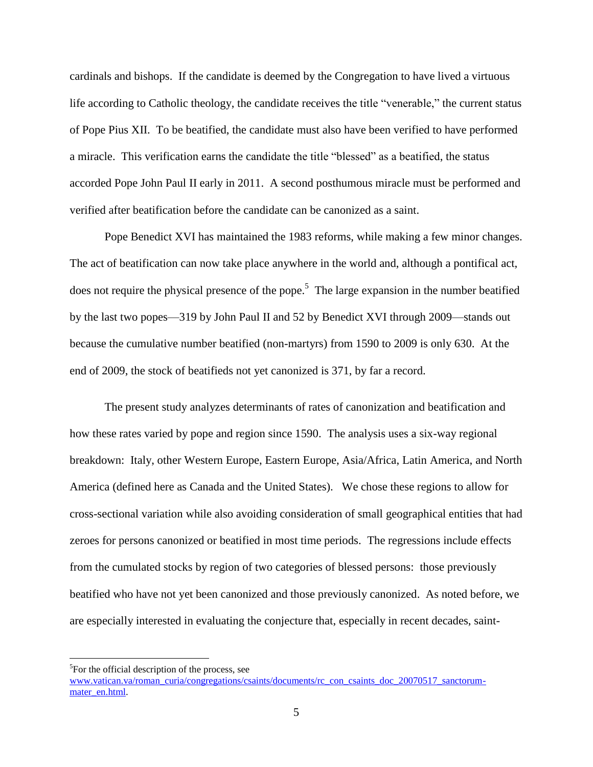cardinals and bishops. If the candidate is deemed by the Congregation to have lived a virtuous life according to Catholic theology, the candidate receives the title "venerable," the current status of Pope Pius XII. To be beatified, the candidate must also have been verified to have performed a miracle. This verification earns the candidate the title "blessed" as a beatified, the status accorded Pope John Paul II early in 2011. A second posthumous miracle must be performed and verified after beatification before the candidate can be canonized as a saint.

Pope Benedict XVI has maintained the 1983 reforms, while making a few minor changes. The act of beatification can now take place anywhere in the world and, although a pontifical act, does not require the physical presence of the pope.[5] The large expansion in the number beatified by the last two popes—319 by John Paul II and 52 by Benedict XVI through 2009—stands out because the cumulative number beatified (non-martyrs) from 1590 to 2009 is only 630. At the end of 2009, the stock of beatifieds not yet canonized is 371, by far a record.

The present study analyzes determinants of rates of canonization and beatification and how these rates varied by pope and region since 1590. The analysis uses a six-way regional breakdown: Italy, other Western Europe, Eastern Europe, Asia/Africa, Latin America, and North America (defined here as Canada and the United States). We chose these regions to allow for cross-sectional variation while also avoiding consideration of small geographical entities that had zeroes for persons canonized or beatified in most time periods. The regressions include effects from the cumulated stocks by region of two categories of blessed persons: those previously beatified who have not yet been canonized and those previously canonized. As noted before, we are especially interested in evaluating the conjecture that, especially in recent decades, saint-

---

[5]For the official description of the process, see www.vatican.va/roman_curia/congregations/csaints/documents/rc_con_csaints_doc_20070517_sanctorum-mater_en.html.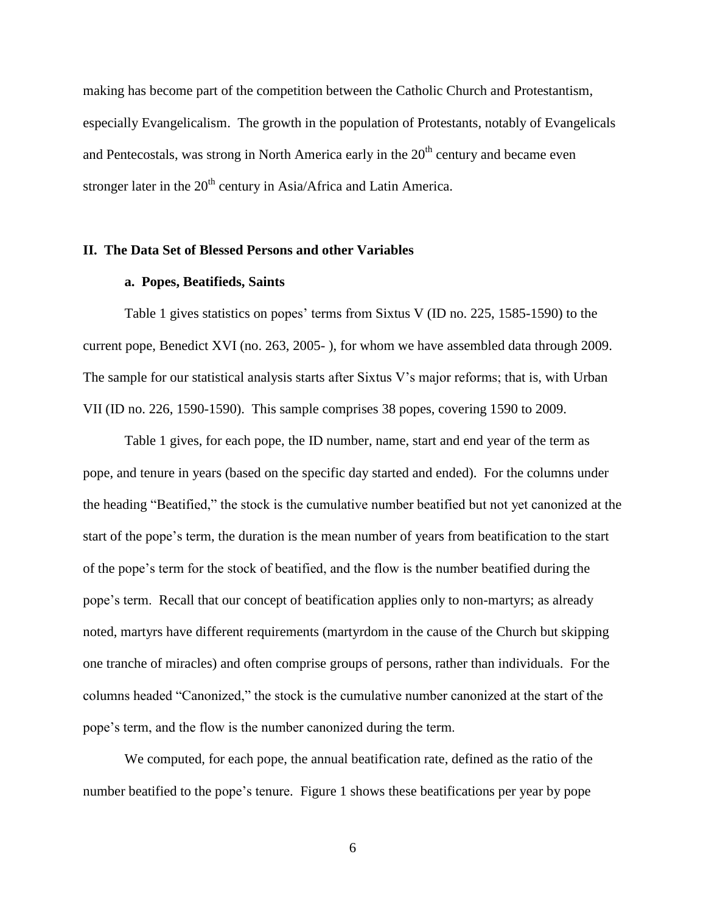making has become part of the competition between the Catholic Church and Protestantism, especially Evangelicalism. The growth in the population of Protestants, notably of Evangelicals and Pentecostals, was strong in North America early in the 20th century and became even stronger later in the 20th century in Asia/Africa and Latin America.

## II. The Data Set of Blessed Persons and other Variables

### a. Popes, Beatifieds, Saints

Table 1 gives statistics on popes' terms from Sixtus V (ID no. 225, 1585-1590) to the current pope, Benedict XVI (no. 263, 2005- ), for whom we have assembled data through 2009. The sample for our statistical analysis starts after Sixtus V's major reforms; that is, with Urban VII (ID no. 226, 1590-1590). This sample comprises 38 popes, covering 1590 to 2009.

Table 1 gives, for each pope, the ID number, name, start and end year of the term as pope, and tenure in years (based on the specific day started and ended). For the columns under the heading "Beatified," the stock is the cumulative number beatified but not yet canonized at the start of the pope's term, the duration is the mean number of years from beatification to the start of the pope's term for the stock of beatified, and the flow is the number beatified during the pope's term. Recall that our concept of beatification applies only to non-martyrs; as already noted, martyrs have different requirements (martyrdom in the cause of the Church but skipping one tranche of miracles) and often comprise groups of persons, rather than individuals. For the columns headed "Canonized," the stock is the cumulative number canonized at the start of the pope's term, and the flow is the number canonized during the term.

We computed, for each pope, the annual beatification rate, defined as the ratio of the number beatified to the pope's tenure. Figure 1 shows these beatifications per year by pope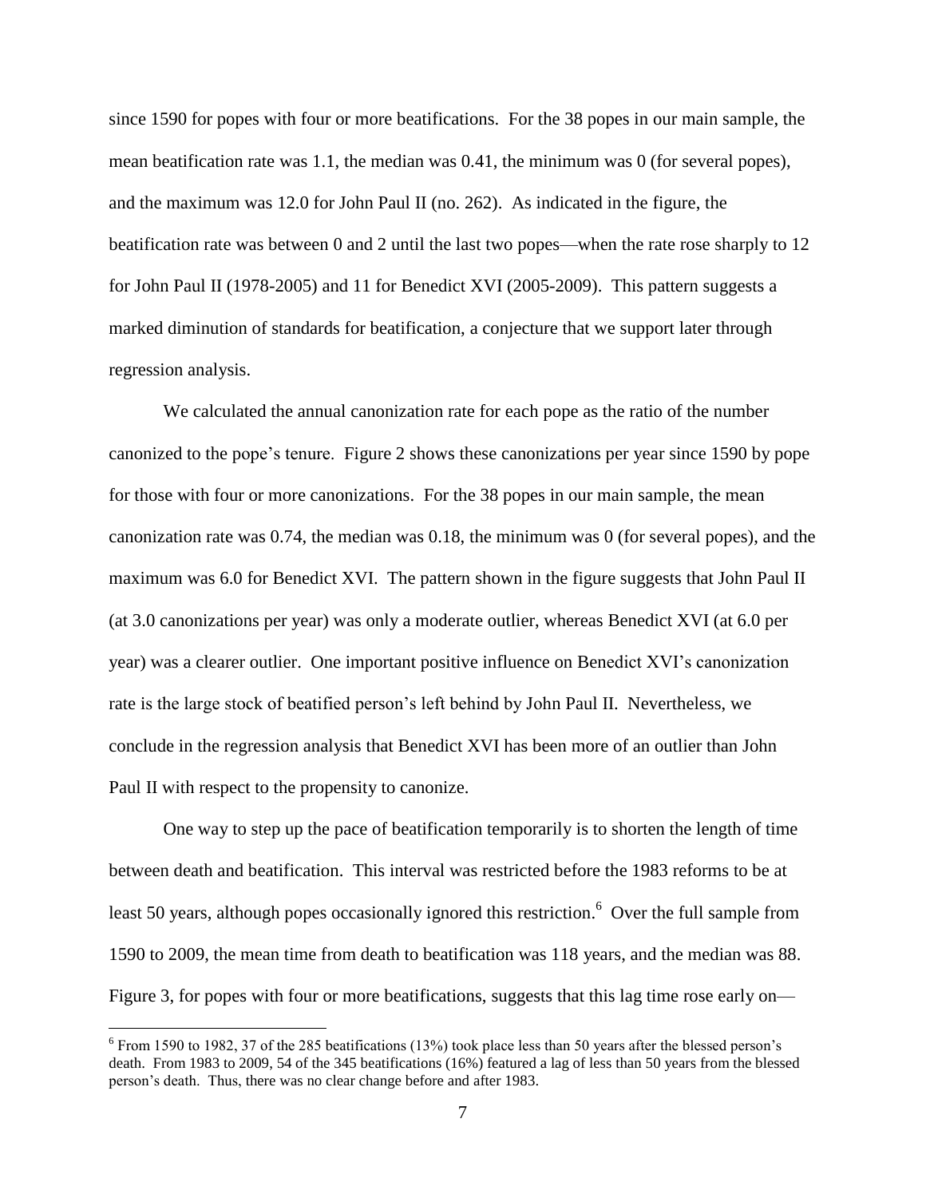since 1590 for popes with four or more beatifications. For the 38 popes in our main sample, the mean beatification rate was 1.1, the median was 0.41, the minimum was 0 (for several popes), and the maximum was 12.0 for John Paul II (no. 262). As indicated in the figure, the beatification rate was between 0 and 2 until the last two popes—when the rate rose sharply to 12 for John Paul II (1978-2005) and 11 for Benedict XVI (2005-2009). This pattern suggests a marked diminution of standards for beatification, a conjecture that we support later through regression analysis.

We calculated the annual canonization rate for each pope as the ratio of the number canonized to the pope's tenure. Figure 2 shows these canonizations per year since 1590 by pope for those with four or more canonizations. For the 38 popes in our main sample, the mean canonization rate was 0.74, the median was 0.18, the minimum was 0 (for several popes), and the maximum was 6.0 for Benedict XVI. The pattern shown in the figure suggests that John Paul II (at 3.0 canonizations per year) was only a moderate outlier, whereas Benedict XVI (at 6.0 per year) was a clearer outlier. One important positive influence on Benedict XVI's canonization rate is the large stock of beatified person's left behind by John Paul II. Nevertheless, we conclude in the regression analysis that Benedict XVI has been more of an outlier than John Paul II with respect to the propensity to canonize.

One way to step up the pace of beatification temporarily is to shorten the length of time between death and beatification. This interval was restricted before the 1983 reforms to be at least 50 years, although popes occasionally ignored this restriction.[6] Over the full sample from 1590 to 2009, the mean time from death to beatification was 118 years, and the median was 88. Figure 3, for popes with four or more beatifications, suggests that this lag time rose early on—

[6] From 1590 to 1982, 37 of the 285 beatifications (13%) took place less than 50 years after the blessed person's death. From 1983 to 2009, 54 of the 345 beatifications (16%) featured a lag of less than 50 years from the blessed person's death. Thus, there was no clear change before and after 1983.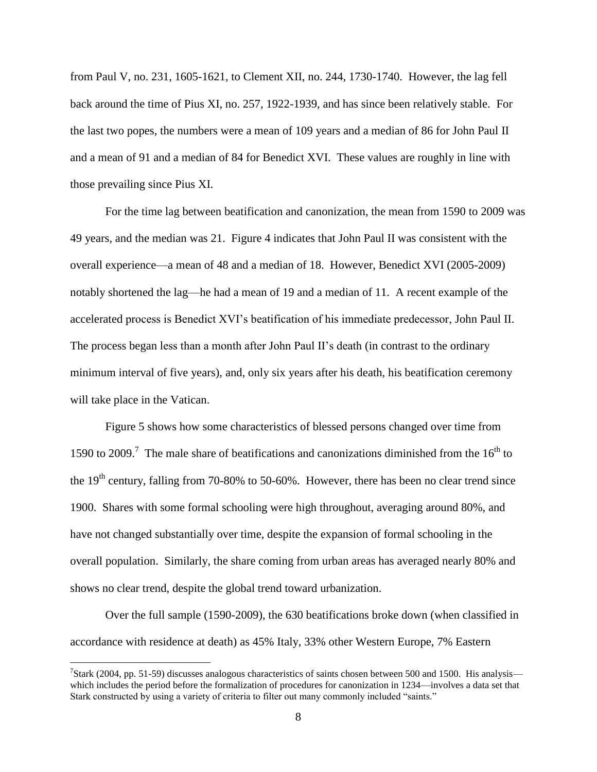from Paul V, no. 231, 1605-1621, to Clement XII, no. 244, 1730-1740. However, the lag fell back around the time of Pius XI, no. 257, 1922-1939, and has since been relatively stable. For the last two popes, the numbers were a mean of 109 years and a median of 86 for John Paul II and a mean of 91 and a median of 84 for Benedict XVI. These values are roughly in line with those prevailing since Pius XI.

For the time lag between beatification and canonization, the mean from 1590 to 2009 was 49 years, and the median was 21. Figure 4 indicates that John Paul II was consistent with the overall experience—a mean of 48 and a median of 18. However, Benedict XVI (2005-2009) notably shortened the lag—he had a mean of 19 and a median of 11. A recent example of the accelerated process is Benedict XVI's beatification of his immediate predecessor, John Paul II. The process began less than a month after John Paul II's death (in contrast to the ordinary minimum interval of five years), and, only six years after his death, his beatification ceremony will take place in the Vatican.

Figure 5 shows how some characteristics of blessed persons changed over time from 1590 to 2009.[7] The male share of beatifications and canonizations diminished from the 16th to the 19th century, falling from 70-80% to 50-60%. However, there has been no clear trend since 1900. Shares with some formal schooling were high throughout, averaging around 80%, and have not changed substantially over time, despite the expansion of formal schooling in the overall population. Similarly, the share coming from urban areas has averaged nearly 80% and shows no clear trend, despite the global trend toward urbanization.

Over the full sample (1590-2009), the 630 beatifications broke down (when classified in accordance with residence at death) as 45% Italy, 33% other Western Europe, 7% Eastern

---

[7] Stark (2004, pp. 51-59) discusses analogous characteristics of saints chosen between 500 and 1500. His analysis—which includes the period before the formalization of procedures for canonization in 1234—involves a data set that Stark constructed by using a variety of criteria to filter out many commonly included "saints."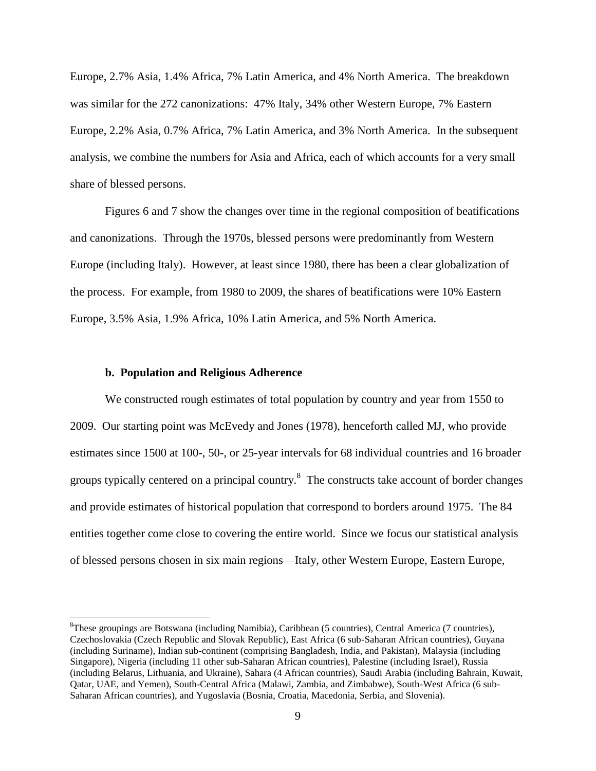Europe, 2.7% Asia, 1.4% Africa, 7% Latin America, and 4% North America. The breakdown was similar for the 272 canonizations: 47% Italy, 34% other Western Europe, 7% Eastern Europe, 2.2% Asia, 0.7% Africa, 7% Latin America, and 3% North America. In the subsequent analysis, we combine the numbers for Asia and Africa, each of which accounts for a very small share of blessed persons.

Figures 6 and 7 show the changes over time in the regional composition of beatifications and canonizations. Through the 1970s, blessed persons were predominantly from Western Europe (including Italy). However, at least since 1980, there has been a clear globalization of the process. For example, from 1980 to 2009, the shares of beatifications were 10% Eastern Europe, 3.5% Asia, 1.9% Africa, 10% Latin America, and 5% North America.

### b. Population and Religious Adherence

We constructed rough estimates of total population by country and year from 1550 to 2009. Our starting point was McEvedy and Jones (1978), henceforth called MJ, who provide estimates since 1500 at 100-, 50-, or 25-year intervals for 68 individual countries and 16 broader groups typically centered on a principal country.[8] The constructs take account of border changes and provide estimates of historical population that correspond to borders around 1975. The 84 entities together come close to covering the entire world. Since we focus our statistical analysis of blessed persons chosen in six main regions—Italy, other Western Europe, Eastern Europe,

[8]These groupings are Botswana (including Namibia), Caribbean (5 countries), Central America (7 countries), Czechoslovakia (Czech Republic and Slovak Republic), East Africa (6 sub-Saharan African countries), Guyana (including Suriname), Indian sub-continent (comprising Bangladesh, India, and Pakistan), Malaysia (including Singapore), Nigeria (including 11 other sub-Saharan African countries), Palestine (including Israel), Russia (including Belarus, Lithuania, and Ukraine), Sahara (4 African countries), Saudi Arabia (including Bahrain, Kuwait, Qatar, UAE, and Yemen), South-Central Africa (Malawi, Zambia, and Zimbabwe), South-West Africa (6 sub-Saharan African countries), and Yugoslavia (Bosnia, Croatia, Macedonia, Serbia, and Slovenia).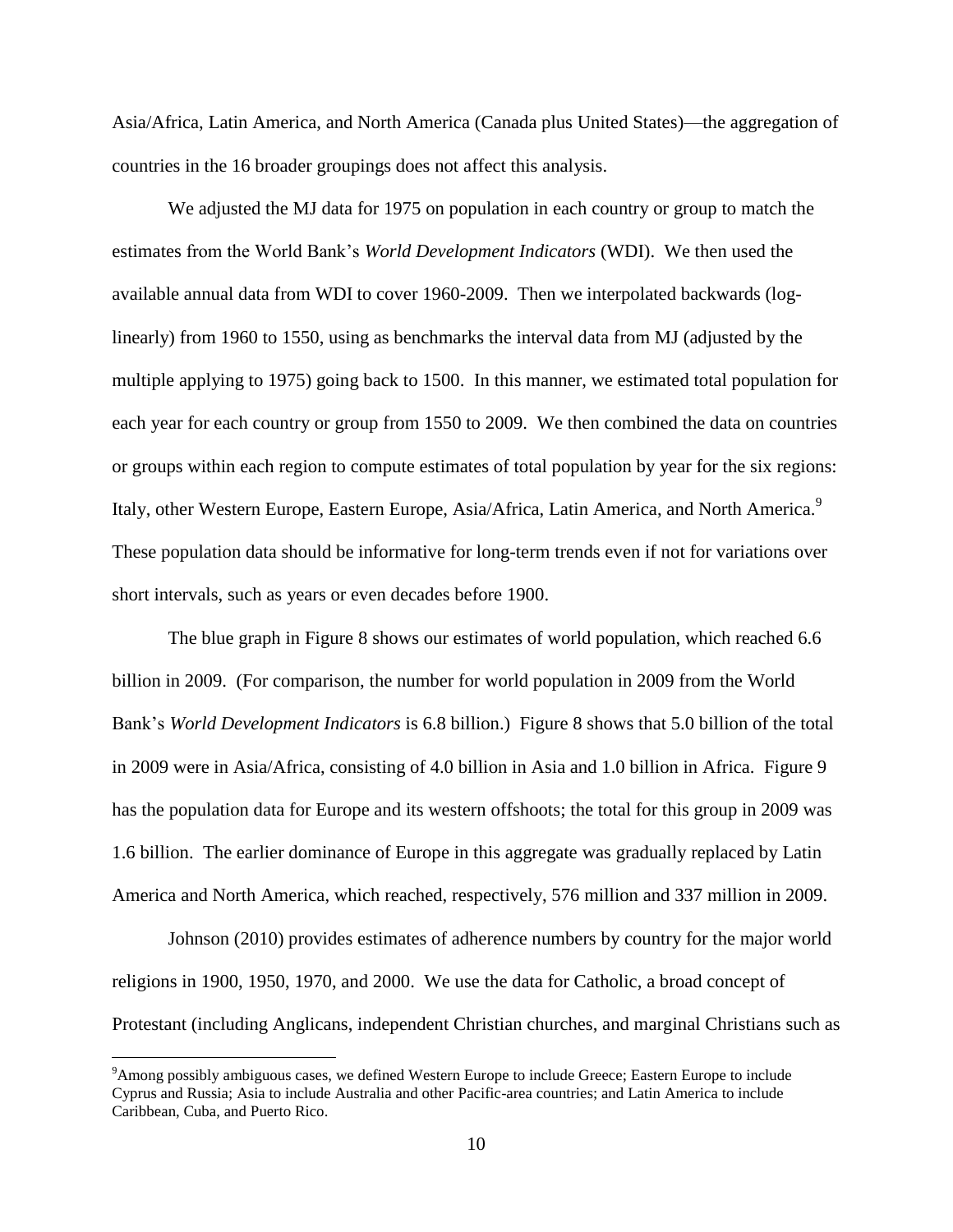Asia/Africa, Latin America, and North America (Canada plus United States)—the aggregation of countries in the 16 broader groupings does not affect this analysis.

We adjusted the MJ data for 1975 on population in each country or group to match the estimates from the World Bank's *World Development Indicators* (WDI). We then used the available annual data from WDI to cover 1960-2009. Then we interpolated backwards (log-linearly) from 1960 to 1550, using as benchmarks the interval data from MJ (adjusted by the multiple applying to 1975) going back to 1500. In this manner, we estimated total population for each year for each country or group from 1550 to 2009. We then combined the data on countries or groups within each region to compute estimates of total population by year for the six regions: Italy, other Western Europe, Eastern Europe, Asia/Africa, Latin America, and North America.[9] These population data should be informative for long-term trends even if not for variations over short intervals, such as years or even decades before 1900.

The blue graph in Figure 8 shows our estimates of world population, which reached 6.6 billion in 2009. (For comparison, the number for world population in 2009 from the World Bank's *World Development Indicators* is 6.8 billion.) Figure 8 shows that 5.0 billion of the total in 2009 were in Asia/Africa, consisting of 4.0 billion in Asia and 1.0 billion in Africa. Figure 9 has the population data for Europe and its western offshoots; the total for this group in 2009 was 1.6 billion. The earlier dominance of Europe in this aggregate was gradually replaced by Latin America and North America, which reached, respectively, 576 million and 337 million in 2009.

Johnson (2010) provides estimates of adherence numbers by country for the major world religions in 1900, 1950, 1970, and 2000. We use the data for Catholic, a broad concept of Protestant (including Anglicans, independent Christian churches, and marginal Christians such as

---

[9]Among possibly ambiguous cases, we defined Western Europe to include Greece; Eastern Europe to include Cyprus and Russia; Asia to include Australia and other Pacific-area countries; and Latin America to include Caribbean, Cuba, and Puerto Rico.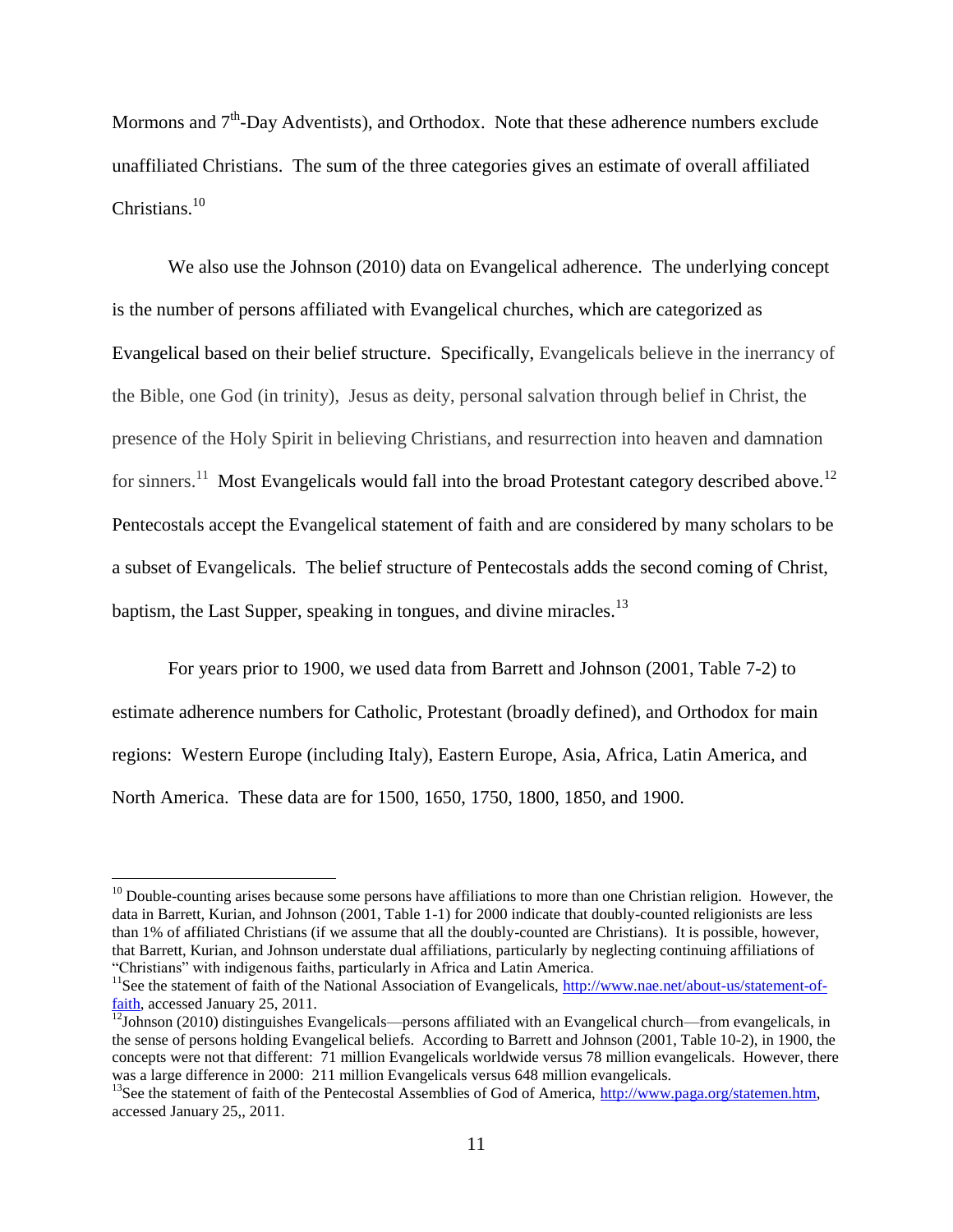Mormons and 7th-Day Adventists), and Orthodox. Note that these adherence numbers exclude unaffiliated Christians. The sum of the three categories gives an estimate of overall affiliated Christians.[10]

We also use the Johnson (2010) data on Evangelical adherence. The underlying concept is the number of persons affiliated with Evangelical churches, which are categorized as Evangelical based on their belief structure. Specifically, Evangelicals believe in the inerrancy of the Bible, one God (in trinity), Jesus as deity, personal salvation through belief in Christ, the presence of the Holy Spirit in believing Christians, and resurrection into heaven and damnation for sinners.[11] Most Evangelicals would fall into the broad Protestant category described above.[12] Pentecostals accept the Evangelical statement of faith and are considered by many scholars to be a subset of Evangelicals. The belief structure of Pentecostals adds the second coming of Christ, baptism, the Last Supper, speaking in tongues, and divine miracles.[13]

For years prior to 1900, we used data from Barrett and Johnson (2001, Table 7-2) to estimate adherence numbers for Catholic, Protestant (broadly defined), and Orthodox for main regions: Western Europe (including Italy), Eastern Europe, Asia, Africa, Latin America, and North America. These data are for 1500, 1650, 1750, 1800, 1850, and 1900.

---

[10] Double-counting arises because some persons have affiliations to more than one Christian religion. However, the data in Barrett, Kurian, and Johnson (2001, Table 1-1) for 2000 indicate that doubly-counted religionists are less than 1% of affiliated Christians (if we assume that all the doubly-counted are Christians). It is possible, however, that Barrett, Kurian, and Johnson understate dual affiliations, particularly by neglecting continuing affiliations of "Christians" with indigenous faiths, particularly in Africa and Latin America.

[11] See the statement of faith of the National Association of Evangelicals, http://www.nae.net/about-us/statement-of-faith, accessed January 25, 2011.

[12] Johnson (2010) distinguishes Evangelicals—persons affiliated with an Evangelical church—from evangelicals, in the sense of persons holding Evangelical beliefs. According to Barrett and Johnson (2001, Table 10-2), in 1900, the concepts were not that different: 71 million Evangelicals worldwide versus 78 million evangelicals. However, there was a large difference in 2000: 211 million Evangelicals versus 648 million evangelicals.

[13] See the statement of faith of the Pentecostal Assemblies of God of America, http://www.paga.org/statemen.htm, accessed January 25,, 2011.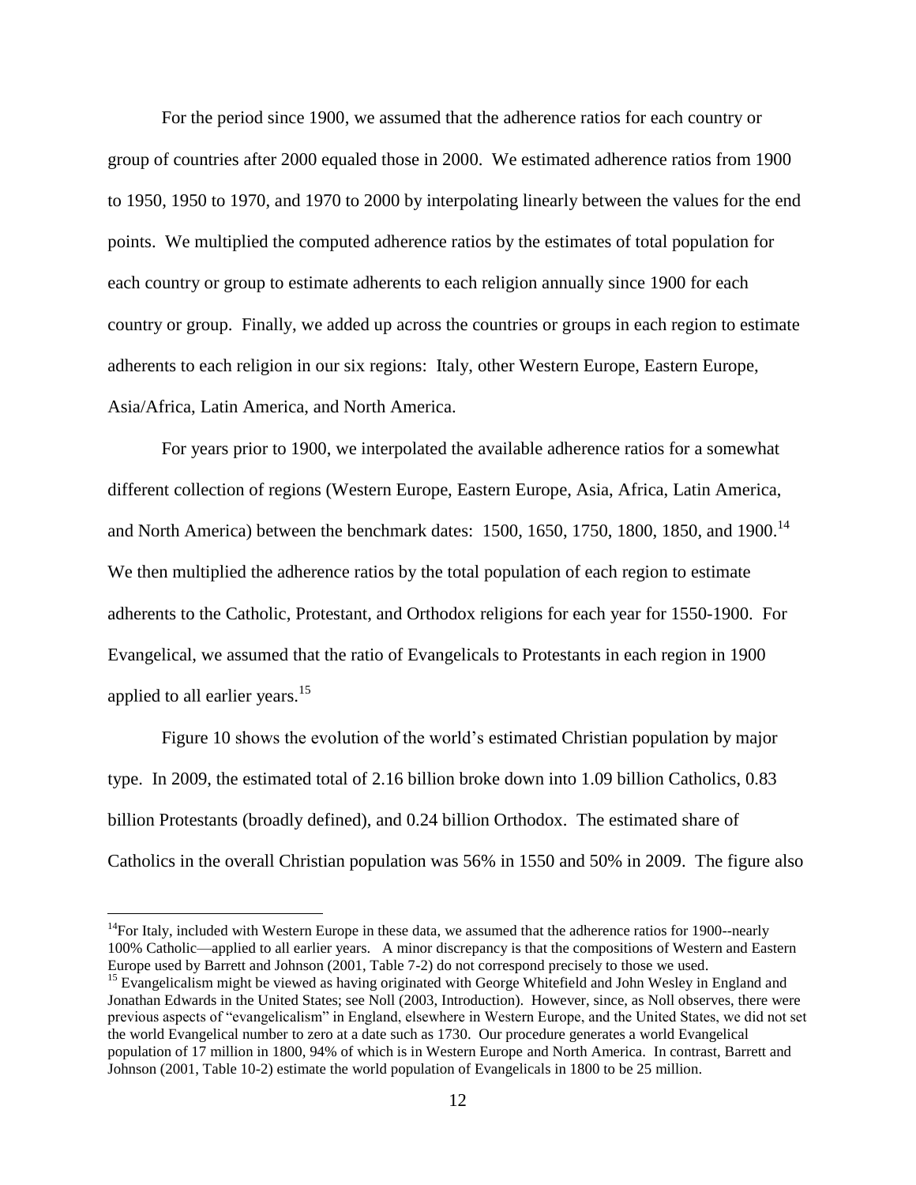For the period since 1900, we assumed that the adherence ratios for each country or group of countries after 2000 equaled those in 2000. We estimated adherence ratios from 1900 to 1950, 1950 to 1970, and 1970 to 2000 by interpolating linearly between the values for the end points. We multiplied the computed adherence ratios by the estimates of total population for each country or group to estimate adherents to each religion annually since 1900 for each country or group. Finally, we added up across the countries or groups in each region to estimate adherents to each religion in our six regions: Italy, other Western Europe, Eastern Europe, Asia/Africa, Latin America, and North America.

For years prior to 1900, we interpolated the available adherence ratios for a somewhat different collection of regions (Western Europe, Eastern Europe, Asia, Africa, Latin America, and North America) between the benchmark dates: 1500, 1650, 1750, 1800, 1850, and 1900.[14] We then multiplied the adherence ratios by the total population of each region to estimate adherents to the Catholic, Protestant, and Orthodox religions for each year for 1550-1900. For Evangelical, we assumed that the ratio of Evangelicals to Protestants in each region in 1900 applied to all earlier years.[15]

Figure 10 shows the evolution of the world's estimated Christian population by major type. In 2009, the estimated total of 2.16 billion broke down into 1.09 billion Catholics, 0.83 billion Protestants (broadly defined), and 0.24 billion Orthodox. The estimated share of Catholics in the overall Christian population was 56% in 1550 and 50% in 2009. The figure also

[14]For Italy, included with Western Europe in these data, we assumed that the adherence ratios for 1900--nearly 100% Catholic—applied to all earlier years. A minor discrepancy is that the compositions of Western and Eastern Europe used by Barrett and Johnson (2001, Table 7-2) do not correspond precisely to those we used.

[15] Evangelicalism might be viewed as having originated with George Whitefield and John Wesley in England and Jonathan Edwards in the United States; see Noll (2003, Introduction). However, since, as Noll observes, there were previous aspects of "evangelicalism" in England, elsewhere in Western Europe, and the United States, we did not set the world Evangelical number to zero at a date such as 1730. Our procedure generates a world Evangelical population of 17 million in 1800, 94% of which is in Western Europe and North America. In contrast, Barrett and Johnson (2001, Table 10-2) estimate the world population of Evangelicals in 1800 to be 25 million.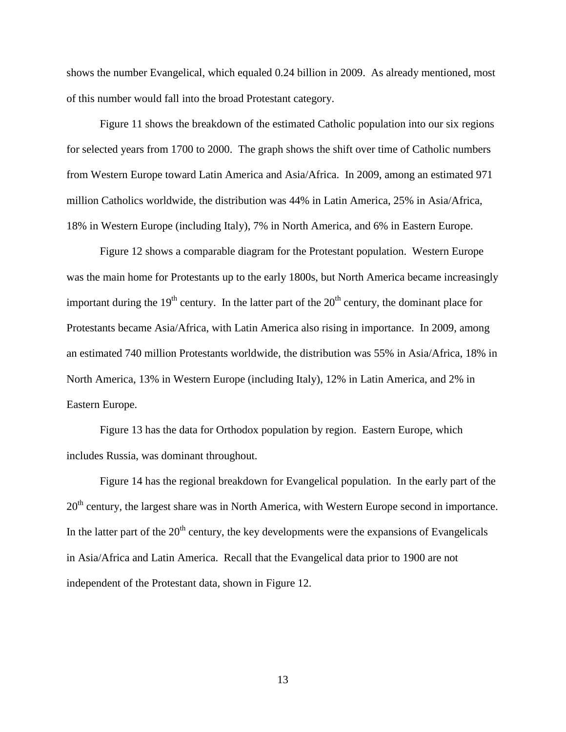shows the number Evangelical, which equaled 0.24 billion in 2009. As already mentioned, most of this number would fall into the broad Protestant category.

Figure 11 shows the breakdown of the estimated Catholic population into our six regions for selected years from 1700 to 2000. The graph shows the shift over time of Catholic numbers from Western Europe toward Latin America and Asia/Africa. In 2009, among an estimated 971 million Catholics worldwide, the distribution was 44% in Latin America, 25% in Asia/Africa, 18% in Western Europe (including Italy), 7% in North America, and 6% in Eastern Europe.

Figure 12 shows a comparable diagram for the Protestant population. Western Europe was the main home for Protestants up to the early 1800s, but North America became increasingly important during the 19th century. In the latter part of the 20th century, the dominant place for Protestants became Asia/Africa, with Latin America also rising in importance. In 2009, among an estimated 740 million Protestants worldwide, the distribution was 55% in Asia/Africa, 18% in North America, 13% in Western Europe (including Italy), 12% in Latin America, and 2% in Eastern Europe.

Figure 13 has the data for Orthodox population by region. Eastern Europe, which includes Russia, was dominant throughout.

Figure 14 has the regional breakdown for Evangelical population. In the early part of the 20th century, the largest share was in North America, with Western Europe second in importance. In the latter part of the 20th century, the key developments were the expansions of Evangelicals in Asia/Africa and Latin America. Recall that the Evangelical data prior to 1900 are not independent of the Protestant data, shown in Figure 12.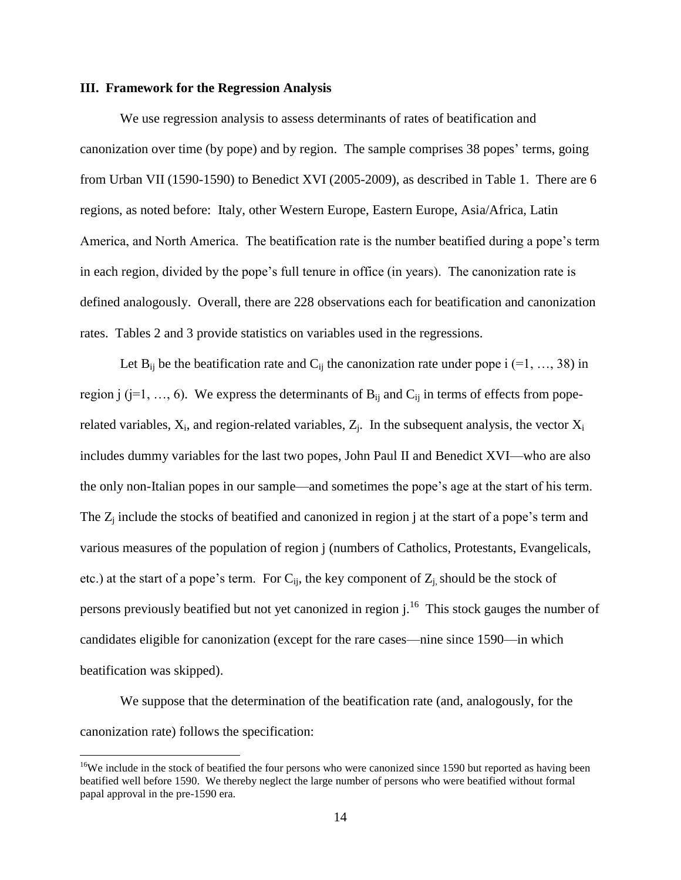### III. Framework for the Regression Analysis

We use regression analysis to assess determinants of rates of beatification and canonization over time (by pope) and by region. The sample comprises 38 popes' terms, going from Urban VII (1590-1590) to Benedict XVI (2005-2009), as described in Table 1. There are 6 regions, as noted before: Italy, other Western Europe, Eastern Europe, Asia/Africa, Latin America, and North America. The beatification rate is the number beatified during a pope's term in each region, divided by the pope's full tenure in office (in years). The canonization rate is defined analogously. Overall, there are 228 observations each for beatification and canonization rates. Tables 2 and 3 provide statistics on variables used in the regressions.

Let $B_{ij}$ be the beatification rate and $C_{ij}$ the canonization rate under pope i (=1, …, 38) in region j (j=1, …, 6). We express the determinants of $B_{ij}$ and $C_{ij}$ in terms of effects from pope-related variables, $X_i$, and region-related variables, $Z_j$. In the subsequent analysis, the vector $X_i$ includes dummy variables for the last two popes, John Paul II and Benedict XVI—who are also the only non-Italian popes in our sample—and sometimes the pope's age at the start of his term. The $Z_j$ include the stocks of beatified and canonized in region j at the start of a pope's term and various measures of the population of region j (numbers of Catholics, Protestants, Evangelicals, etc.) at the start of a pope's term. For $C_{ij}$, the key component of $Z_j$ should be the stock of persons previously beatified but not yet canonized in region j.[16] This stock gauges the number of candidates eligible for canonization (except for the rare cases—nine since 1590—in which beatification was skipped).

We suppose that the determination of the beatification rate (and, analogously, for the canonization rate) follows the specification:

[16] We include in the stock of beatified the four persons who were canonized since 1590 but reported as having been beatified well before 1590. We thereby neglect the large number of persons who were beatified without formal papal approval in the pre-1590 era.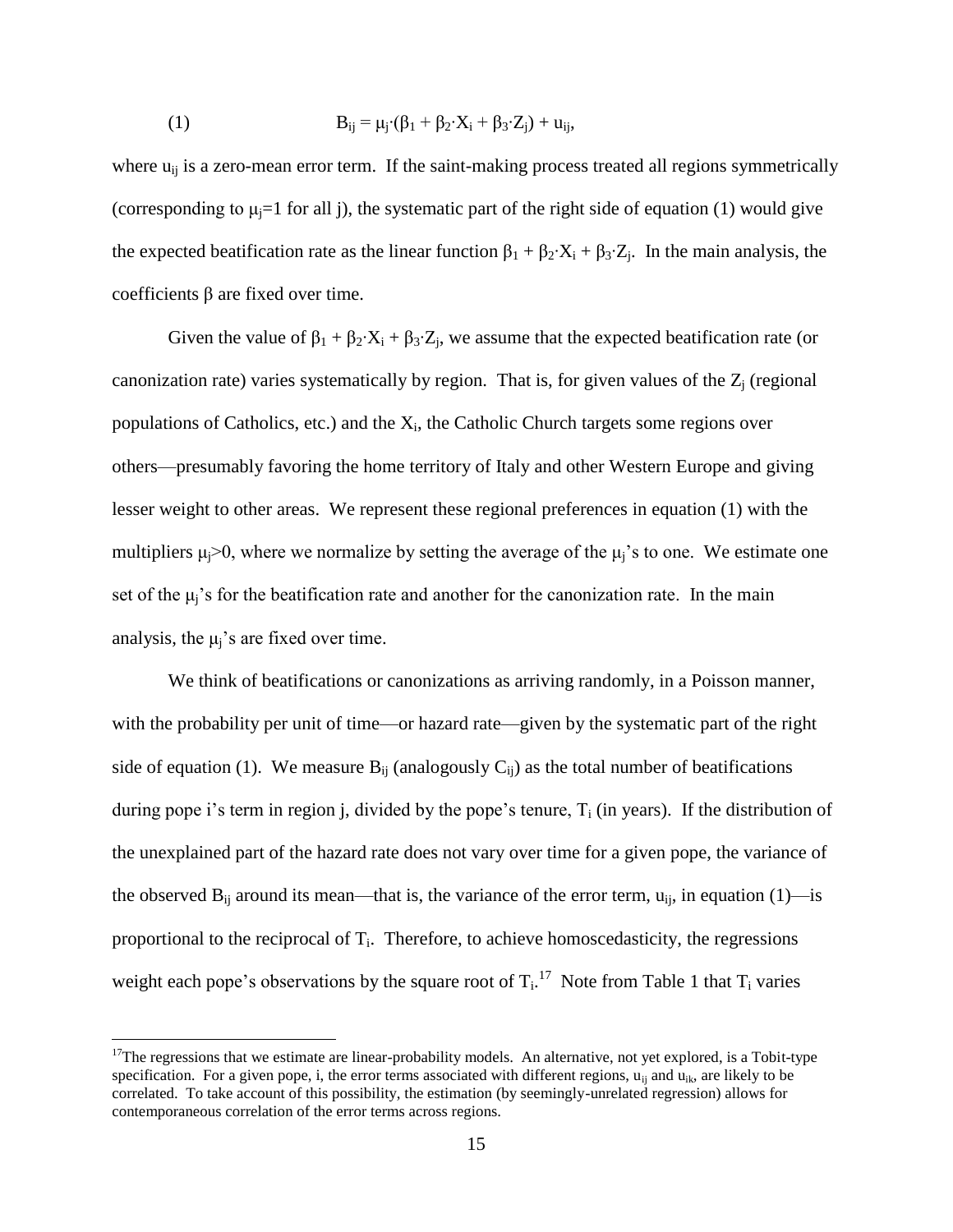$$B_{ij} = \mu_j \cdot (\beta_1 + \beta_2 \cdot X_i + \beta_3 \cdot Z_j) + u_{ij}, \tag{1}$$

where $u_{ij}$ is a zero-mean error term. If the saint-making process treated all regions symmetrically (corresponding to $\mu_j=1$ for all j), the systematic part of the right side of equation (1) would give the expected beatification rate as the linear function $\beta_1 + \beta_2 \cdot X_i + \beta_3 \cdot Z_j$. In the main analysis, the coefficients $\beta$ are fixed over time.

Given the value of $\beta_1 + \beta_2 \cdot X_i + \beta_3 \cdot Z_j$, we assume that the expected beatification rate (or canonization rate) varies systematically by region. That is, for given values of the $Z_j$ (regional populations of Catholics, etc.) and the $X_i$, the Catholic Church targets some regions over others—presumably favoring the home territory of Italy and other Western Europe and giving lesser weight to other areas. We represent these regional preferences in equation (1) with the multipliers $\mu_j>0$, where we normalize by setting the average of the $\mu_j$'s to one. We estimate one set of the $\mu_j$'s for the beatification rate and another for the canonization rate. In the main analysis, the $\mu_j$'s are fixed over time.

We think of beatifications or canonizations as arriving randomly, in a Poisson manner, with the probability per unit of time—or hazard rate—given by the systematic part of the right side of equation (1). We measure $B_{ij}$ (analogously $C_{ij}$) as the total number of beatifications during pope i's term in region j, divided by the pope's tenure, $T_i$ (in years). If the distribution of the unexplained part of the hazard rate does not vary over time for a given pope, the variance of the observed $B_{ij}$ around its mean—that is, the variance of the error term, $u_{ij}$, in equation (1)—is proportional to the reciprocal of $T_i$. Therefore, to achieve homoscedasticity, the regressions weight each pope's observations by the square root of $T_i$.[17] Note from Table 1 that $T_i$ varies

[17]The regressions that we estimate are linear-probability models. An alternative, not yet explored, is a Tobit-type specification. For a given pope, i, the error terms associated with different regions, $u_{ij}$ and $u_{ik}$, are likely to be correlated. To take account of this possibility, the estimation (by seemingly-unrelated regression) allows for contemporaneous correlation of the error terms across regions.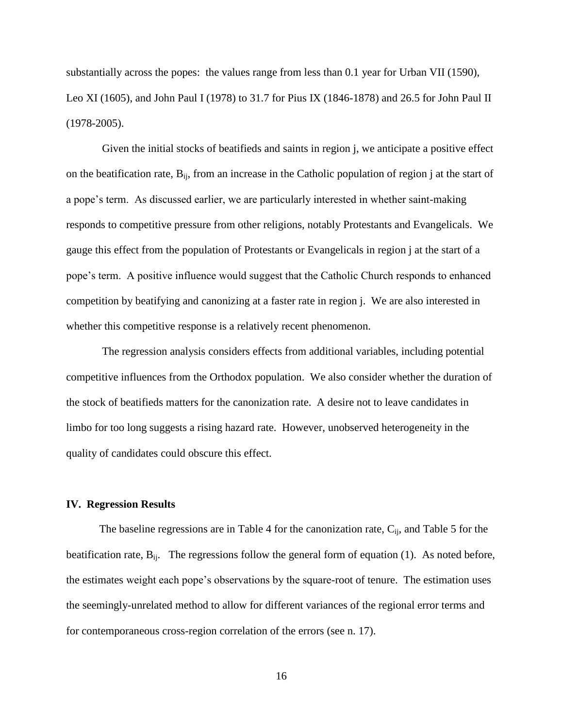substantially across the popes: the values range from less than 0.1 year for Urban VII (1590), Leo XI (1605), and John Paul I (1978) to 31.7 for Pius IX (1846-1878) and 26.5 for John Paul II (1978-2005).

Given the initial stocks of beatifieds and saints in region j, we anticipate a positive effect on the beatification rate, $B_{ij}$, from an increase in the Catholic population of region j at the start of a pope's term. As discussed earlier, we are particularly interested in whether saint-making responds to competitive pressure from other religions, notably Protestants and Evangelicals. We gauge this effect from the population of Protestants or Evangelicals in region j at the start of a pope's term. A positive influence would suggest that the Catholic Church responds to enhanced competition by beatifying and canonizing at a faster rate in region j. We are also interested in whether this competitive response is a relatively recent phenomenon.

The regression analysis considers effects from additional variables, including potential competitive influences from the Orthodox population. We also consider whether the duration of the stock of beatifieds matters for the canonization rate. A desire not to leave candidates in limbo for too long suggests a rising hazard rate. However, unobserved heterogeneity in the quality of candidates could obscure this effect.

## IV. Regression Results

The baseline regressions are in Table 4 for the canonization rate, $C_{ij}$, and Table 5 for the beatification rate, $B_{ij}$. The regressions follow the general form of equation (1). As noted before, the estimates weight each pope's observations by the square-root of tenure. The estimation uses the seemingly-unrelated method to allow for different variances of the regional error terms and for contemporaneous cross-region correlation of the errors (see n. 17).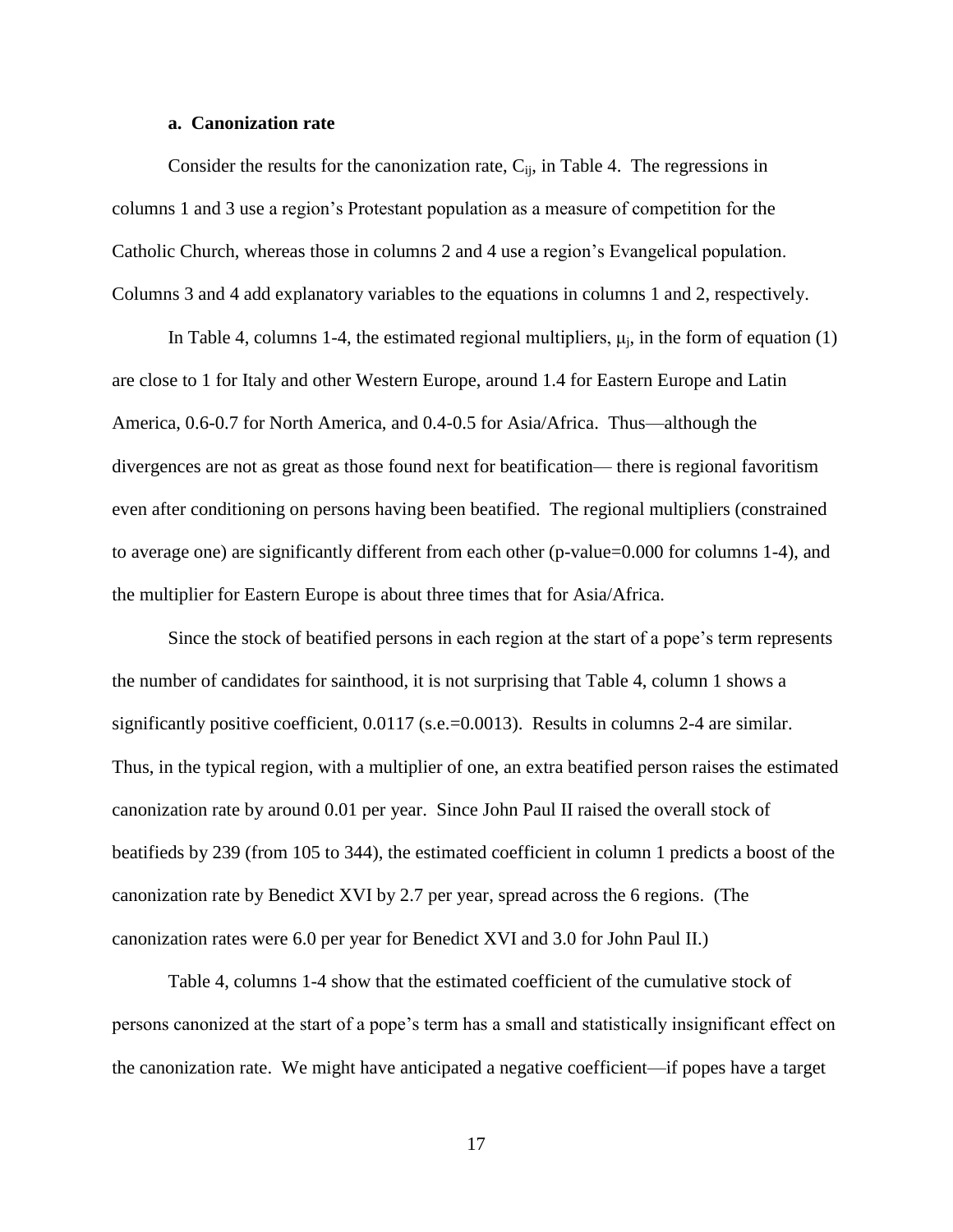### a. Canonization rate

Consider the results for the canonization rate, $C_{ij}$, in Table 4. The regressions in columns 1 and 3 use a region's Protestant population as a measure of competition for the Catholic Church, whereas those in columns 2 and 4 use a region's Evangelical population. Columns 3 and 4 add explanatory variables to the equations in columns 1 and 2, respectively.

In Table 4, columns 1-4, the estimated regional multipliers, $\mu_j$, in the form of equation (1) are close to 1 for Italy and other Western Europe, around 1.4 for Eastern Europe and Latin America, 0.6-0.7 for North America, and 0.4-0.5 for Asia/Africa. Thus—although the divergences are not as great as those found next for beatification— there is regional favoritism even after conditioning on persons having been beatified. The regional multipliers (constrained to average one) are significantly different from each other (p-value=0.000 for columns 1-4), and the multiplier for Eastern Europe is about three times that for Asia/Africa.

Since the stock of beatified persons in each region at the start of a pope's term represents the number of candidates for sainthood, it is not surprising that Table 4, column 1 shows a significantly positive coefficient, 0.0117 (s.e.=0.0013). Results in columns 2-4 are similar. Thus, in the typical region, with a multiplier of one, an extra beatified person raises the estimated canonization rate by around 0.01 per year. Since John Paul II raised the overall stock of beatifieds by 239 (from 105 to 344), the estimated coefficient in column 1 predicts a boost of the canonization rate by Benedict XVI by 2.7 per year, spread across the 6 regions. (The canonization rates were 6.0 per year for Benedict XVI and 3.0 for John Paul II.)

Table 4, columns 1-4 show that the estimated coefficient of the cumulative stock of persons canonized at the start of a pope's term has a small and statistically insignificant effect on the canonization rate. We might have anticipated a negative coefficient—if popes have a target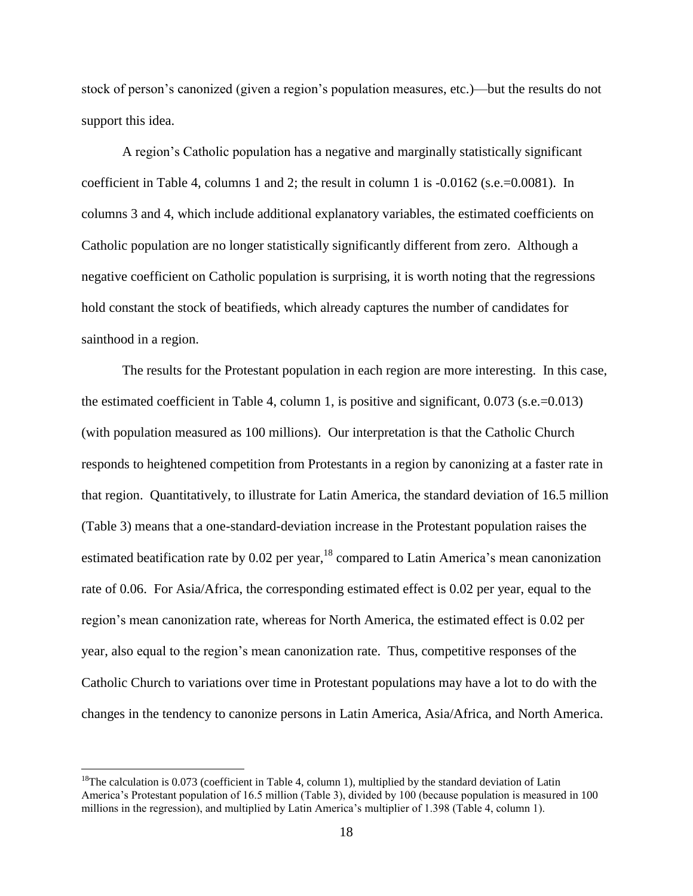stock of person's canonized (given a region's population measures, etc.)—but the results do not support this idea.

A region's Catholic population has a negative and marginally statistically significant coefficient in Table 4, columns 1 and 2; the result in column 1 is -0.0162 (s.e.=0.0081). In columns 3 and 4, which include additional explanatory variables, the estimated coefficients on Catholic population are no longer statistically significantly different from zero. Although a negative coefficient on Catholic population is surprising, it is worth noting that the regressions hold constant the stock of beatifieds, which already captures the number of candidates for sainthood in a region.

The results for the Protestant population in each region are more interesting. In this case, the estimated coefficient in Table 4, column 1, is positive and significant, 0.073 (s.e.=0.013) (with population measured as 100 millions). Our interpretation is that the Catholic Church responds to heightened competition from Protestants in a region by canonizing at a faster rate in that region. Quantitatively, to illustrate for Latin America, the standard deviation of 16.5 million (Table 3) means that a one-standard-deviation increase in the Protestant population raises the estimated beatification rate by 0.02 per year,[18] compared to Latin America's mean canonization rate of 0.06. For Asia/Africa, the corresponding estimated effect is 0.02 per year, equal to the region's mean canonization rate, whereas for North America, the estimated effect is 0.02 per year, also equal to the region's mean canonization rate. Thus, competitive responses of the Catholic Church to variations over time in Protestant populations may have a lot to do with the changes in the tendency to canonize persons in Latin America, Asia/Africa, and North America.

[18]The calculation is 0.073 (coefficient in Table 4, column 1), multiplied by the standard deviation of Latin America's Protestant population of 16.5 million (Table 3), divided by 100 (because population is measured in 100 millions in the regression), and multiplied by Latin America's multiplier of 1.398 (Table 4, column 1).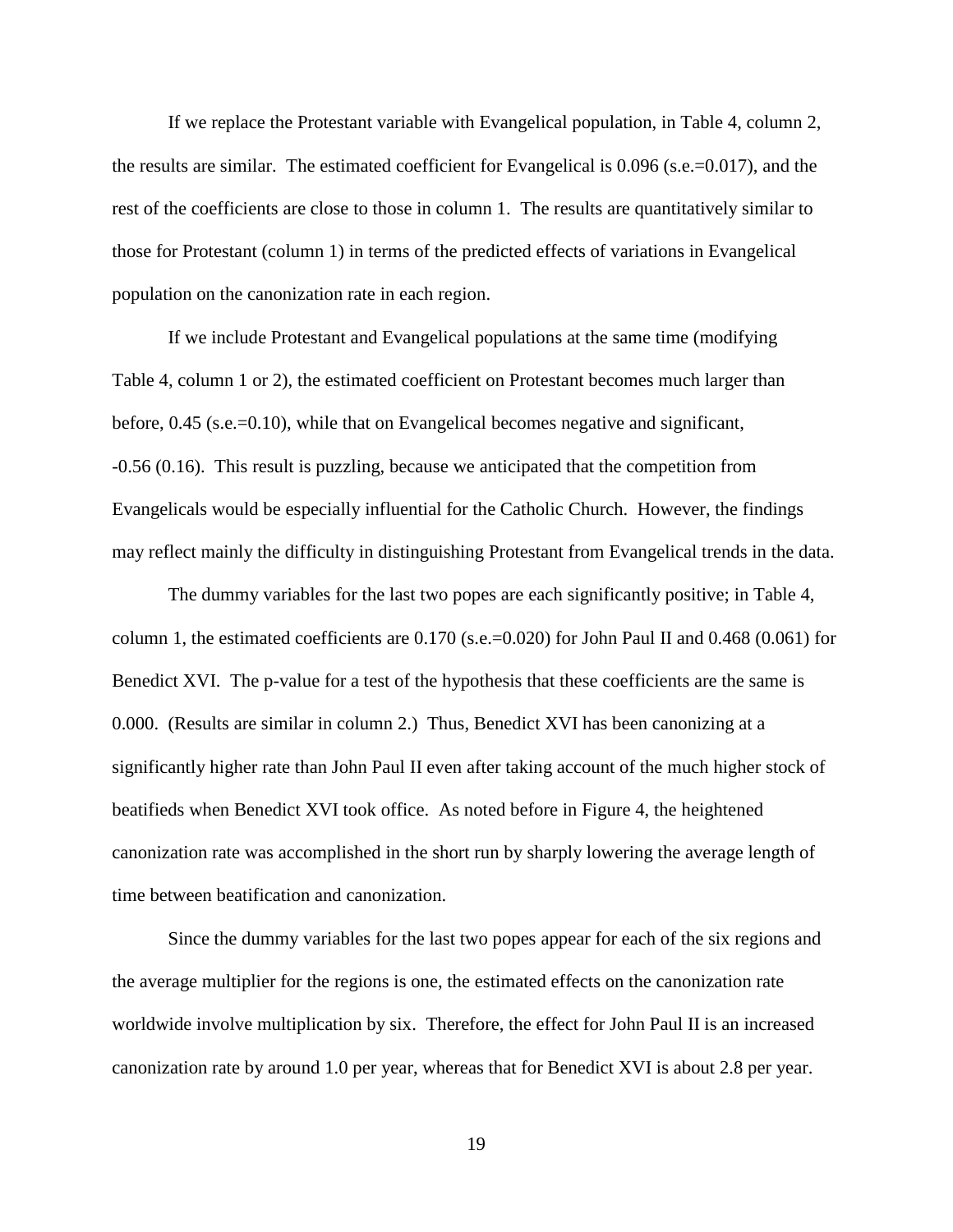If we replace the Protestant variable with Evangelical population, in Table 4, column 2, the results are similar. The estimated coefficient for Evangelical is 0.096 (s.e.=0.017), and the rest of the coefficients are close to those in column 1. The results are quantitatively similar to those for Protestant (column 1) in terms of the predicted effects of variations in Evangelical population on the canonization rate in each region.

If we include Protestant and Evangelical populations at the same time (modifying Table 4, column 1 or 2), the estimated coefficient on Protestant becomes much larger than before, 0.45 (s.e.=0.10), while that on Evangelical becomes negative and significant, -0.56 (0.16). This result is puzzling, because we anticipated that the competition from Evangelicals would be especially influential for the Catholic Church. However, the findings may reflect mainly the difficulty in distinguishing Protestant from Evangelical trends in the data.

The dummy variables for the last two popes are each significantly positive; in Table 4, column 1, the estimated coefficients are 0.170 (s.e.=0.020) for John Paul II and 0.468 (0.061) for Benedict XVI. The p-value for a test of the hypothesis that these coefficients are the same is 0.000. (Results are similar in column 2.) Thus, Benedict XVI has been canonizing at a significantly higher rate than John Paul II even after taking account of the much higher stock of beatifieds when Benedict XVI took office. As noted before in Figure 4, the heightened canonization rate was accomplished in the short run by sharply lowering the average length of time between beatification and canonization.

Since the dummy variables for the last two popes appear for each of the six regions and the average multiplier for the regions is one, the estimated effects on the canonization rate worldwide involve multiplication by six. Therefore, the effect for John Paul II is an increased canonization rate by around 1.0 per year, whereas that for Benedict XVI is about 2.8 per year.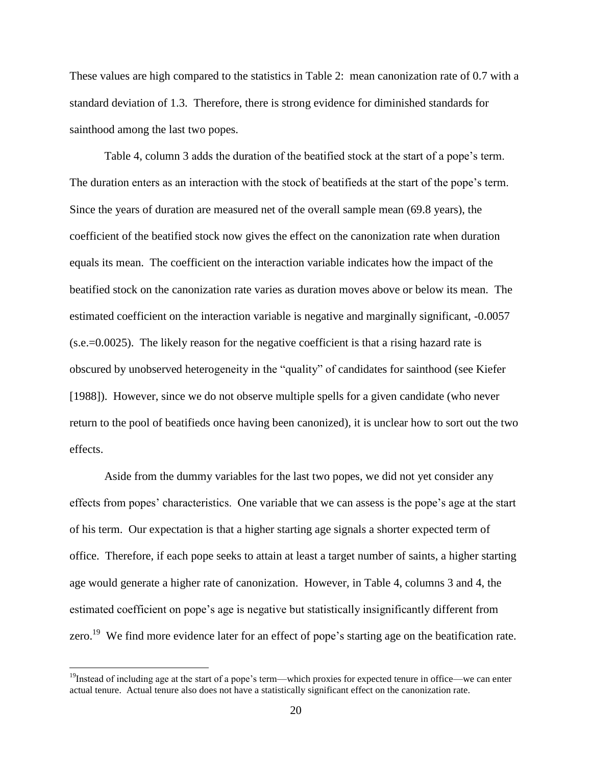These values are high compared to the statistics in Table 2: mean canonization rate of 0.7 with a standard deviation of 1.3. Therefore, there is strong evidence for diminished standards for sainthood among the last two popes.

Table 4, column 3 adds the duration of the beatified stock at the start of a pope's term. The duration enters as an interaction with the stock of beatifieds at the start of the pope's term. Since the years of duration are measured net of the overall sample mean (69.8 years), the coefficient of the beatified stock now gives the effect on the canonization rate when duration equals its mean. The coefficient on the interaction variable indicates how the impact of the beatified stock on the canonization rate varies as duration moves above or below its mean. The estimated coefficient on the interaction variable is negative and marginally significant, -0.0057 (s.e.=0.0025). The likely reason for the negative coefficient is that a rising hazard rate is obscured by unobserved heterogeneity in the "quality" of candidates for sainthood (see Kiefer [1988]). However, since we do not observe multiple spells for a given candidate (who never return to the pool of beatifieds once having been canonized), it is unclear how to sort out the two effects.

Aside from the dummy variables for the last two popes, we did not yet consider any effects from popes' characteristics. One variable that we can assess is the pope's age at the start of his term. Our expectation is that a higher starting age signals a shorter expected term of office. Therefore, if each pope seeks to attain at least a target number of saints, a higher starting age would generate a higher rate of canonization. However, in Table 4, columns 3 and 4, the estimated coefficient on pope's age is negative but statistically insignificantly different from zero.[19] We find more evidence later for an effect of pope's starting age on the beatification rate.

[19] Instead of including age at the start of a pope's term—which proxies for expected tenure in office—we can enter actual tenure. Actual tenure also does not have a statistically significant effect on the canonization rate.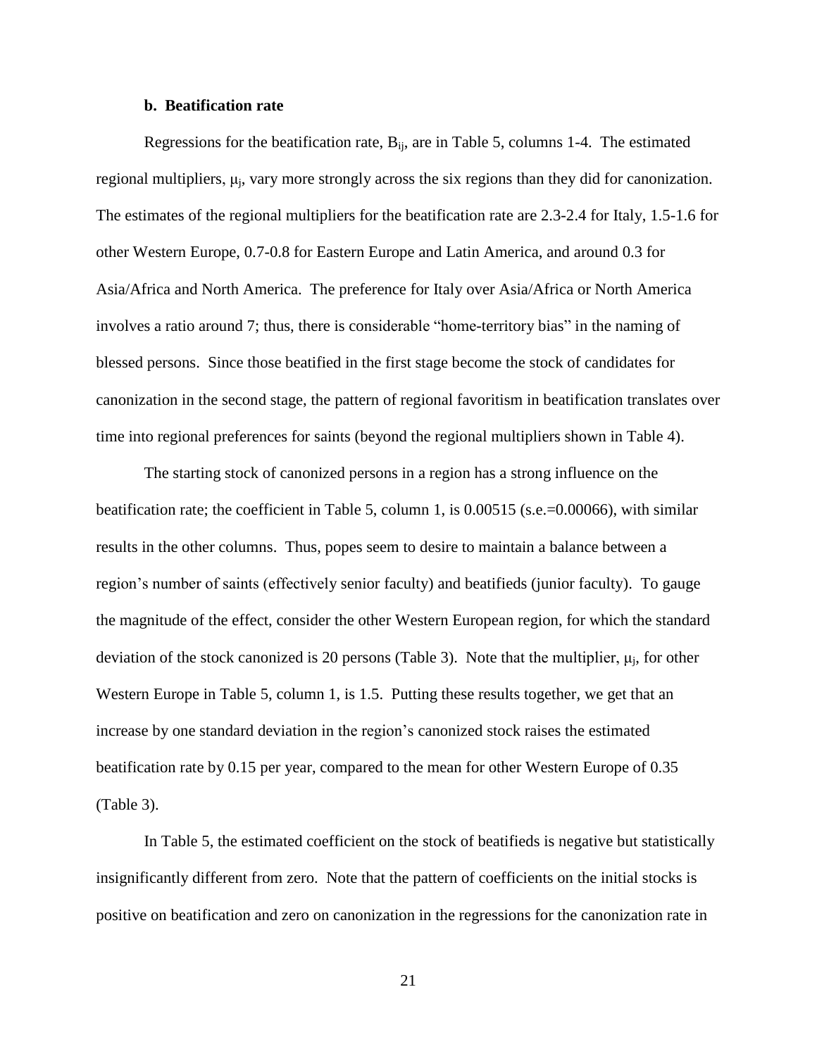### b. Beatification rate

Regressions for the beatification rate, $B_{ij}$, are in Table 5, columns 1-4. The estimated regional multipliers, $\mu_j$, vary more strongly across the six regions than they did for canonization. The estimates of the regional multipliers for the beatification rate are 2.3-2.4 for Italy, 1.5-1.6 for other Western Europe, 0.7-0.8 for Eastern Europe and Latin America, and around 0.3 for Asia/Africa and North America. The preference for Italy over Asia/Africa or North America involves a ratio around 7; thus, there is considerable "home-territory bias" in the naming of blessed persons. Since those beatified in the first stage become the stock of candidates for canonization in the second stage, the pattern of regional favoritism in beatification translates over time into regional preferences for saints (beyond the regional multipliers shown in Table 4).

The starting stock of canonized persons in a region has a strong influence on the beatification rate; the coefficient in Table 5, column 1, is 0.00515 (s.e.=0.00066), with similar results in the other columns. Thus, popes seem to desire to maintain a balance between a region's number of saints (effectively senior faculty) and beatifieds (junior faculty). To gauge the magnitude of the effect, consider the other Western European region, for which the standard deviation of the stock canonized is 20 persons (Table 3). Note that the multiplier, $\mu_j$, for other Western Europe in Table 5, column 1, is 1.5. Putting these results together, we get that an increase by one standard deviation in the region's canonized stock raises the estimated beatification rate by 0.15 per year, compared to the mean for other Western Europe of 0.35 (Table 3).

In Table 5, the estimated coefficient on the stock of beatifieds is negative but statistically insignificantly different from zero. Note that the pattern of coefficients on the initial stocks is positive on beatification and zero on canonization in the regressions for the canonization rate in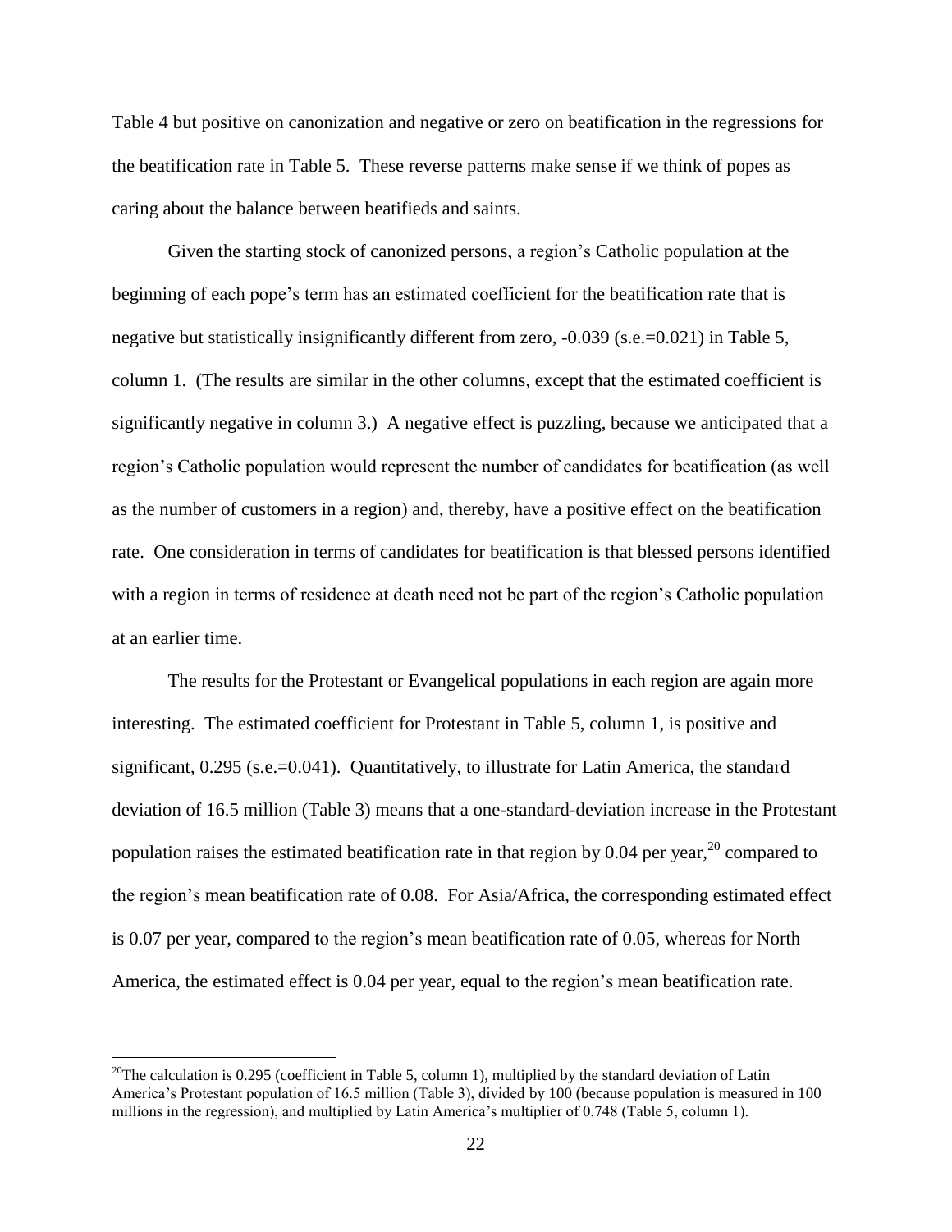Table 4 but positive on canonization and negative or zero on beatification in the regressions for the beatification rate in Table 5. These reverse patterns make sense if we think of popes as caring about the balance between beatifieds and saints.

Given the starting stock of canonized persons, a region's Catholic population at the beginning of each pope's term has an estimated coefficient for the beatification rate that is negative but statistically insignificantly different from zero, -0.039 (s.e.=0.021) in Table 5, column 1. (The results are similar in the other columns, except that the estimated coefficient is significantly negative in column 3.) A negative effect is puzzling, because we anticipated that a region's Catholic population would represent the number of candidates for beatification (as well as the number of customers in a region) and, thereby, have a positive effect on the beatification rate. One consideration in terms of candidates for beatification is that blessed persons identified with a region in terms of residence at death need not be part of the region's Catholic population at an earlier time.

The results for the Protestant or Evangelical populations in each region are again more interesting. The estimated coefficient for Protestant in Table 5, column 1, is positive and significant, 0.295 (s.e.=0.041). Quantitatively, to illustrate for Latin America, the standard deviation of 16.5 million (Table 3) means that a one-standard-deviation increase in the Protestant population raises the estimated beatification rate in that region by 0.04 per year,[20] compared to the region's mean beatification rate of 0.08. For Asia/Africa, the corresponding estimated effect is 0.07 per year, compared to the region's mean beatification rate of 0.05, whereas for North America, the estimated effect is 0.04 per year, equal to the region's mean beatification rate.

[20] The calculation is 0.295 (coefficient in Table 5, column 1), multiplied by the standard deviation of Latin America's Protestant population of 16.5 million (Table 3), divided by 100 (because population is measured in 100 millions in the regression), and multiplied by Latin America's multiplier of 0.748 (Table 5, column 1).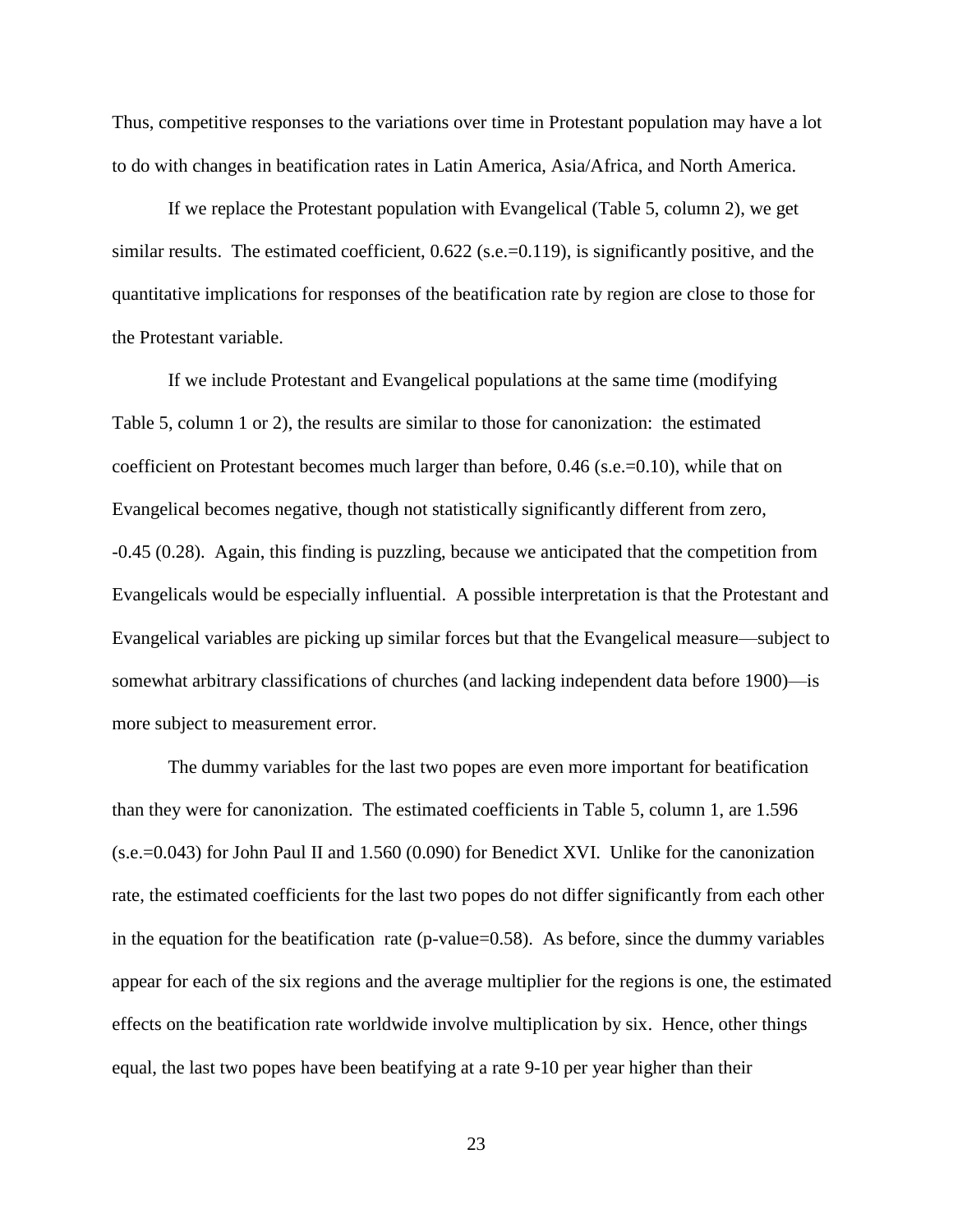Thus, competitive responses to the variations over time in Protestant population may have a lot to do with changes in beatification rates in Latin America, Asia/Africa, and North America.

If we replace the Protestant population with Evangelical (Table 5, column 2), we get similar results. The estimated coefficient, 0.622 (s.e.=0.119), is significantly positive, and the quantitative implications for responses of the beatification rate by region are close to those for the Protestant variable.

If we include Protestant and Evangelical populations at the same time (modifying Table 5, column 1 or 2), the results are similar to those for canonization: the estimated coefficient on Protestant becomes much larger than before, 0.46 (s.e.=0.10), while that on Evangelical becomes negative, though not statistically significantly different from zero, -0.45 (0.28). Again, this finding is puzzling, because we anticipated that the competition from Evangelicals would be especially influential. A possible interpretation is that the Protestant and Evangelical variables are picking up similar forces but that the Evangelical measure—subject to somewhat arbitrary classifications of churches (and lacking independent data before 1900)—is more subject to measurement error.

The dummy variables for the last two popes are even more important for beatification than they were for canonization. The estimated coefficients in Table 5, column 1, are 1.596 (s.e.=0.043) for John Paul II and 1.560 (0.090) for Benedict XVI. Unlike for the canonization rate, the estimated coefficients for the last two popes do not differ significantly from each other in the equation for the beatification rate (p-value=0.58). As before, since the dummy variables appear for each of the six regions and the average multiplier for the regions is one, the estimated effects on the beatification rate worldwide involve multiplication by six. Hence, other things equal, the last two popes have been beatifying at a rate 9-10 per year higher than their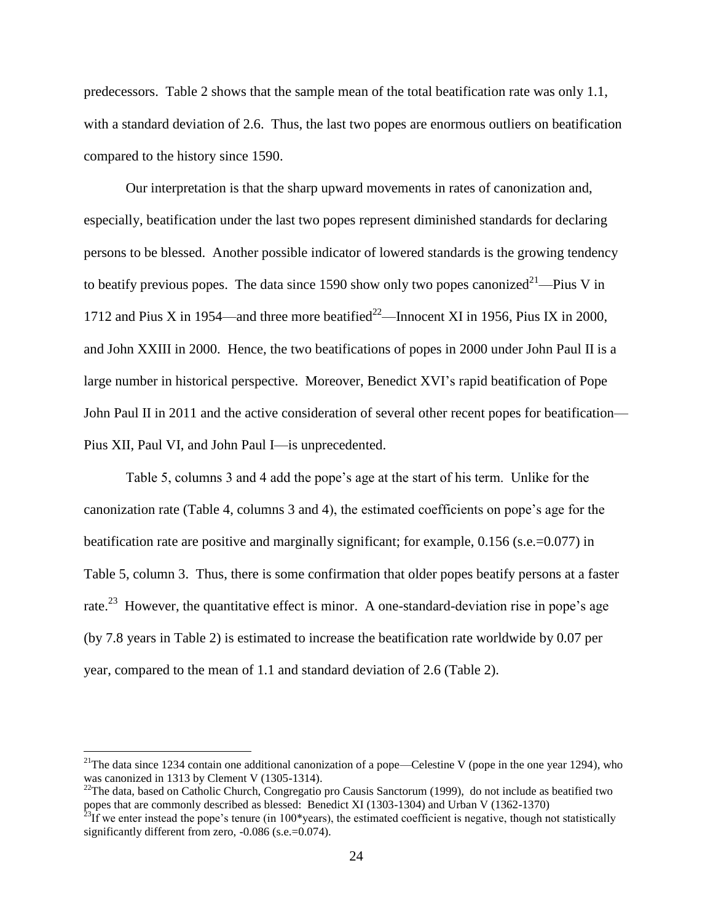predecessors. Table 2 shows that the sample mean of the total beatification rate was only 1.1, with a standard deviation of 2.6. Thus, the last two popes are enormous outliers on beatification compared to the history since 1590.

Our interpretation is that the sharp upward movements in rates of canonization and, especially, beatification under the last two popes represent diminished standards for declaring persons to be blessed. Another possible indicator of lowered standards is the growing tendency to beatify previous popes. The data since 1590 show only two popes canonized[21]—Pius V in 1712 and Pius X in 1954—and three more beatified[22]—Innocent XI in 1956, Pius IX in 2000, and John XXIII in 2000. Hence, the two beatifications of popes in 2000 under John Paul II is a large number in historical perspective. Moreover, Benedict XVI's rapid beatification of Pope John Paul II in 2011 and the active consideration of several other recent popes for beatification—Pius XII, Paul VI, and John Paul I—is unprecedented.

Table 5, columns 3 and 4 add the pope's age at the start of his term. Unlike for the canonization rate (Table 4, columns 3 and 4), the estimated coefficients on pope's age for the beatification rate are positive and marginally significant; for example, 0.156 (s.e.=0.077) in Table 5, column 3. Thus, there is some confirmation that older popes beatify persons at a faster rate.[23] However, the quantitative effect is minor. A one-standard-deviation rise in pope's age (by 7.8 years in Table 2) is estimated to increase the beatification rate worldwide by 0.07 per year, compared to the mean of 1.1 and standard deviation of 2.6 (Table 2).

---

[21] The data since 1234 contain one additional canonization of a pope—Celestine V (pope in the one year 1294), who was canonized in 1313 by Clement V (1305-1314).

[22] The data, based on Catholic Church, Congregatio pro Causis Sanctorum (1999), do not include as beatified two popes that are commonly described as blessed: Benedict XI (1303-1304) and Urban V (1362-1370)

[23] If we enter instead the pope's tenure (in 100*years), the estimated coefficient is negative, though not statistically significantly different from zero, -0.086 (s.e.=0.074).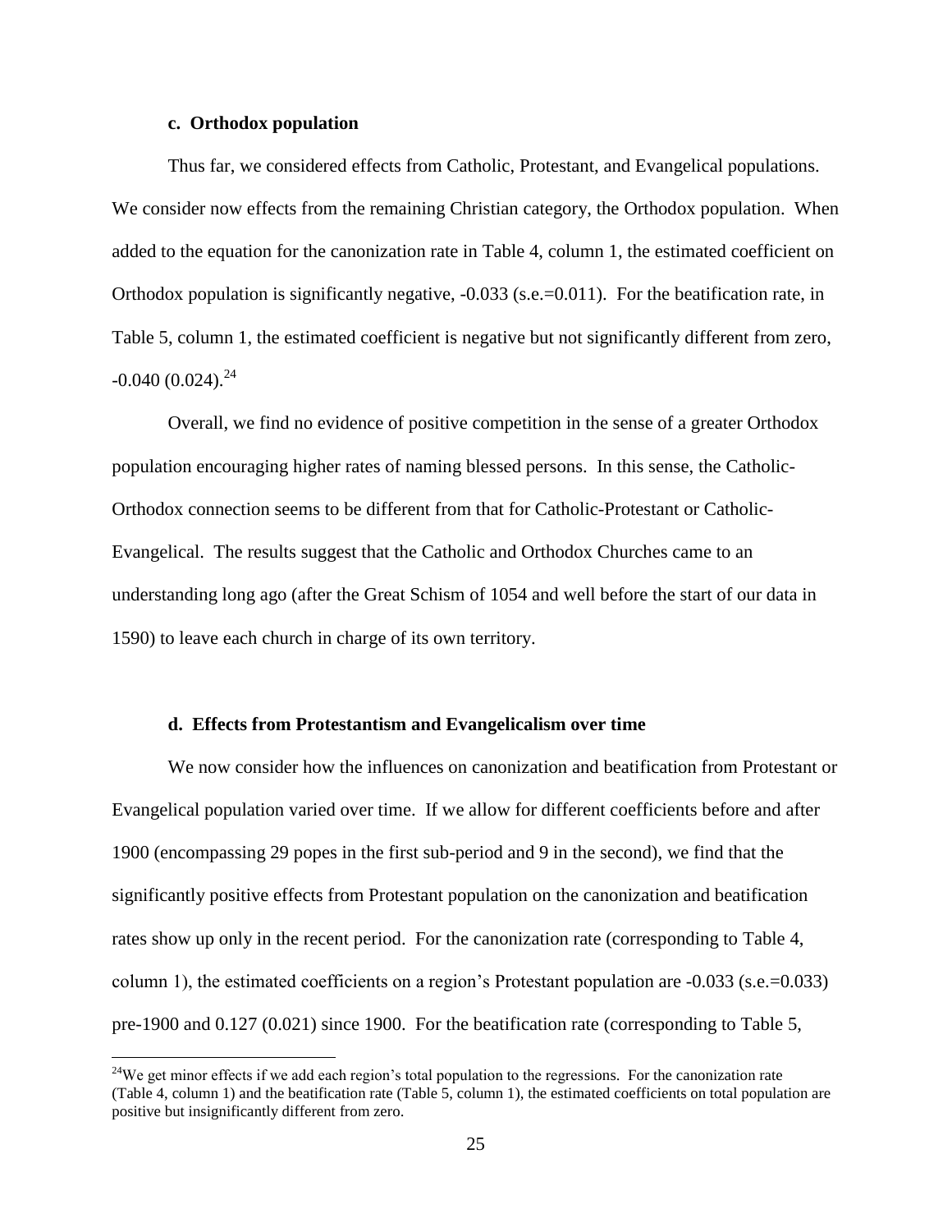### c. Orthodox population

Thus far, we considered effects from Catholic, Protestant, and Evangelical populations. We consider now effects from the remaining Christian category, the Orthodox population. When added to the equation for the canonization rate in Table 4, column 1, the estimated coefficient on Orthodox population is significantly negative, -0.033 (s.e.=0.011). For the beatification rate, in Table 5, column 1, the estimated coefficient is negative but not significantly different from zero, -0.040 (0.024).[24]

Overall, we find no evidence of positive competition in the sense of a greater Orthodox population encouraging higher rates of naming blessed persons. In this sense, the Catholic-Orthodox connection seems to be different from that for Catholic-Protestant or Catholic-Evangelical. The results suggest that the Catholic and Orthodox Churches came to an understanding long ago (after the Great Schism of 1054 and well before the start of our data in 1590) to leave each church in charge of its own territory.

### d. Effects from Protestantism and Evangelicalism over time

We now consider how the influences on canonization and beatification from Protestant or Evangelical population varied over time. If we allow for different coefficients before and after 1900 (encompassing 29 popes in the first sub-period and 9 in the second), we find that the significantly positive effects from Protestant population on the canonization and beatification rates show up only in the recent period. For the canonization rate (corresponding to Table 4, column 1), the estimated coefficients on a region's Protestant population are -0.033 (s.e.=0.033) pre-1900 and 0.127 (0.021) since 1900. For the beatification rate (corresponding to Table 5,

[24]We get minor effects if we add each region's total population to the regressions. For the canonization rate (Table 4, column 1) and the beatification rate (Table 5, column 1), the estimated coefficients on total population are positive but insignificantly different from zero.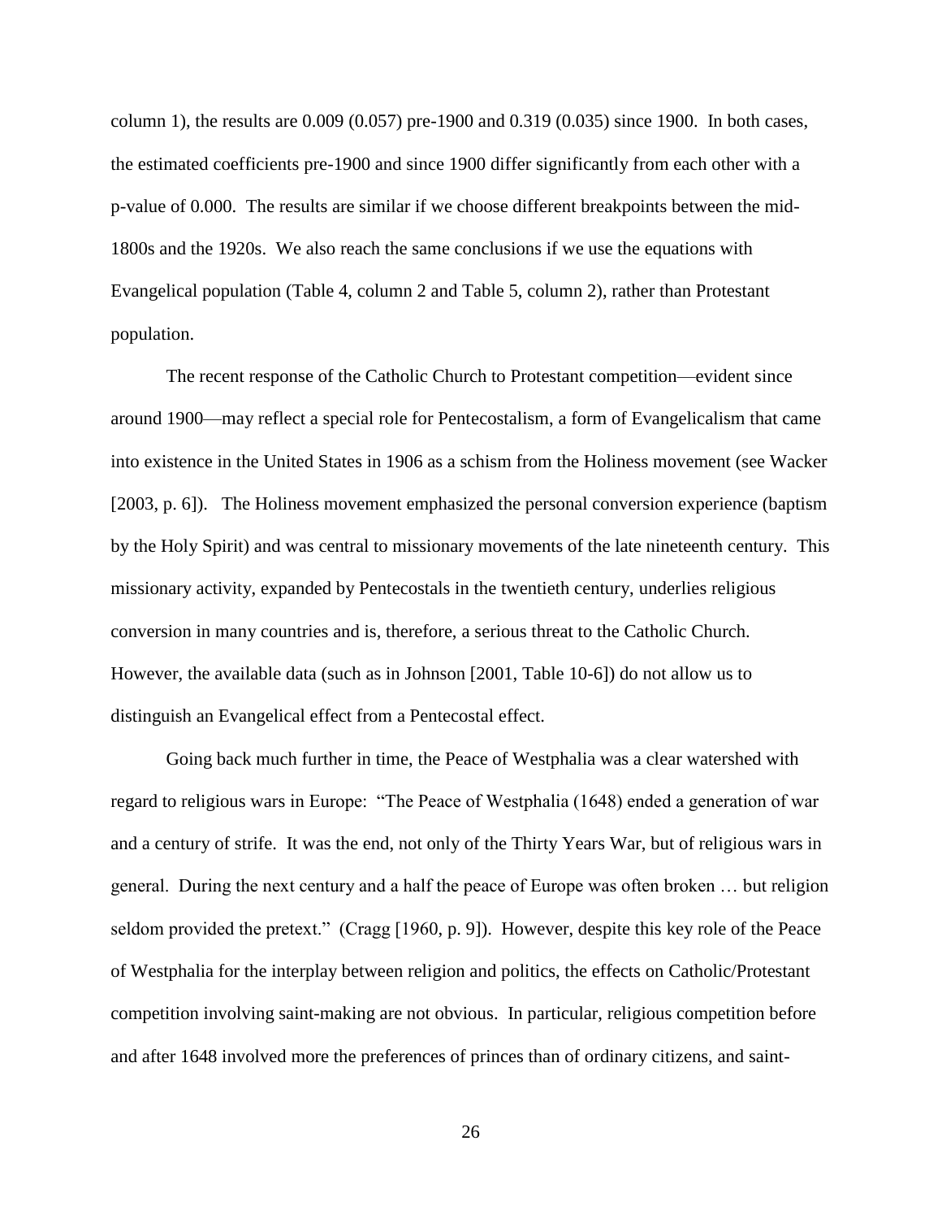column 1), the results are 0.009 (0.057) pre-1900 and 0.319 (0.035) since 1900. In both cases, the estimated coefficients pre-1900 and since 1900 differ significantly from each other with a p-value of 0.000. The results are similar if we choose different breakpoints between the mid-1800s and the 1920s. We also reach the same conclusions if we use the equations with Evangelical population (Table 4, column 2 and Table 5, column 2), rather than Protestant population.

The recent response of the Catholic Church to Protestant competition—evident since around 1900—may reflect a special role for Pentecostalism, a form of Evangelicalism that came into existence in the United States in 1906 as a schism from the Holiness movement (see Wacker [2003, p. 6]). The Holiness movement emphasized the personal conversion experience (baptism by the Holy Spirit) and was central to missionary movements of the late nineteenth century. This missionary activity, expanded by Pentecostals in the twentieth century, underlies religious conversion in many countries and is, therefore, a serious threat to the Catholic Church. However, the available data (such as in Johnson [2001, Table 10-6]) do not allow us to distinguish an Evangelical effect from a Pentecostal effect.

Going back much further in time, the Peace of Westphalia was a clear watershed with regard to religious wars in Europe: "The Peace of Westphalia (1648) ended a generation of war and a century of strife. It was the end, not only of the Thirty Years War, but of religious wars in general. During the next century and a half the peace of Europe was often broken … but religion seldom provided the pretext." (Cragg [1960, p. 9]). However, despite this key role of the Peace of Westphalia for the interplay between religion and politics, the effects on Catholic/Protestant competition involving saint-making are not obvious. In particular, religious competition before and after 1648 involved more the preferences of princes than of ordinary citizens, and saint-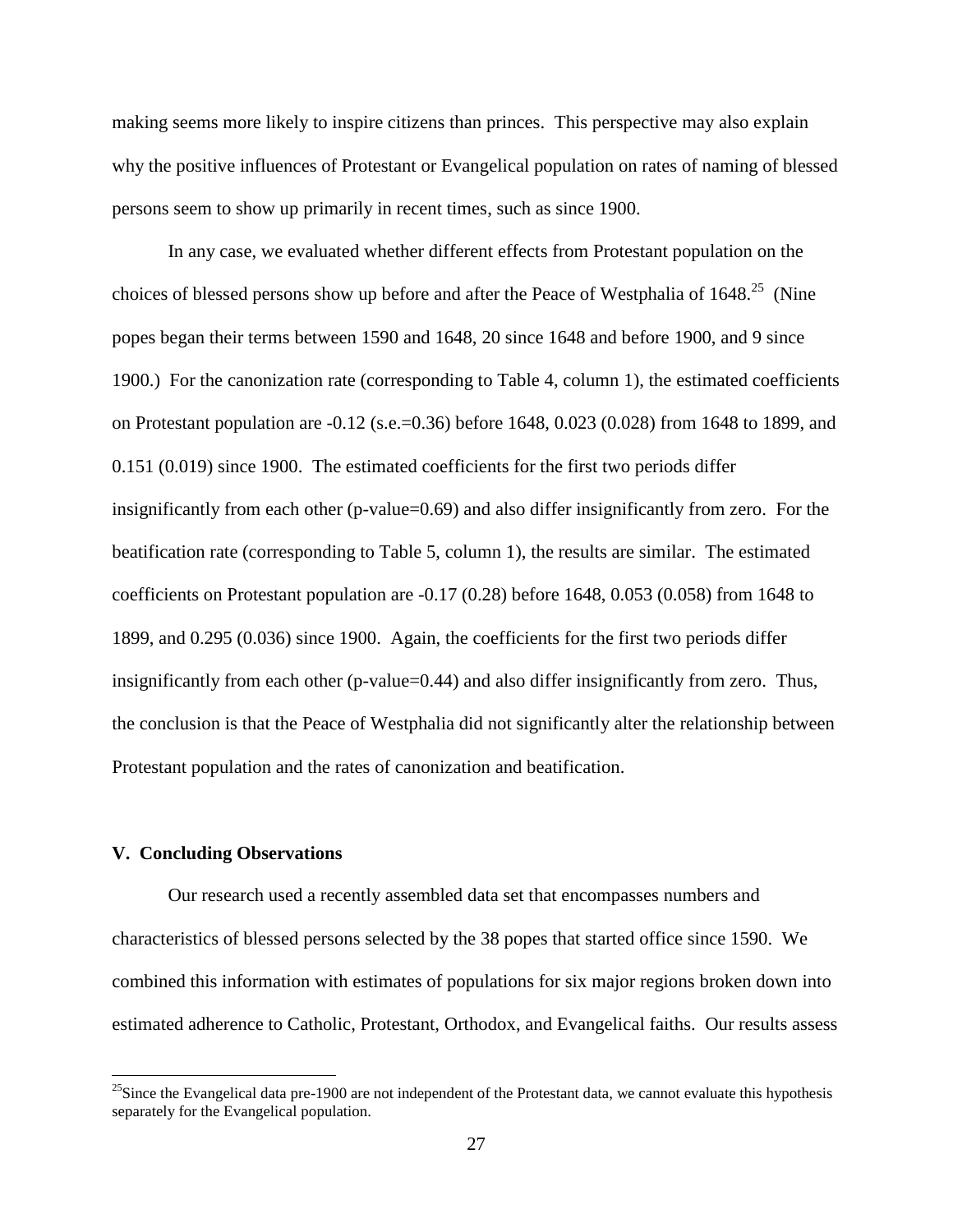making seems more likely to inspire citizens than princes. This perspective may also explain why the positive influences of Protestant or Evangelical population on rates of naming of blessed persons seem to show up primarily in recent times, such as since 1900.

In any case, we evaluated whether different effects from Protestant population on the choices of blessed persons show up before and after the Peace of Westphalia of 1648.[25] (Nine popes began their terms between 1590 and 1648, 20 since 1648 and before 1900, and 9 since 1900.) For the canonization rate (corresponding to Table 4, column 1), the estimated coefficients on Protestant population are -0.12 (s.e.=0.36) before 1648, 0.023 (0.028) from 1648 to 1899, and 0.151 (0.019) since 1900. The estimated coefficients for the first two periods differ insignificantly from each other (p-value=0.69) and also differ insignificantly from zero. For the beatification rate (corresponding to Table 5, column 1), the results are similar. The estimated coefficients on Protestant population are -0.17 (0.28) before 1648, 0.053 (0.058) from 1648 to 1899, and 0.295 (0.036) since 1900. Again, the coefficients for the first two periods differ insignificantly from each other (p-value=0.44) and also differ insignificantly from zero. Thus, the conclusion is that the Peace of Westphalia did not significantly alter the relationship between Protestant population and the rates of canonization and beatification.

## V. Concluding Observations

Our research used a recently assembled data set that encompasses numbers and characteristics of blessed persons selected by the 38 popes that started office since 1590. We combined this information with estimates of populations for six major regions broken down into estimated adherence to Catholic, Protestant, Orthodox, and Evangelical faiths. Our results assess

[25]Since the Evangelical data pre-1900 are not independent of the Protestant data, we cannot evaluate this hypothesis separately for the Evangelical population.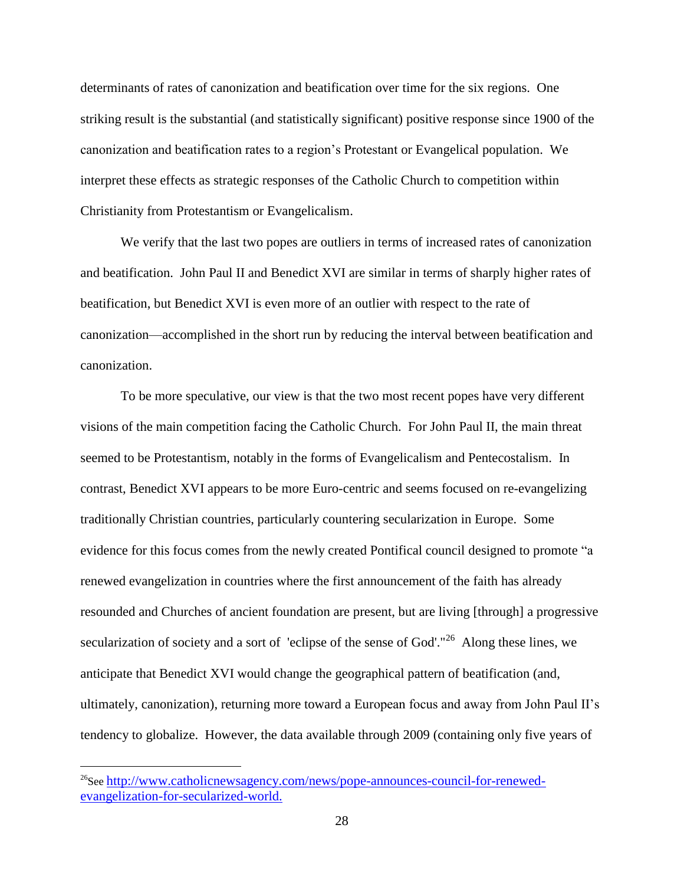determinants of rates of canonization and beatification over time for the six regions. One striking result is the substantial (and statistically significant) positive response since 1900 of the canonization and beatification rates to a region's Protestant or Evangelical population. We interpret these effects as strategic responses of the Catholic Church to competition within Christianity from Protestantism or Evangelicalism.

We verify that the last two popes are outliers in terms of increased rates of canonization and beatification. John Paul II and Benedict XVI are similar in terms of sharply higher rates of beatification, but Benedict XVI is even more of an outlier with respect to the rate of canonization—accomplished in the short run by reducing the interval between beatification and canonization.

To be more speculative, our view is that the two most recent popes have very different visions of the main competition facing the Catholic Church. For John Paul II, the main threat seemed to be Protestantism, notably in the forms of Evangelicalism and Pentecostalism. In contrast, Benedict XVI appears to be more Euro-centric and seems focused on re-evangelizing traditionally Christian countries, particularly countering secularization in Europe. Some evidence for this focus comes from the newly created Pontifical council designed to promote "a renewed evangelization in countries where the first announcement of the faith has already resounded and Churches of ancient foundation are present, but are living [through] a progressive secularization of society and a sort of 'eclipse of the sense of God'."[26] Along these lines, we anticipate that Benedict XVI would change the geographical pattern of beatification (and, ultimately, canonization), returning more toward a European focus and away from John Paul II's tendency to globalize. However, the data available through 2009 (containing only five years of

---

[26]See http://www.catholicnewsagency.com/news/pope-announces-council-for-renewed-evangelization-for-secularized-world.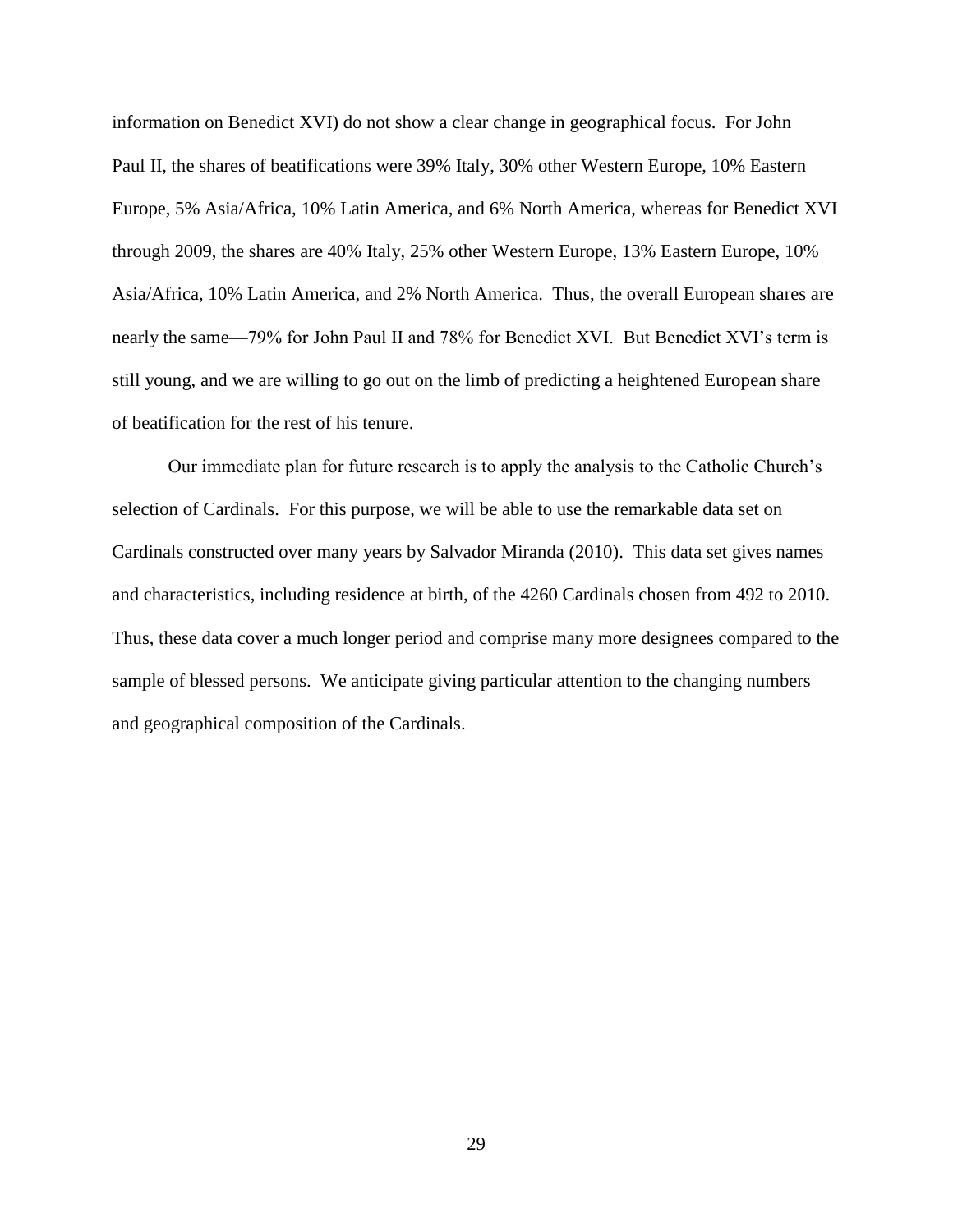information on Benedict XVI) do not show a clear change in geographical focus. For John Paul II, the shares of beatifications were 39% Italy, 30% other Western Europe, 10% Eastern Europe, 5% Asia/Africa, 10% Latin America, and 6% North America, whereas for Benedict XVI through 2009, the shares are 40% Italy, 25% other Western Europe, 13% Eastern Europe, 10% Asia/Africa, 10% Latin America, and 2% North America. Thus, the overall European shares are nearly the same—79% for John Paul II and 78% for Benedict XVI. But Benedict XVI's term is still young, and we are willing to go out on the limb of predicting a heightened European share of beatification for the rest of his tenure.

Our immediate plan for future research is to apply the analysis to the Catholic Church's selection of Cardinals. For this purpose, we will be able to use the remarkable data set on Cardinals constructed over many years by Salvador Miranda (2010). This data set gives names and characteristics, including residence at birth, of the 4260 Cardinals chosen from 492 to 2010. Thus, these data cover a much longer period and comprise many more designees compared to the sample of blessed persons. We anticipate giving particular attention to the changing numbers and geographical composition of the Cardinals.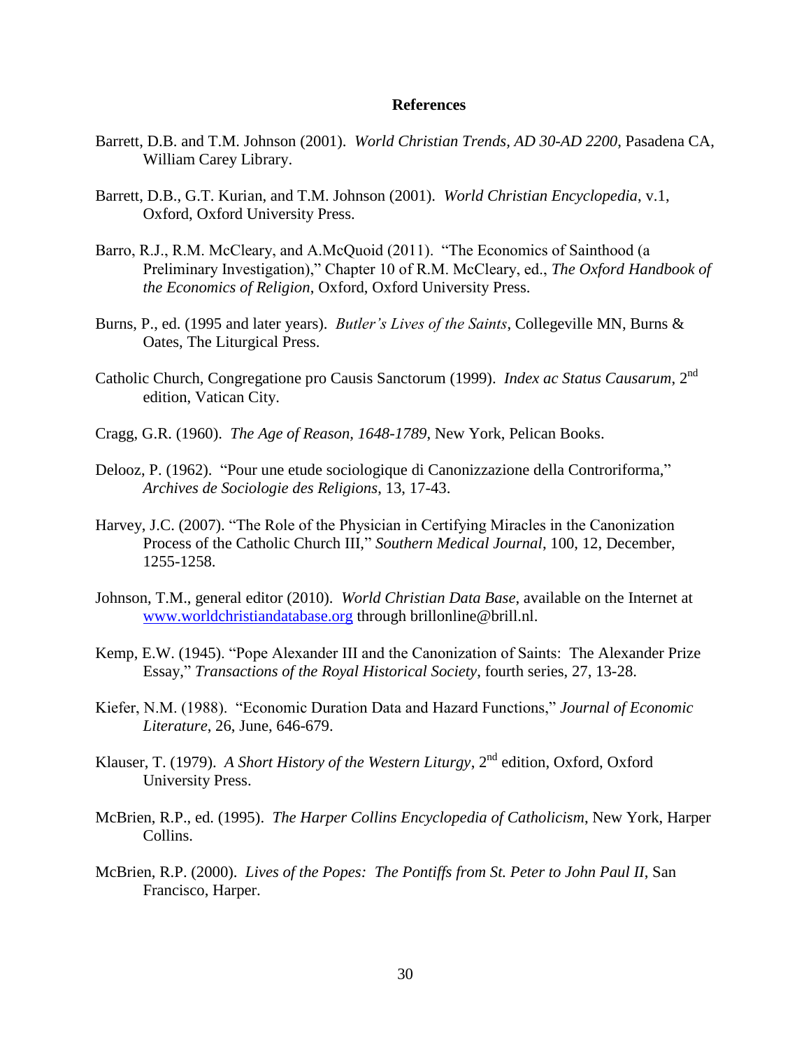## References

Barrett, D.B. and T.M. Johnson (2001). *World Christian Trends, AD 30-AD 2200*, Pasadena CA, William Carey Library.

Barrett, D.B., G.T. Kurian, and T.M. Johnson (2001). *World Christian Encyclopedia*, v.1, Oxford, Oxford University Press.

Barro, R.J., R.M. McCleary, and A.McQuoid (2011). "The Economics of Sainthood (a Preliminary Investigation)," Chapter 10 of R.M. McCleary, ed., *The Oxford Handbook of the Economics of Religion*, Oxford, Oxford University Press.

Burns, P., ed. (1995 and later years). *Butler's Lives of the Saints*, Collegeville MN, Burns & Oates, The Liturgical Press.

Catholic Church, Congregatione pro Causis Sanctorum (1999). *Index ac Status Causarum*, 2nd edition, Vatican City.

Cragg, G.R. (1960). *The Age of Reason, 1648-1789*, New York, Pelican Books.

Delooz, P. (1962). "Pour une etude sociologique di Canonizzazione della Controriforma," *Archives de Sociologie des Religions*, 13, 17-43.

Harvey, J.C. (2007). "The Role of the Physician in Certifying Miracles in the Canonization Process of the Catholic Church III," *Southern Medical Journal*, 100, 12, December, 1255-1258.

Johnson, T.M., general editor (2010). *World Christian Data Base*, available on the Internet at www.worldchristiandatabase.org through brillonline@brill.nl.

Kemp, E.W. (1945). "Pope Alexander III and the Canonization of Saints: The Alexander Prize Essay," *Transactions of the Royal Historical Society*, fourth series, 27, 13-28.

Kiefer, N.M. (1988). "Economic Duration Data and Hazard Functions," *Journal of Economic Literature*, 26, June, 646-679.

Klauser, T. (1979). *A Short History of the Western Liturgy*, 2nd edition, Oxford, Oxford University Press.

McBrien, R.P., ed. (1995). *The Harper Collins Encyclopedia of Catholicism*, New York, Harper Collins.

McBrien, R.P. (2000). *Lives of the Popes: The Pontiffs from St. Peter to John Paul II*, San Francisco, Harper.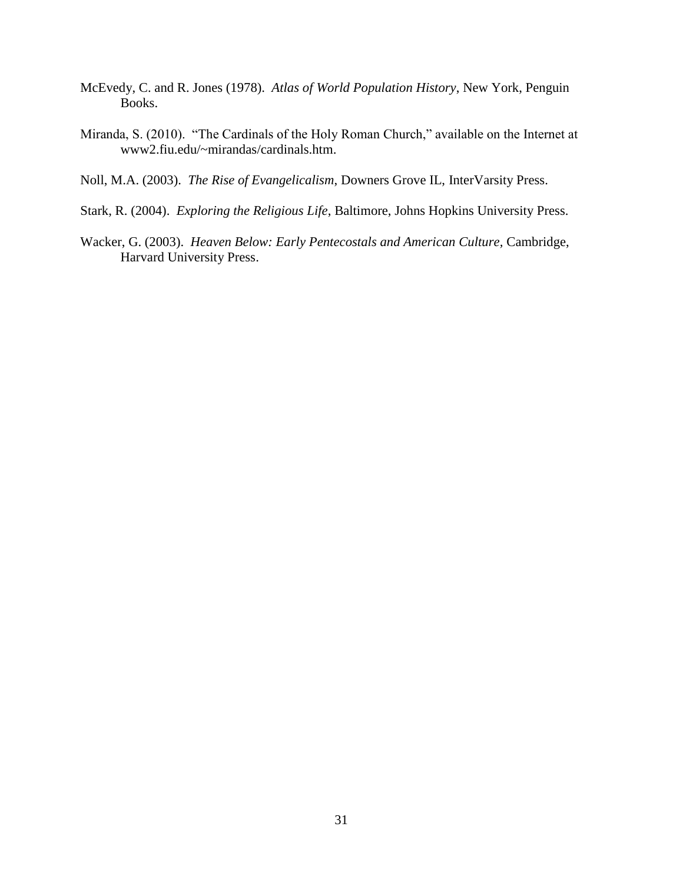McEvedy, C. and R. Jones (1978). *Atlas of World Population History*, New York, Penguin Books.

Miranda, S. (2010). "The Cardinals of the Holy Roman Church," available on the Internet at www2.fiu.edu/~mirandas/cardinals.htm.

Noll, M.A. (2003). *The Rise of Evangelicalism*, Downers Grove IL, InterVarsity Press.

Stark, R. (2004). *Exploring the Religious Life*, Baltimore, Johns Hopkins University Press.

Wacker, G. (2003). *Heaven Below: Early Pentecostals and American Culture*, Cambridge, Harvard University Press.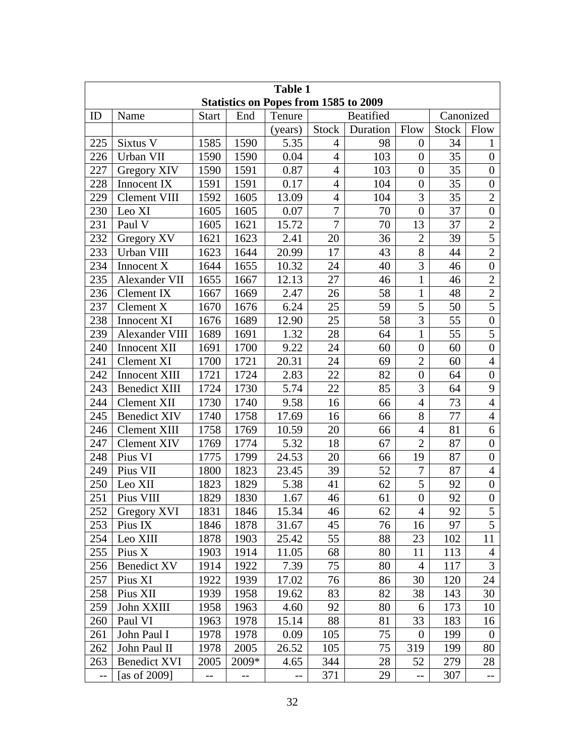**Table 1**
**Statistics on Popes from 1585 to 2009**

| ID | Name | Start | End | Tenure | Beatified | | | Canonized | |
|---|---|---|---|---|---|---|---|---|---|
| | | | | (years) | Stock | Duration | Flow | Stock | Flow |
| 225 | Sixtus V | 1585 | 1590 | 5.35 | 4 | 98 | 0 | 34 | 1 |
| 226 | Urban VII | 1590 | 1590 | 0.04 | 4 | 103 | 0 | 35 | 0 |
| 227 | Gregory XIV | 1590 | 1591 | 0.87 | 4 | 103 | 0 | 35 | 0 |
| 228 | Innocent IX | 1591 | 1591 | 0.17 | 4 | 104 | 0 | 35 | 0 |
| 229 | Clement VIII | 1592 | 1605 | 13.09 | 4 | 104 | 3 | 35 | 2 |
| 230 | Leo XI | 1605 | 1605 | 0.07 | 7 | 70 | 0 | 37 | 0 |
| 231 | Paul V | 1605 | 1621 | 15.72 | 7 | 70 | 13 | 37 | 2 |
| 232 | Gregory XV | 1621 | 1623 | 2.41 | 20 | 36 | 2 | 39 | 5 |
| 233 | Urban VIII | 1623 | 1644 | 20.99 | 17 | 43 | 8 | 44 | 2 |
| 234 | Innocent X | 1644 | 1655 | 10.32 | 24 | 40 | 3 | 46 | 0 |
| 235 | Alexander VII | 1655 | 1667 | 12.13 | 27 | 46 | 1 | 46 | 2 |
| 236 | Clement IX | 1667 | 1669 | 2.47 | 26 | 58 | 1 | 48 | 2 |
| 237 | Clement X | 1670 | 1676 | 6.24 | 25 | 59 | 5 | 50 | 5 |
| 238 | Innocent XI | 1676 | 1689 | 12.90 | 25 | 58 | 3 | 55 | 0 |
| 239 | Alexander VIII | 1689 | 1691 | 1.32 | 28 | 64 | 1 | 55 | 5 |
| 240 | Innocent XII | 1691 | 1700 | 9.22 | 24 | 60 | 0 | 60 | 0 |
| 241 | Clement XI | 1700 | 1721 | 20.31 | 24 | 69 | 2 | 60 | 4 |
| 242 | Innocent XIII | 1721 | 1724 | 2.83 | 22 | 82 | 0 | 64 | 0 |
| 243 | Benedict XIII | 1724 | 1730 | 5.74 | 22 | 85 | 3 | 64 | 9 |
| 244 | Clement XII | 1730 | 1740 | 9.58 | 16 | 66 | 4 | 73 | 4 |
| 245 | Benedict XIV | 1740 | 1758 | 17.69 | 16 | 66 | 8 | 77 | 4 |
| 246 | Clement XIII | 1758 | 1769 | 10.59 | 20 | 66 | 4 | 81 | 6 |
| 247 | Clement XIV | 1769 | 1774 | 5.32 | 18 | 67 | 2 | 87 | 0 |
| 248 | Pius VI | 1775 | 1799 | 24.53 | 20 | 66 | 19 | 87 | 0 |
| 249 | Pius VII | 1800 | 1823 | 23.45 | 39 | 52 | 7 | 87 | 4 |
| 250 | Leo XII | 1823 | 1829 | 5.38 | 41 | 62 | 5 | 92 | 0 |
| 251 | Pius VIII | 1829 | 1830 | 1.67 | 46 | 61 | 0 | 92 | 0 |
| 252 | Gregory XVI | 1831 | 1846 | 15.34 | 46 | 62 | 4 | 92 | 5 |
| 253 | Pius IX | 1846 | 1878 | 31.67 | 45 | 76 | 16 | 97 | 5 |
| 254 | Leo XIII | 1878 | 1903 | 25.42 | 55 | 88 | 23 | 102 | 11 |
| 255 | Pius X | 1903 | 1914 | 11.05 | 68 | 80 | 11 | 113 | 4 |
| 256 | Benedict XV | 1914 | 1922 | 7.39 | 75 | 80 | 4 | 117 | 3 |
| 257 | Pius XI | 1922 | 1939 | 17.02 | 76 | 86 | 30 | 120 | 24 |
| 258 | Pius XII | 1939 | 1958 | 19.62 | 83 | 82 | 38 | 143 | 30 |
| 259 | John XXIII | 1958 | 1963 | 4.60 | 92 | 80 | 6 | 173 | 10 |
| 260 | Paul VI | 1963 | 1978 | 15.14 | 88 | 81 | 33 | 183 | 16 |
| 261 | John Paul I | 1978 | 1978 | 0.09 | 105 | 75 | 0 | 199 | 0 |
| 262 | John Paul II | 1978 | 2005 | 26.52 | 105 | 75 | 319 | 199 | 80 |
| 263 | Benedict XVI | 2005 | 2009* | 4.65 | 344 | 28 | 52 | 279 | 28 |
| -- | [as of 2009] | -- | -- | -- | 371 | 29 | -- | 307 | -- |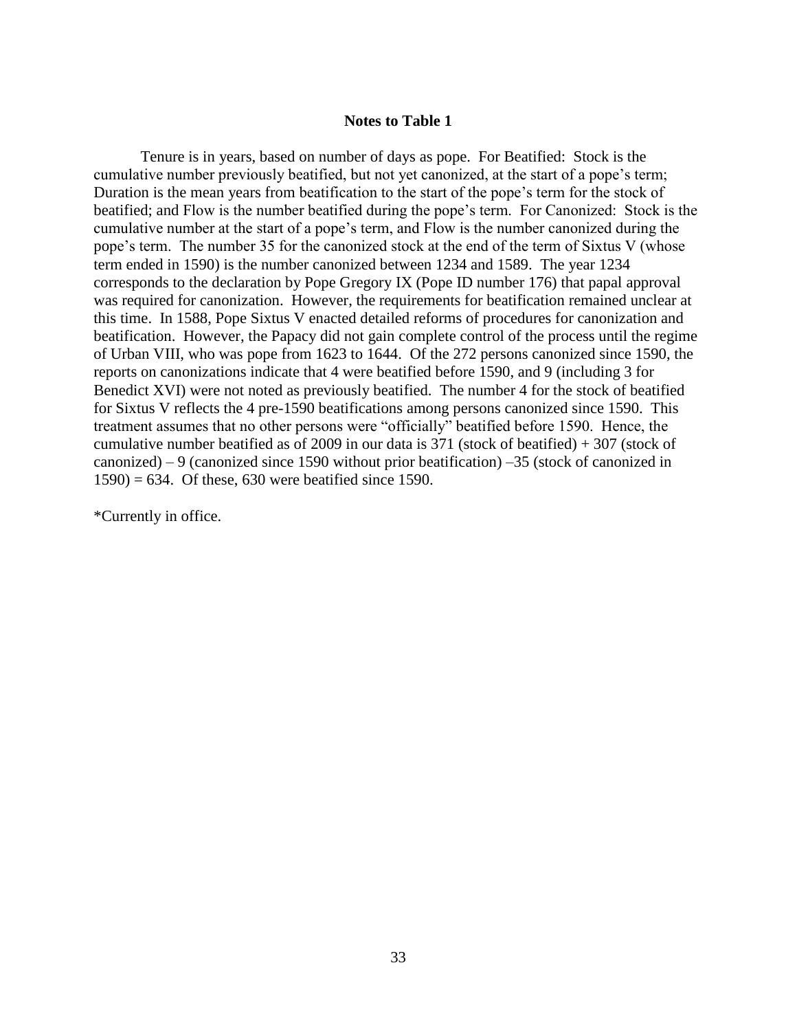### Notes to Table 1

Tenure is in years, based on number of days as pope. For Beatified: Stock is the cumulative number previously beatified, but not yet canonized, at the start of a pope's term; Duration is the mean years from beatification to the start of the pope's term for the stock of beatified; and Flow is the number beatified during the pope's term. For Canonized: Stock is the cumulative number at the start of a pope's term, and Flow is the number canonized during the pope's term. The number 35 for the canonized stock at the end of the term of Sixtus V (whose term ended in 1590) is the number canonized between 1234 and 1589. The year 1234 corresponds to the declaration by Pope Gregory IX (Pope ID number 176) that papal approval was required for canonization. However, the requirements for beatification remained unclear at this time. In 1588, Pope Sixtus V enacted detailed reforms of procedures for canonization and beatification. However, the Papacy did not gain complete control of the process until the regime of Urban VIII, who was pope from 1623 to 1644. Of the 272 persons canonized since 1590, the reports on canonizations indicate that 4 were beatified before 1590, and 9 (including 3 for Benedict XVI) were not noted as previously beatified. The number 4 for the stock of beatified for Sixtus V reflects the 4 pre-1590 beatifications among persons canonized since 1590. This treatment assumes that no other persons were "officially" beatified before 1590. Hence, the cumulative number beatified as of 2009 in our data is 371 (stock of beatified) + 307 (stock of canonized) – 9 (canonized since 1590 without prior beatification) –35 (stock of canonized in 1590) = 634. Of these, 630 were beatified since 1590.

*Currently in office.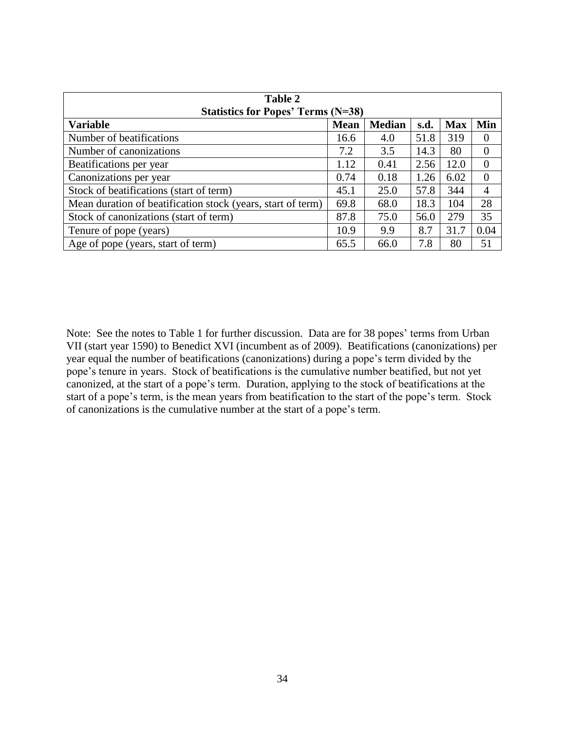**Table 2**
**Statistics for Popes' Terms (N=38)**

| Variable | Mean | Median | s.d. | Max | Min |
|---|---|---|---|---|---|
| Number of beatifications | 16.6 | 4.0 | 51.8 | 319 | 0 |
| Number of canonizations | 7.2 | 3.5 | 14.3 | 80 | 0 |
| Beatifications per year | 1.12 | 0.41 | 2.56 | 12.0 | 0 |
| Canonizations per year | 0.74 | 0.18 | 1.26 | 6.02 | 0 |
| Stock of beatifications (start of term) | 45.1 | 25.0 | 57.8 | 344 | 4 |
| Mean duration of beatification stock (years, start of term) | 69.8 | 68.0 | 18.3 | 104 | 28 |
| Stock of canonizations (start of term) | 87.8 | 75.0 | 56.0 | 279 | 35 |
| Tenure of pope (years) | 10.9 | 9.9 | 8.7 | 31.7 | 0.04 |
| Age of pope (years, start of term) | 65.5 | 66.0 | 7.8 | 80 | 51 |

Note: See the notes to Table 1 for further discussion. Data are for 38 popes' terms from Urban VII (start year 1590) to Benedict XVI (incumbent as of 2009). Beatifications (canonizations) per year equal the number of beatifications (canonizations) during a pope's term divided by the pope's tenure in years. Stock of beatifications is the cumulative number beatified, but not yet canonized, at the start of a pope's term. Duration, applying to the stock of beatifications at the start of a pope's term, is the mean years from beatification to the start of the pope's term. Stock of canonizations is the cumulative number at the start of a pope's term.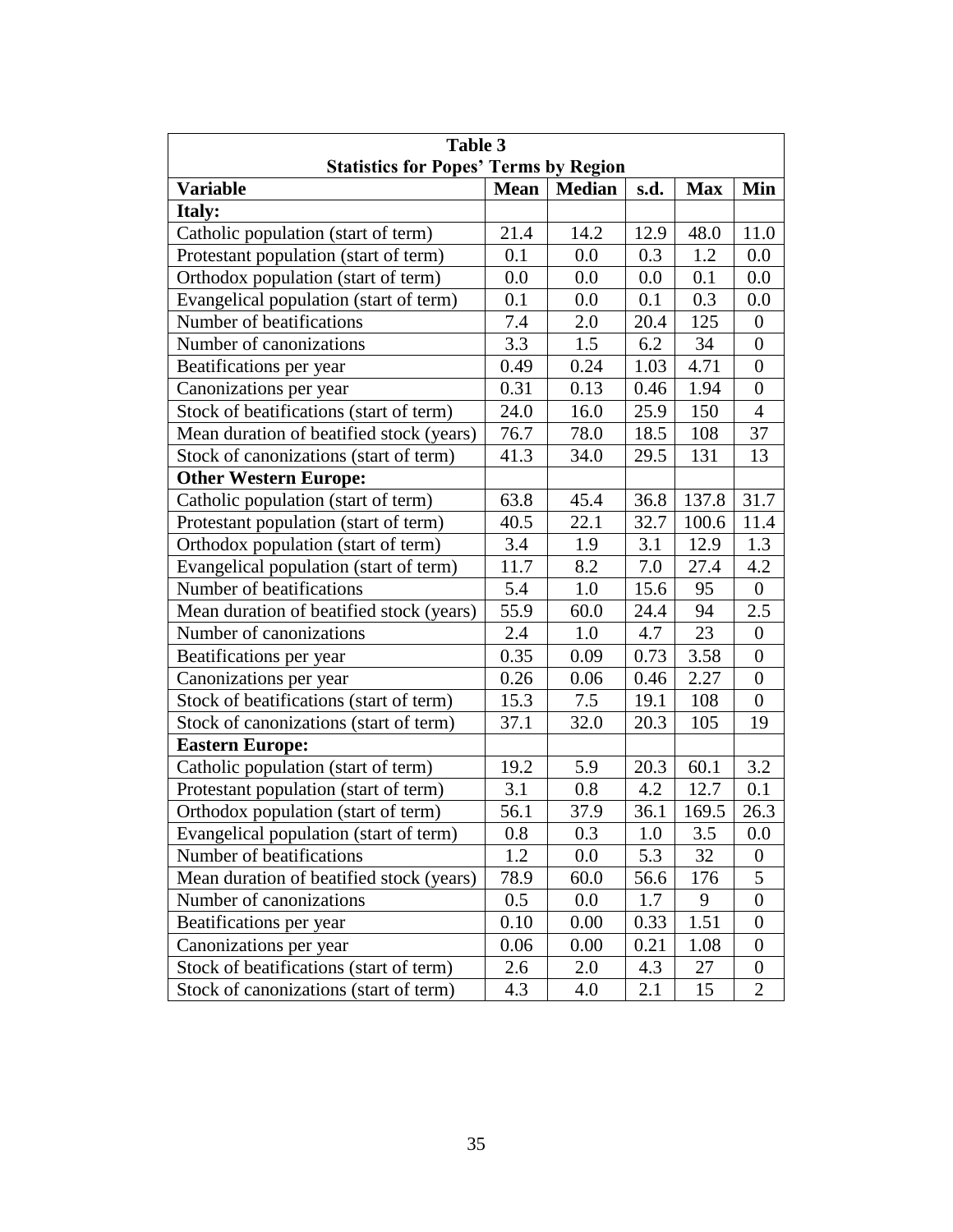| Table 3<br>Statistics for Popes' Terms by Region | | | | | |
|---|---|---|---|---|---|
| **Variable** | **Mean** | **Median** | **s.d.** | **Max** | **Min** |
| **Italy:** | | | | | |
| Catholic population (start of term) | 21.4 | 14.2 | 12.9 | 48.0 | 11.0 |
| Protestant population (start of term) | 0.1 | 0.0 | 0.3 | 1.2 | 0.0 |
| Orthodox population (start of term) | 0.0 | 0.0 | 0.0 | 0.1 | 0.0 |
| Evangelical population (start of term) | 0.1 | 0.0 | 0.1 | 0.3 | 0.0 |
| Number of beatifications | 7.4 | 2.0 | 20.4 | 125 | 0 |
| Number of canonizations | 3.3 | 1.5 | 6.2 | 34 | 0 |
| Beatifications per year | 0.49 | 0.24 | 1.03 | 4.71 | 0 |
| Canonizations per year | 0.31 | 0.13 | 0.46 | 1.94 | 0 |
| Stock of beatifications (start of term) | 24.0 | 16.0 | 25.9 | 150 | 4 |
| Mean duration of beatified stock (years) | 76.7 | 78.0 | 18.5 | 108 | 37 |
| Stock of canonizations (start of term) | 41.3 | 34.0 | 29.5 | 131 | 13 |
| **Other Western Europe:** | | | | | |
| Catholic population (start of term) | 63.8 | 45.4 | 36.8 | 137.8 | 31.7 |
| Protestant population (start of term) | 40.5 | 22.1 | 32.7 | 100.6 | 11.4 |
| Orthodox population (start of term) | 3.4 | 1.9 | 3.1 | 12.9 | 1.3 |
| Evangelical population (start of term) | 11.7 | 8.2 | 7.0 | 27.4 | 4.2 |
| Number of beatifications | 5.4 | 1.0 | 15.6 | 95 | 0 |
| Mean duration of beatified stock (years) | 55.9 | 60.0 | 24.4 | 94 | 2.5 |
| Number of canonizations | 2.4 | 1.0 | 4.7 | 23 | 0 |
| Beatifications per year | 0.35 | 0.09 | 0.73 | 3.58 | 0 |
| Canonizations per year | 0.26 | 0.06 | 0.46 | 2.27 | 0 |
| Stock of beatifications (start of term) | 15.3 | 7.5 | 19.1 | 108 | 0 |
| Stock of canonizations (start of term) | 37.1 | 32.0 | 20.3 | 105 | 19 |
| **Eastern Europe:** | | | | | |
| Catholic population (start of term) | 19.2 | 5.9 | 20.3 | 60.1 | 3.2 |
| Protestant population (start of term) | 3.1 | 0.8 | 4.2 | 12.7 | 0.1 |
| Orthodox population (start of term) | 56.1 | 37.9 | 36.1 | 169.5 | 26.3 |
| Evangelical population (start of term) | 0.8 | 0.3 | 1.0 | 3.5 | 0.0 |
| Number of beatifications | 1.2 | 0.0 | 5.3 | 32 | 0 |
| Mean duration of beatified stock (years) | 78.9 | 60.0 | 56.6 | 176 | 5 |
| Number of canonizations | 0.5 | 0.0 | 1.7 | 9 | 0 |
| Beatifications per year | 0.10 | 0.00 | 0.33 | 1.51 | 0 |
| Canonizations per year | 0.06 | 0.00 | 0.21 | 1.08 | 0 |
| Stock of beatifications (start of term) | 2.6 | 2.0 | 4.3 | 27 | 0 |
| Stock of canonizations (start of term) | 4.3 | 4.0 | 2.1 | 15 | 2 |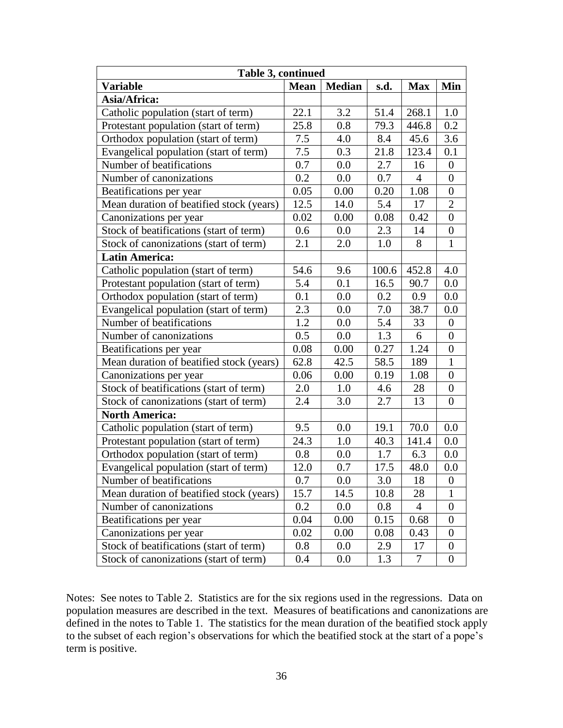| Table 3, continued | | | | | |
|---|---|---|---|---|---|
| **Variable** | **Mean** | **Median** | **s.d.** | **Max** | **Min** |
| **Asia/Africa:** | | | | | |
| Catholic population (start of term) | 22.1 | 3.2 | 51.4 | 268.1 | 1.0 |
| Protestant population (start of term) | 25.8 | 0.8 | 79.3 | 446.8 | 0.2 |
| Orthodox population (start of term) | 7.5 | 4.0 | 8.4 | 45.6 | 3.6 |
| Evangelical population (start of term) | 7.5 | 0.3 | 21.8 | 123.4 | 0.1 |
| Number of beatifications | 0.7 | 0.0 | 2.7 | 16 | 0 |
| Number of canonizations | 0.2 | 0.0 | 0.7 | 4 | 0 |
| Beatifications per year | 0.05 | 0.00 | 0.20 | 1.08 | 0 |
| Mean duration of beatified stock (years) | 12.5 | 14.0 | 5.4 | 17 | 2 |
| Canonizations per year | 0.02 | 0.00 | 0.08 | 0.42 | 0 |
| Stock of beatifications (start of term) | 0.6 | 0.0 | 2.3 | 14 | 0 |
| Stock of canonizations (start of term) | 2.1 | 2.0 | 1.0 | 8 | 1 |
| **Latin America:** | | | | | |
| Catholic population (start of term) | 54.6 | 9.6 | 100.6 | 452.8 | 4.0 |
| Protestant population (start of term) | 5.4 | 0.1 | 16.5 | 90.7 | 0.0 |
| Orthodox population (start of term) | 0.1 | 0.0 | 0.2 | 0.9 | 0.0 |
| Evangelical population (start of term) | 2.3 | 0.0 | 7.0 | 38.7 | 0.0 |
| Number of beatifications | 1.2 | 0.0 | 5.4 | 33 | 0 |
| Number of canonizations | 0.5 | 0.0 | 1.3 | 6 | 0 |
| Beatifications per year | 0.08 | 0.00 | 0.27 | 1.24 | 0 |
| Mean duration of beatified stock (years) | 62.8 | 42.5 | 58.5 | 189 | 1 |
| Canonizations per year | 0.06 | 0.00 | 0.19 | 1.08 | 0 |
| Stock of beatifications (start of term) | 2.0 | 1.0 | 4.6 | 28 | 0 |
| Stock of canonizations (start of term) | 2.4 | 3.0 | 2.7 | 13 | 0 |
| **North America:** | | | | | |
| Catholic population (start of term) | 9.5 | 0.0 | 19.1 | 70.0 | 0.0 |
| Protestant population (start of term) | 24.3 | 1.0 | 40.3 | 141.4 | 0.0 |
| Orthodox population (start of term) | 0.8 | 0.0 | 1.7 | 6.3 | 0.0 |
| Evangelical population (start of term) | 12.0 | 0.7 | 17.5 | 48.0 | 0.0 |
| Number of beatifications | 0.7 | 0.0 | 3.0 | 18 | 0 |
| Mean duration of beatified stock (years) | 15.7 | 14.5 | 10.8 | 28 | 1 |
| Number of canonizations | 0.2 | 0.0 | 0.8 | 4 | 0 |
| Beatifications per year | 0.04 | 0.00 | 0.15 | 0.68 | 0 |
| Canonizations per year | 0.02 | 0.00 | 0.08 | 0.43 | 0 |
| Stock of beatifications (start of term) | 0.8 | 0.0 | 2.9 | 17 | 0 |
| Stock of canonizations (start of term) | 0.4 | 0.0 | 1.3 | 7 | 0 |

Notes: See notes to Table 2. Statistics are for the six regions used in the regressions. Data on population measures are described in the text. Measures of beatifications and canonizations are defined in the notes to Table 1. The statistics for the mean duration of the beatified stock apply to the subset of each region's observations for which the beatified stock at the start of a pope's term is positive.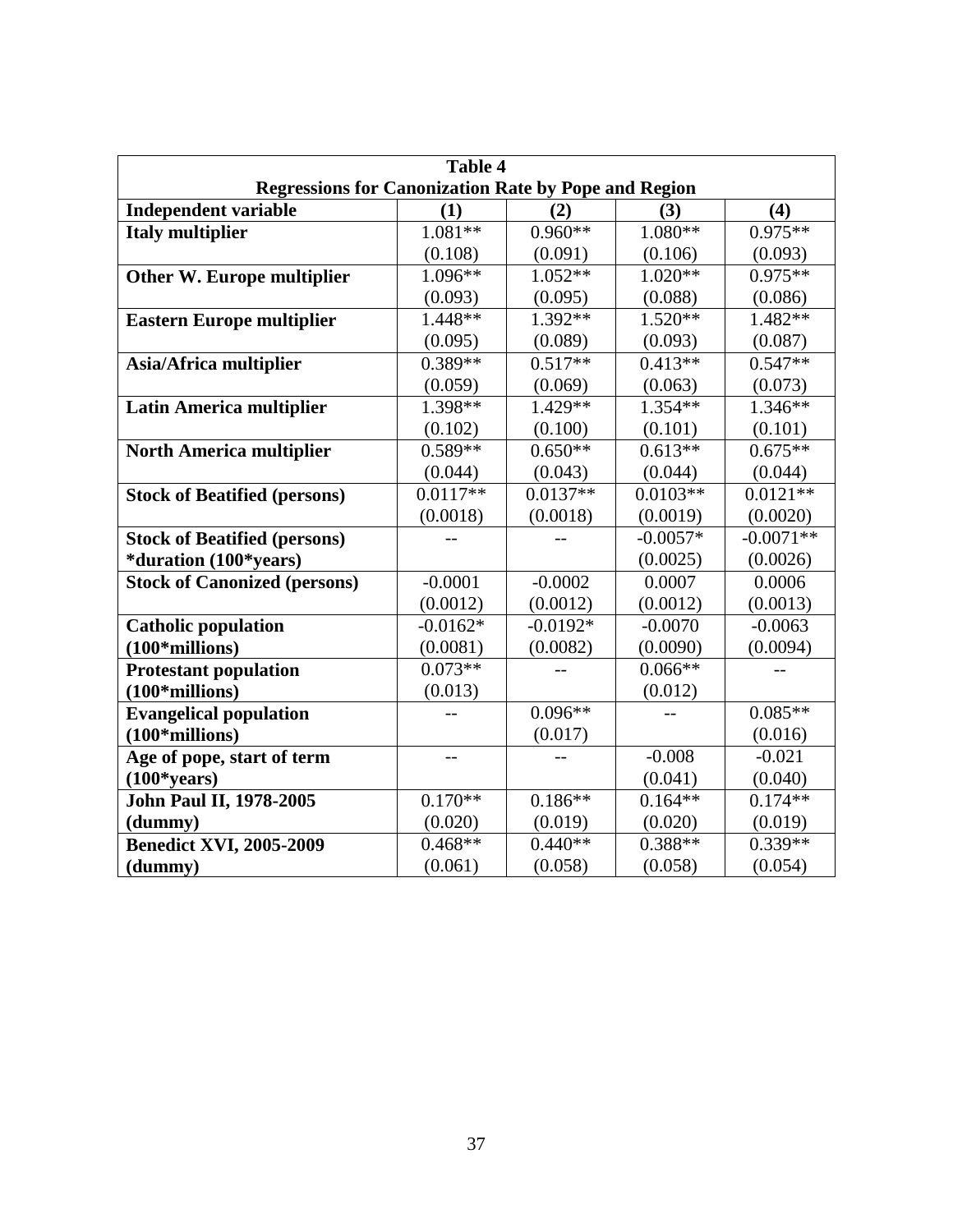**Table 4**

**Regressions for Canonization Rate by Pope and Region**

| Independent variable | (1) | (2) | (3) | (4) |
|---|---|---|---|---|
| **Italy multiplier** | 1.081** | 0.960** | 1.080** | 0.975** |
| | (0.108) | (0.091) | (0.106) | (0.093) |
| **Other W. Europe multiplier** | 1.096** | 1.052** | 1.020** | 0.975** |
| | (0.093) | (0.095) | (0.088) | (0.086) |
| **Eastern Europe multiplier** | 1.448** | 1.392** | 1.520** | 1.482** |
| | (0.095) | (0.089) | (0.093) | (0.087) |
| **Asia/Africa multiplier** | 0.389** | 0.517** | 0.413** | 0.547** |
| | (0.059) | (0.069) | (0.063) | (0.073) |
| **Latin America multiplier** | 1.398** | 1.429** | 1.354** | 1.346** |
| | (0.102) | (0.100) | (0.101) | (0.101) |
| **North America multiplier** | 0.589** | 0.650** | 0.613** | 0.675** |
| | (0.044) | (0.043) | (0.044) | (0.044) |
| **Stock of Beatified (persons)** | 0.0117** | 0.0137** | 0.0103** | 0.0121** |
| | (0.0018) | (0.0018) | (0.0019) | (0.0020) |
| **Stock of Beatified (persons) *duration (100*years)** | -- | -- | -0.0057* | -0.0071** |
| | | | (0.0025) | (0.0026) |
| **Stock of Canonized (persons)** | -0.0001 | -0.0002 | 0.0007 | 0.0006 |
| | (0.0012) | (0.0012) | (0.0012) | (0.0013) |
| **Catholic population (100*millions)** | -0.0162* | -0.0192* | -0.0070 | -0.0063 |
| | (0.0081) | (0.0082) | (0.0090) | (0.0094) |
| **Protestant population (100*millions)** | 0.073** | -- | 0.066** | -- |
| | (0.013) | | (0.012) | |
| **Evangelical population (100*millions)** | -- | 0.096** | -- | 0.085** |
| | | (0.017) | | (0.016) |
| **Age of pope, start of term (100*years)** | -- | -- | -0.008 | -0.021 |
| | | | (0.041) | (0.040) |
| **John Paul II, 1978-2005 (dummy)** | 0.170** | 0.186** | 0.164** | 0.174** |
| | (0.020) | (0.019) | (0.020) | (0.019) |
| **Benedict XVI, 2005-2009 (dummy)** | 0.468** | 0.440** | 0.388** | 0.339** |
| | (0.061) | (0.058) | (0.058) | (0.054) |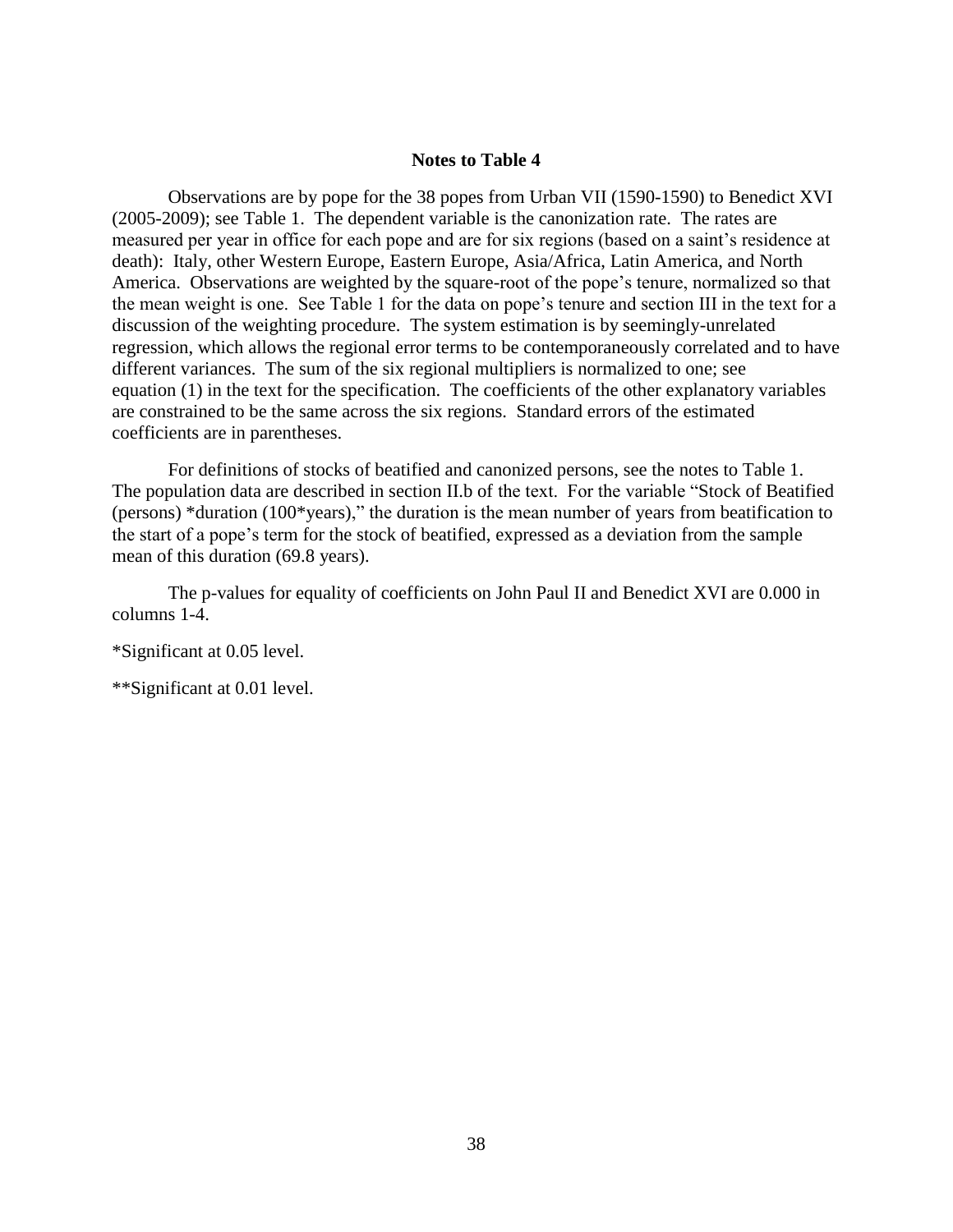## Notes to Table 4

Observations are by pope for the 38 popes from Urban VII (1590-1590) to Benedict XVI (2005-2009); see Table 1. The dependent variable is the canonization rate. The rates are measured per year in office for each pope and are for six regions (based on a saint's residence at death): Italy, other Western Europe, Eastern Europe, Asia/Africa, Latin America, and North America. Observations are weighted by the square-root of the pope's tenure, normalized so that the mean weight is one. See Table 1 for the data on pope's tenure and section III in the text for a discussion of the weighting procedure. The system estimation is by seemingly-unrelated regression, which allows the regional error terms to be contemporaneously correlated and to have different variances. The sum of the six regional multipliers is normalized to one; see equation (1) in the text for the specification. The coefficients of the other explanatory variables are constrained to be the same across the six regions. Standard errors of the estimated coefficients are in parentheses.

For definitions of stocks of beatified and canonized persons, see the notes to Table 1. The population data are described in section II.b of the text. For the variable "Stock of Beatified (persons) *duration (100*years)," the duration is the mean number of years from beatification to the start of a pope's term for the stock of beatified, expressed as a deviation from the sample mean of this duration (69.8 years).

The p-values for equality of coefficients on John Paul II and Benedict XVI are 0.000 in columns 1-4.

*Significant at 0.05 level.

**Significant at 0.01 level.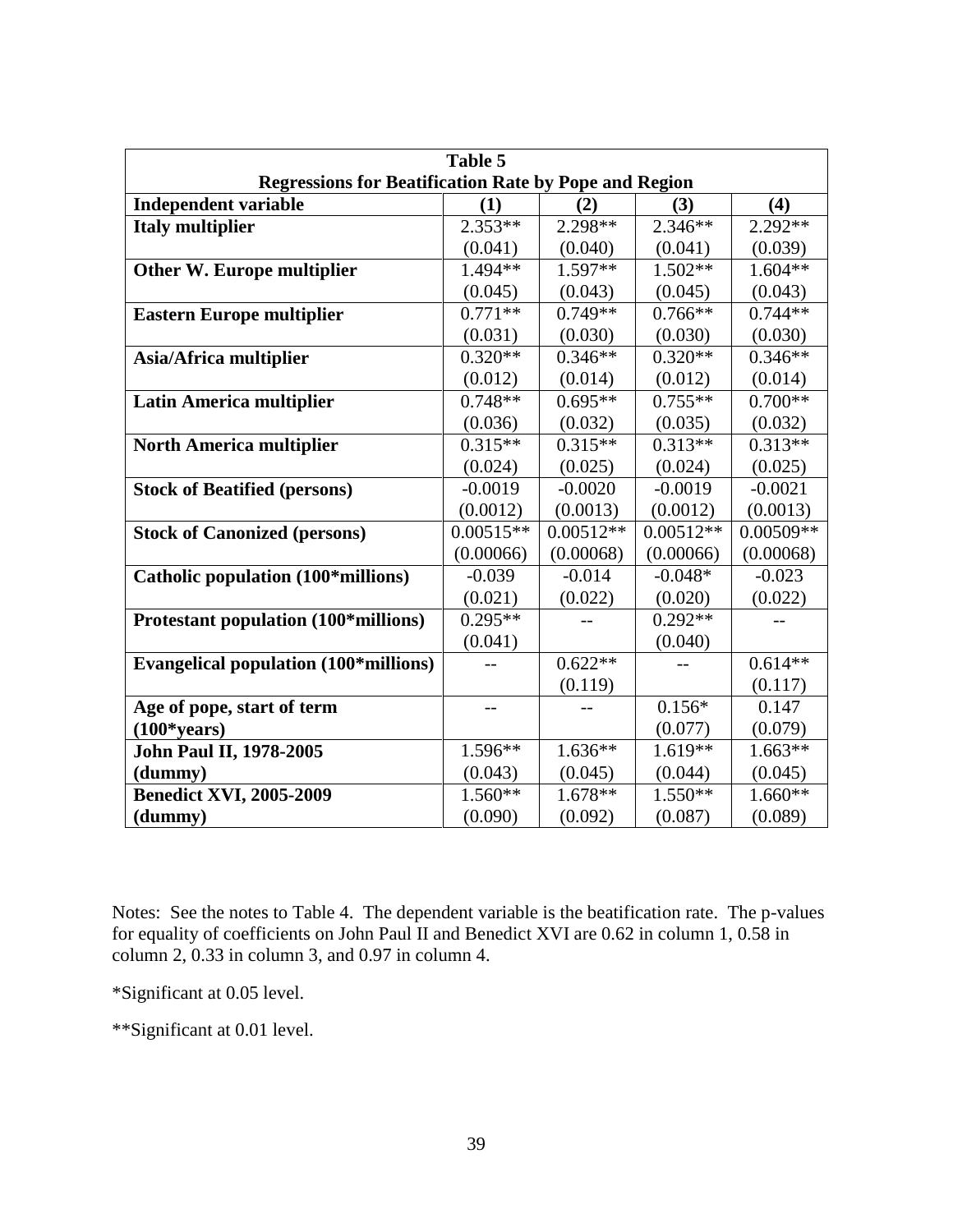| Table 5<br>Regressions for Beatification Rate by Pope and Region | | | | |
|---|---|---|---|---|
| **Independent variable** | **(1)** | **(2)** | **(3)** | **(4)** |
| **Italy multiplier** | 2.353** | 2.298** | 2.346** | 2.292** |
| | (0.041) | (0.040) | (0.041) | (0.039) |
| **Other W. Europe multiplier** | 1.494** | 1.597** | 1.502** | 1.604** |
| | (0.045) | (0.043) | (0.045) | (0.043) |
| **Eastern Europe multiplier** | 0.771** | 0.749** | 0.766** | 0.744** |
| | (0.031) | (0.030) | (0.030) | (0.030) |
| **Asia/Africa multiplier** | 0.320** | 0.346** | 0.320** | 0.346** |
| | (0.012) | (0.014) | (0.012) | (0.014) |
| **Latin America multiplier** | 0.748** | 0.695** | 0.755** | 0.700** |
| | (0.036) | (0.032) | (0.035) | (0.032) |
| **North America multiplier** | 0.315** | 0.315** | 0.313** | 0.313** |
| | (0.024) | (0.025) | (0.024) | (0.025) |
| **Stock of Beatified (persons)** | -0.0019 | -0.0020 | -0.0019 | -0.0021 |
| | (0.0012) | (0.0013) | (0.0012) | (0.0013) |
| **Stock of Canonized (persons)** | 0.00515** | 0.00512** | 0.00512** | 0.00509** |
| | (0.00066) | (0.00068) | (0.00066) | (0.00068) |
| **Catholic population (100*millions)** | -0.039 | -0.014 | -0.048* | -0.023 |
| | (0.021) | (0.022) | (0.020) | (0.022) |
| **Protestant population (100*millions)** | 0.295** | -- | 0.292** | -- |
| | (0.041) | | (0.040) | |
| **Evangelical population (100*millions)** | -- | 0.622** | -- | 0.614** |
| | | (0.119) | | (0.117) |
| **Age of pope, start of term (100*years)** | -- | -- | 0.156* | 0.147 |
| | | | (0.077) | (0.079) |
| **John Paul II, 1978-2005 (dummy)** | 1.596** | 1.636** | 1.619** | 1.663** |
| | (0.043) | (0.045) | (0.044) | (0.045) |
| **Benedict XVI, 2005-2009 (dummy)** | 1.560** | 1.678** | 1.550** | 1.660** |
| | (0.090) | (0.092) | (0.087) | (0.089) |

Notes: See the notes to Table 4. The dependent variable is the beatification rate. The p-values for equality of coefficients on John Paul II and Benedict XVI are 0.62 in column 1, 0.58 in column 2, 0.33 in column 3, and 0.97 in column 4.

*Significant at 0.05 level.

**Significant at 0.01 level.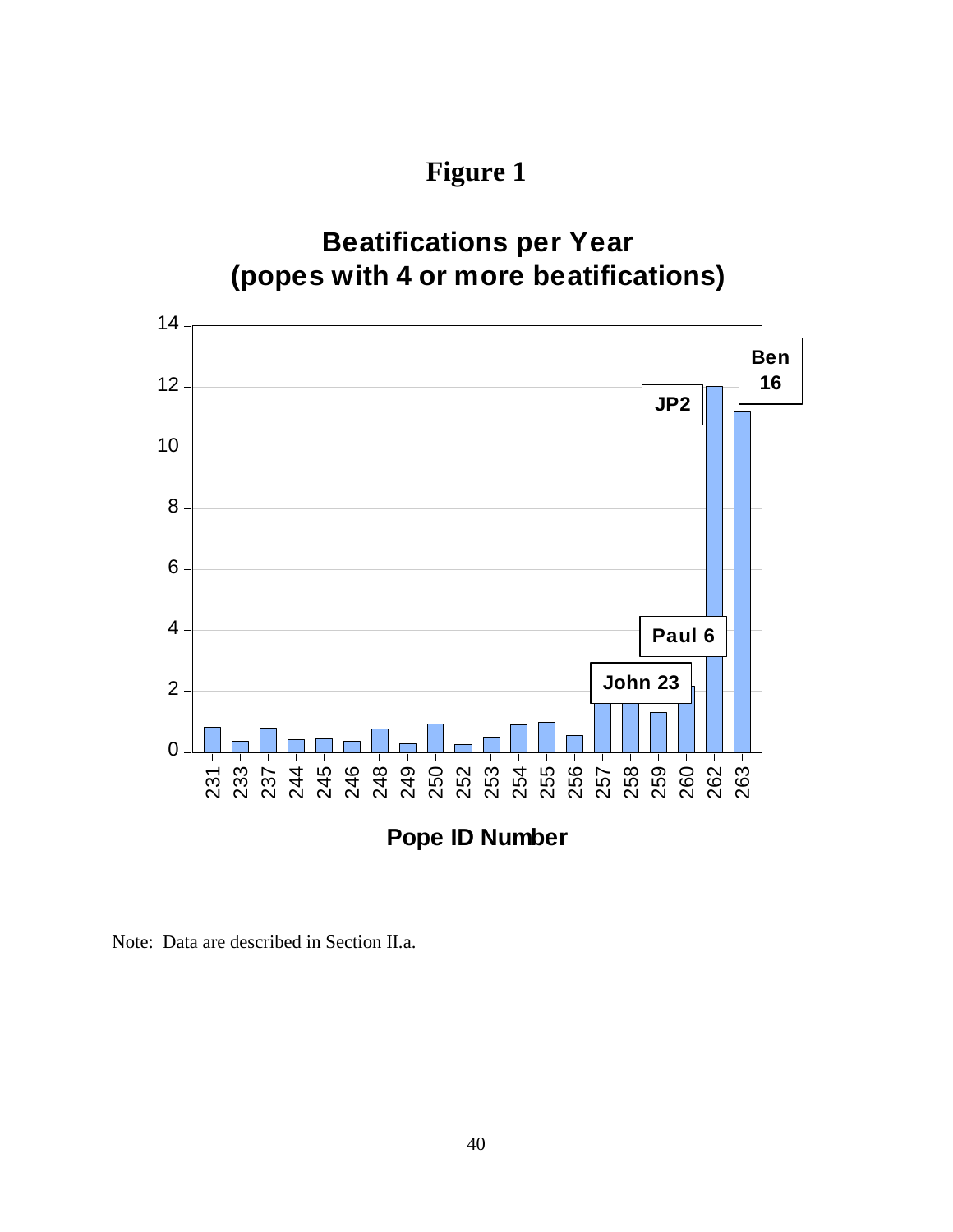# Figure 1

**Beatifications per Year (popes with 4 or more beatifications)**

| Pope ID Number | Beatifications per Year (approx.) |
|---|---|
| 231 | 0.8 |
| 233 | 0.35 |
| 237 | 0.8 |
| 244 | 0.4 |
| 245 | 0.45 |
| 246 | 0.35 |
| 248 | 0.75 |
| 249 | 0.25 |
| 250 | 0.9 |
| 252 | 0.25 |
| 253 | 0.5 |
| 254 | 0.9 |
| 255 | 1.0 |
| 256 | 0.55 |
| 257 | 1.7 |
| 258 | 1.7 |
| 259 | 1.3 |
| 260 (Paul 6) | 2.2 |
| 262 (JP2) | 12.0 |
| 263 (Ben 16) | 11.2 |

Labels on chart: John 23, Paul 6, JP2, Ben 16

Note: Data are described in Section II.a.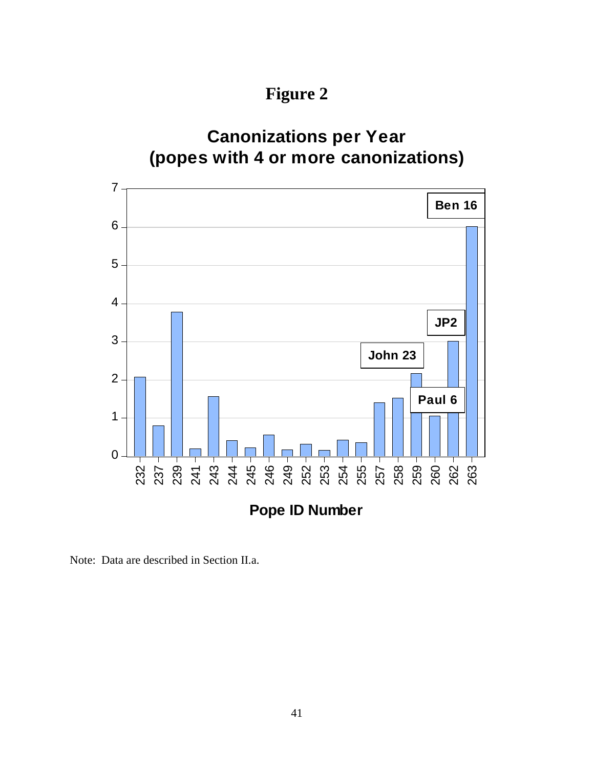# Figure 2

**Canonizations per Year (popes with 4 or more canonizations)**

Note: Data are described in Section II.a.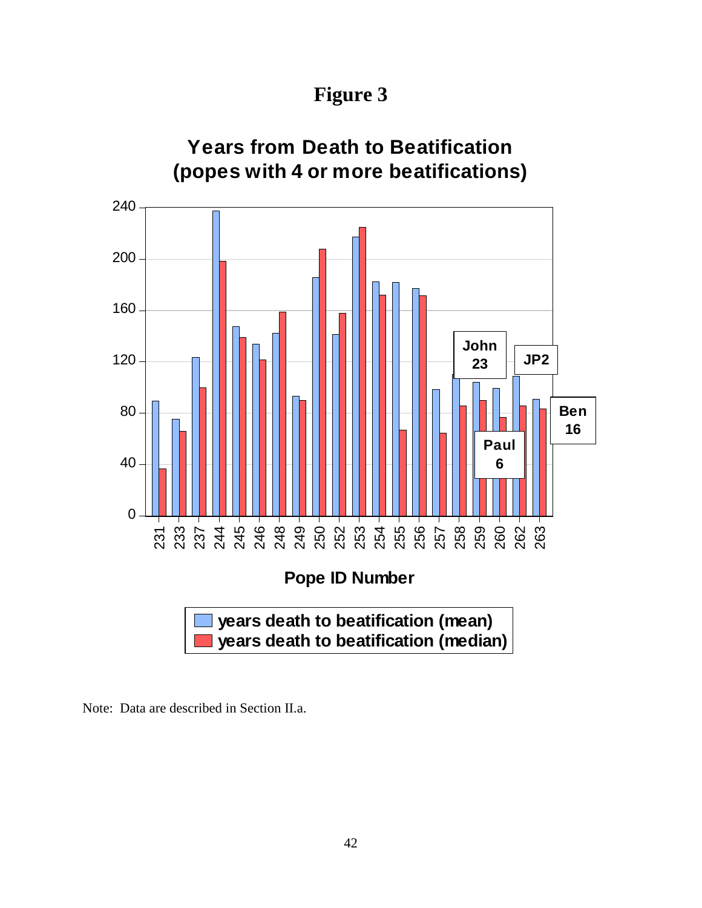# Figure 3

## Years from Death to Beatification (popes with 4 or more beatifications)

| Pope ID Number | years death to beatification (mean) | years death to beatification (median) |
|---|---|---|
| 231 | 89 | 36 |
| 233 | 75 | 65 |
| 237 | 123 | 99 |
| 244 | 237 | 198 |
| 245 | 147 | 138 |
| 246 | 133 | 121 |
| 248 | 142 | 158 |
| 249 | 93 | 89 |
| 250 | 185 | 207 |
| 252 | 141 | 157 |
| 253 | 217 | 224 |
| 254 | 182 | 171 |
| 255 | 181 | 66 |
| 256 | 177 | 171 |
| 257 | 98 | 64 |
| 258 (John 23) | 110 | 85 |
| 259 (Paul 6) | 104 | 89 |
| 260 | 99 | 76 |
| 262 (JP2) | 109 | 85 |
| 263 (Ben 16) | 91 | 83 |

Note: Data are described in Section II.a.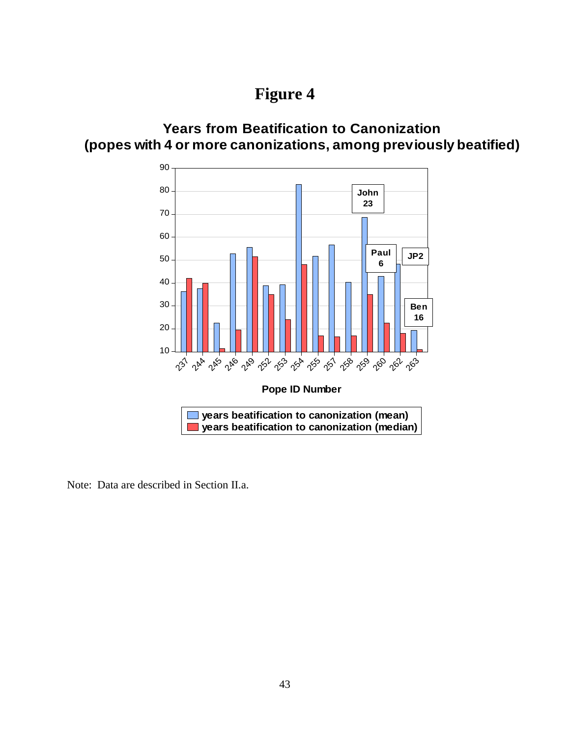# Figure 4

**Years from Beatification to Canonization (popes with 4 or more canonizations, among previously beatified)**

Note: Data are described in Section II.a.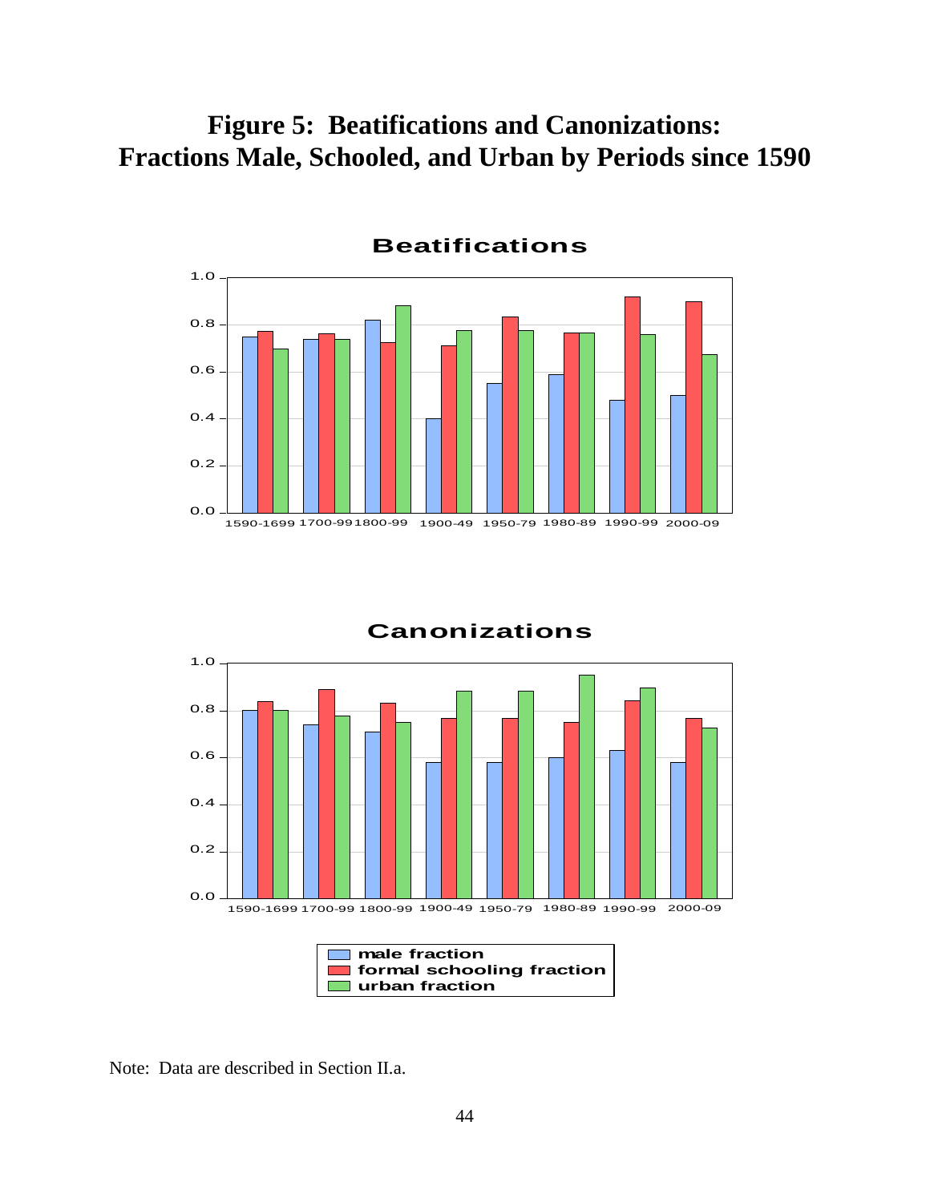# Figure 5: Beatifications and Canonizations: Fractions Male, Schooled, and Urban by Periods since 1590

Note: Data are described in Section II.a.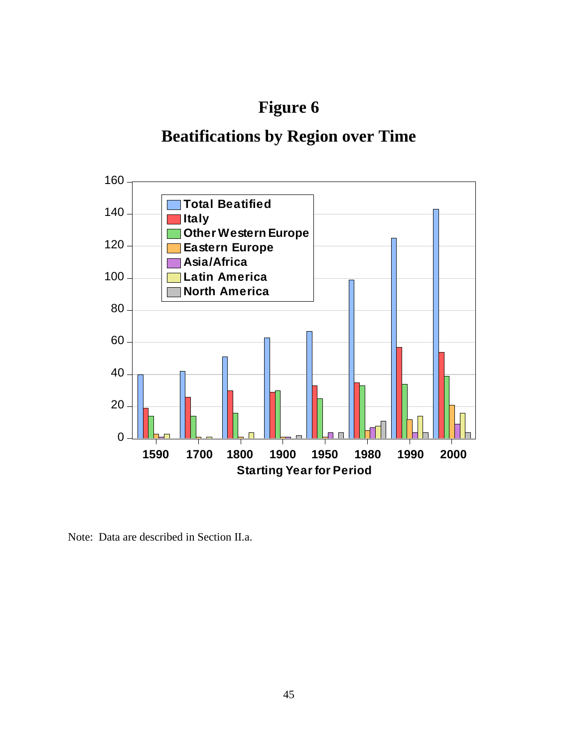# Figure 6

## Beatifications by Region over Time

Note: Data are described in Section II.a.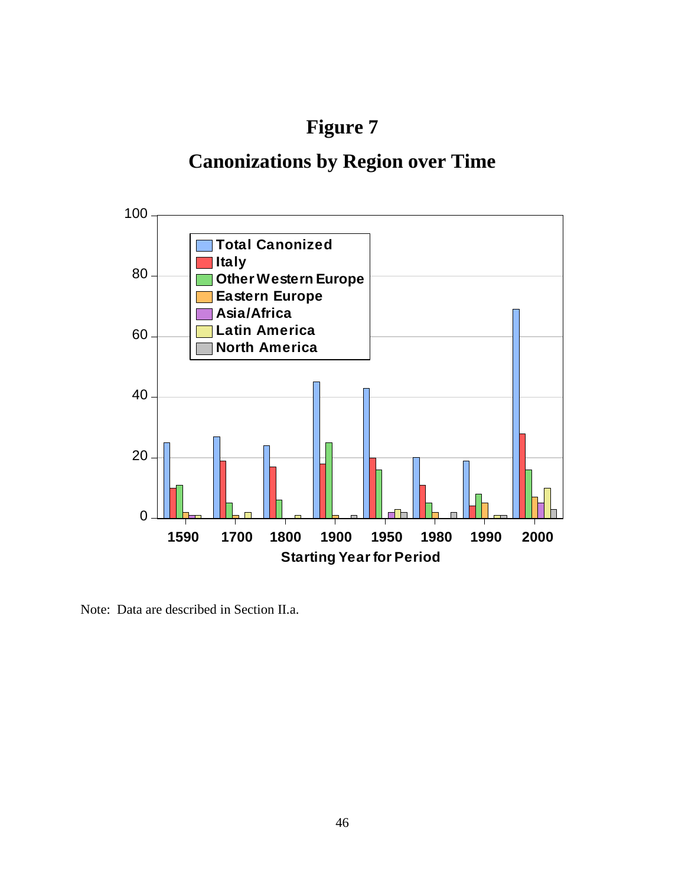# Figure 7

## Canonizations by Region over Time

Note: Data are described in Section II.a.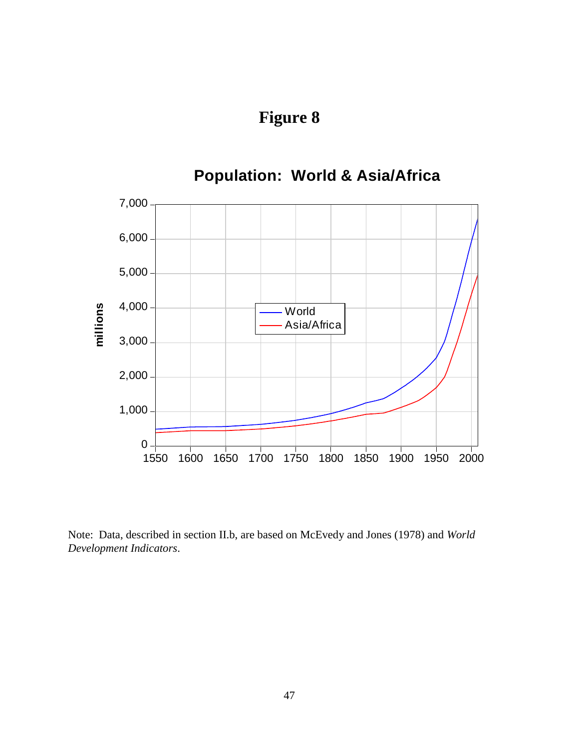# Figure 8

**Population: World & Asia/Africa**

Note: Data, described in section II.b, are based on McEvedy and Jones (1978) and *World Development Indicators*.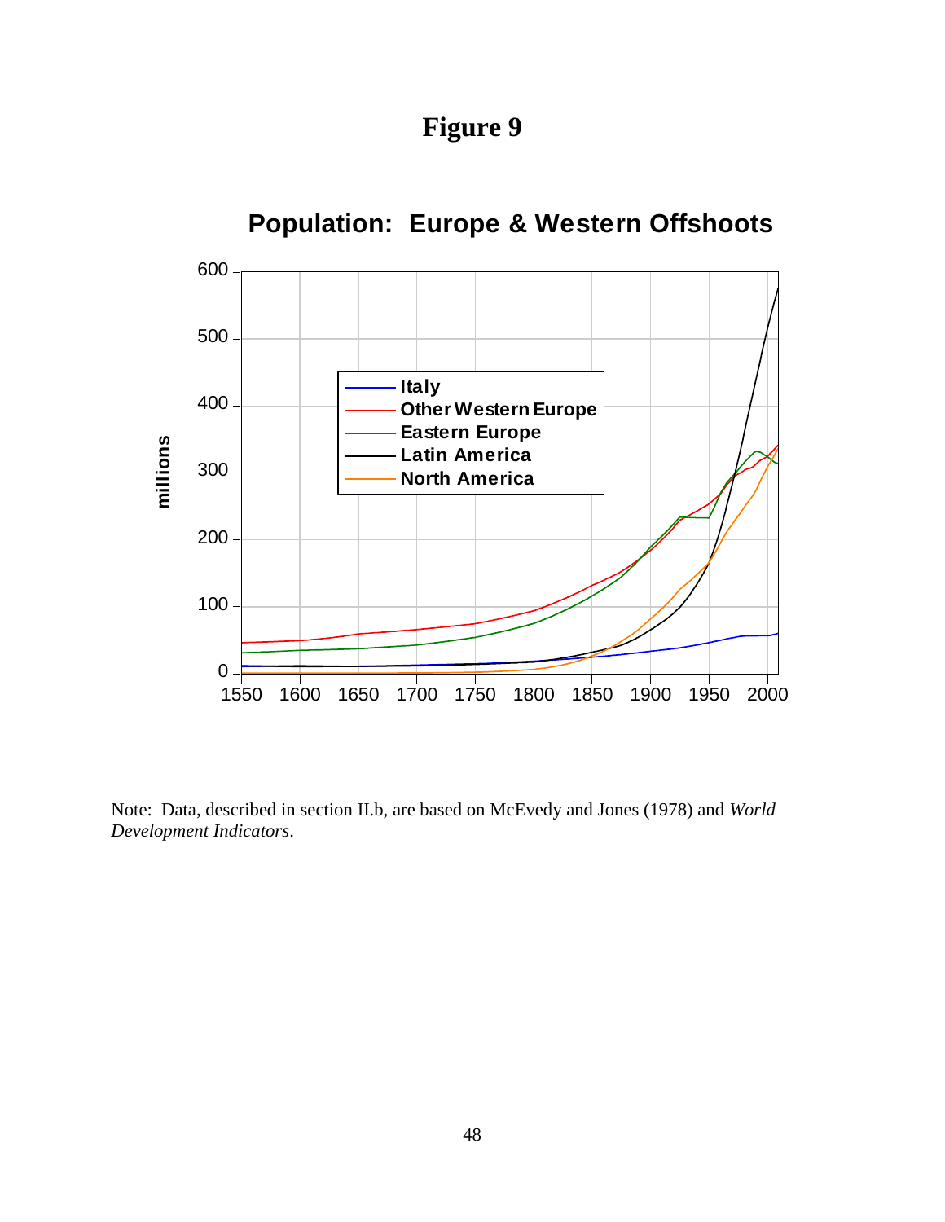# Figure 9

Note: Data, described in section II.b, are based on McEvedy and Jones (1978) and *World Development Indicators*.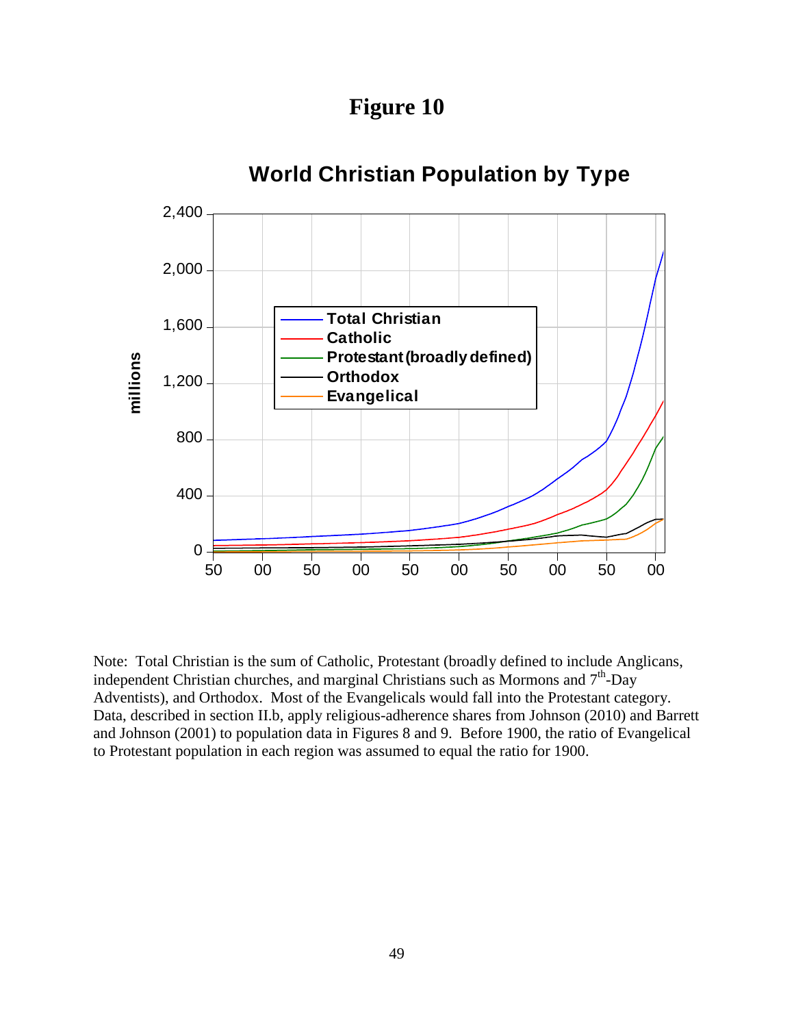# Figure 10

Note: Total Christian is the sum of Catholic, Protestant (broadly defined to include Anglicans, independent Christian churches, and marginal Christians such as Mormons and 7[th]-Day Adventists), and Orthodox. Most of the Evangelicals would fall into the Protestant category. Data, described in section II.b, apply religious-adherence shares from Johnson (2010) and Barrett and Johnson (2001) to population data in Figures 8 and 9. Before 1900, the ratio of Evangelical to Protestant population in each region was assumed to equal the ratio for 1900.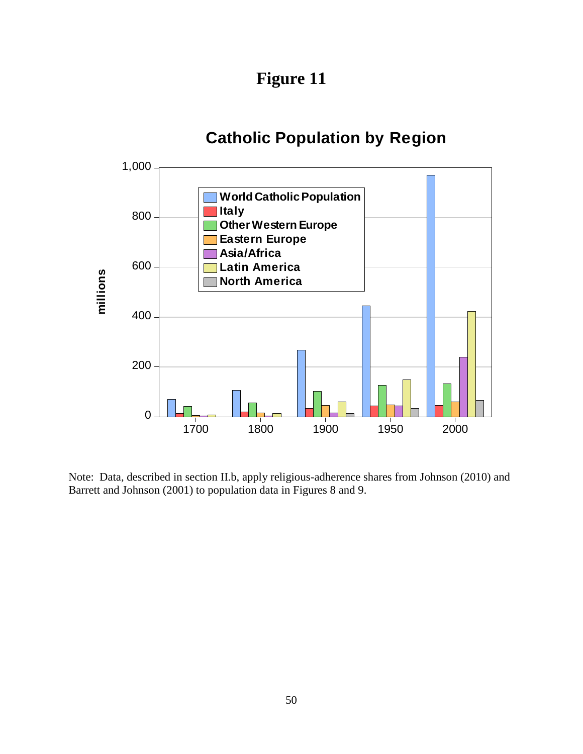# Figure 11

## Catholic Population by Region

Note: Data, described in section II.b, apply religious-adherence shares from Johnson (2010) and Barrett and Johnson (2001) to population data in Figures 8 and 9.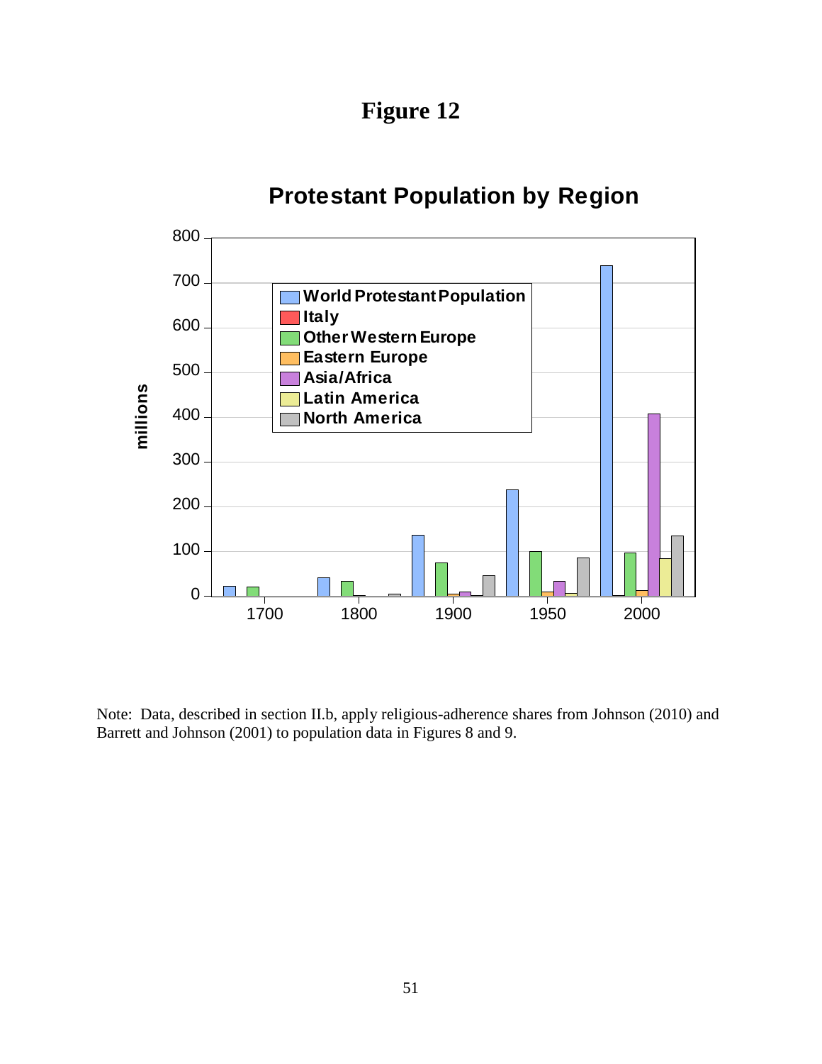# Figure 12

## Protestant Population by Region

Note: Data, described in section II.b, apply religious-adherence shares from Johnson (2010) and Barrett and Johnson (2001) to population data in Figures 8 and 9.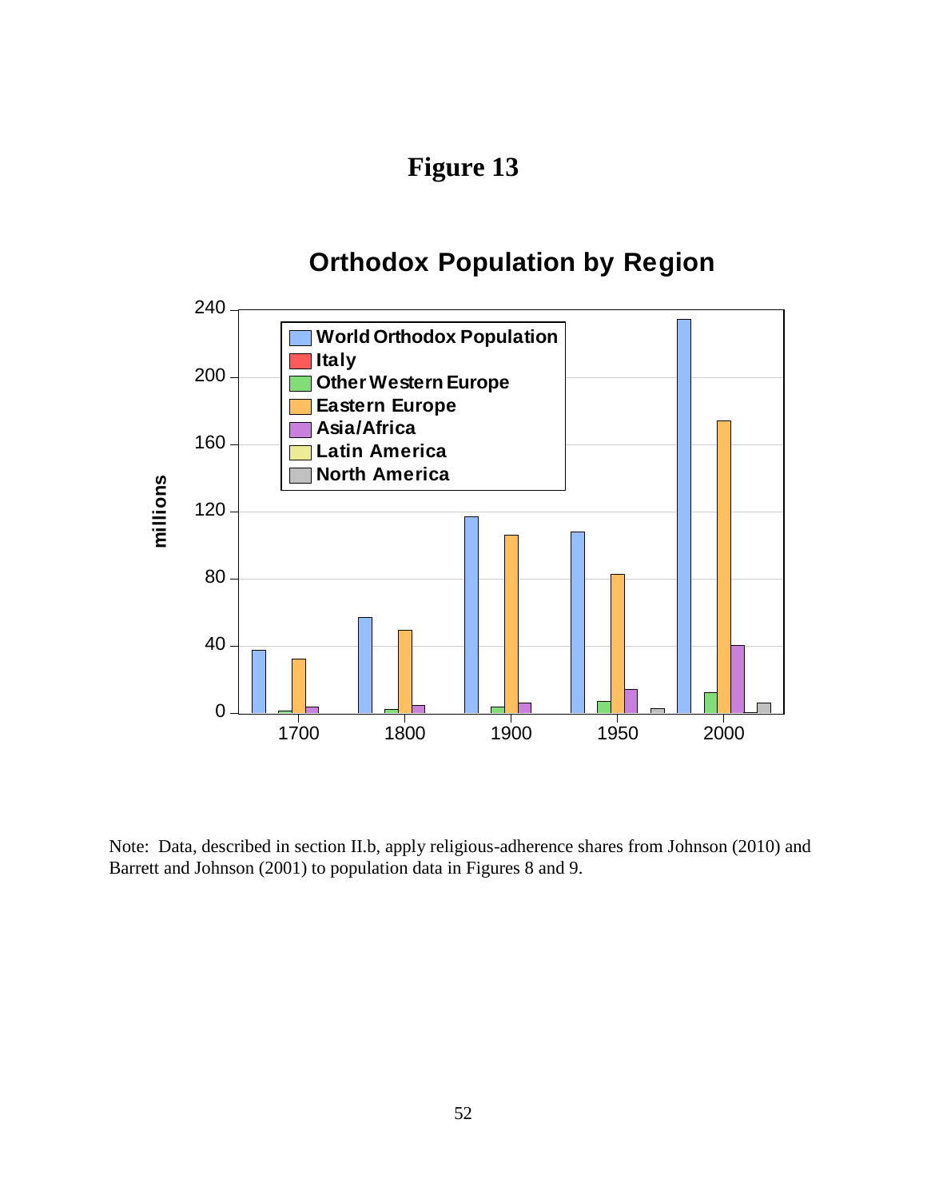# Figure 13

## Orthodox Population by Region

Note: Data, described in section II.b, apply religious-adherence shares from Johnson (2010) and Barrett and Johnson (2001) to population data in Figures 8 and 9.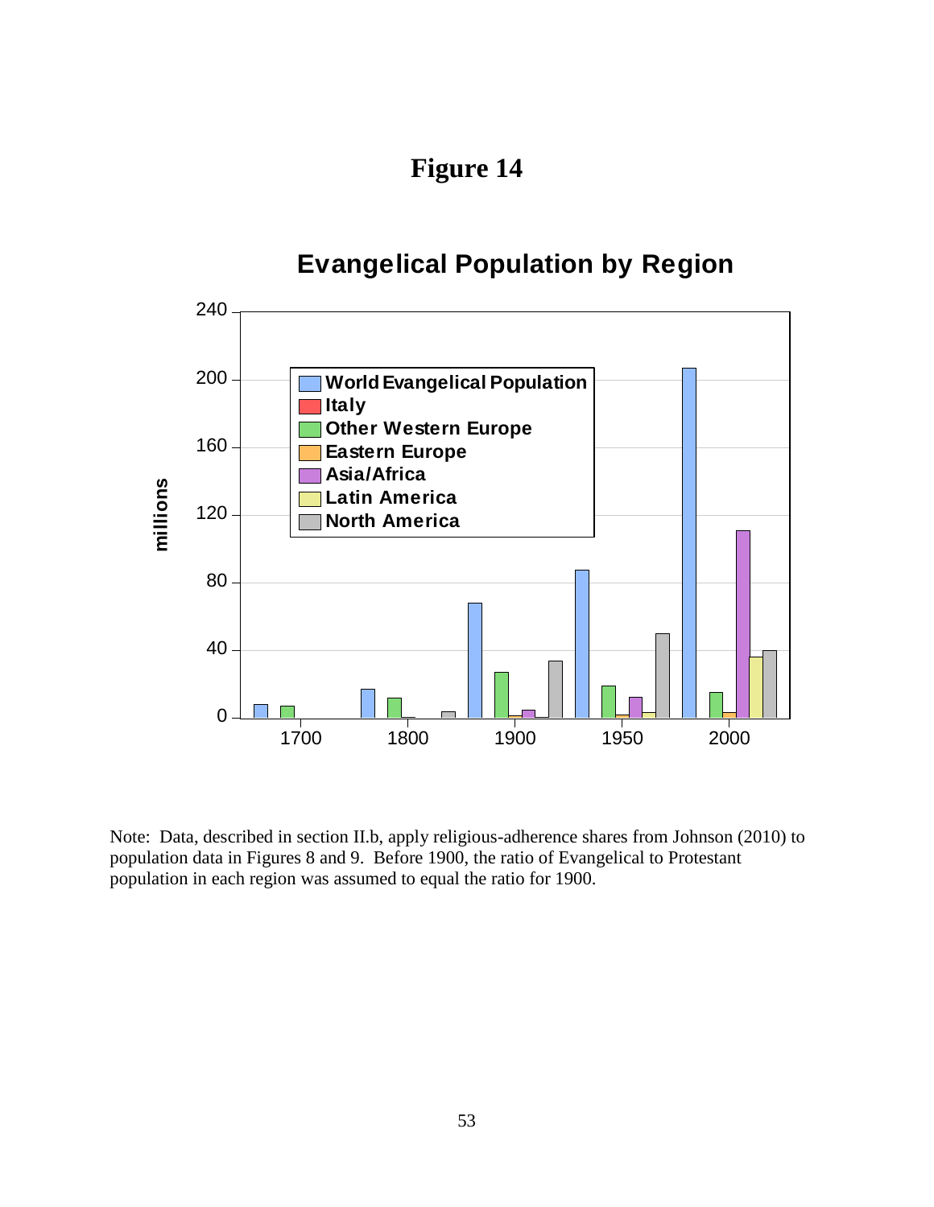# Figure 14

**Evangelical Population by Region**

240
200
160
120
80
40
0

millions

1700
1800
1900
1950
2000

World Evangelical Population
Italy
Other Western Europe
Eastern Europe
Asia/Africa
Latin America
North America

Note: Data, described in section II.b, apply religious-adherence shares from Johnson (2010) to population data in Figures 8 and 9. Before 1900, the ratio of Evangelical to Protestant population in each region was assumed to equal the ratio for 1900.